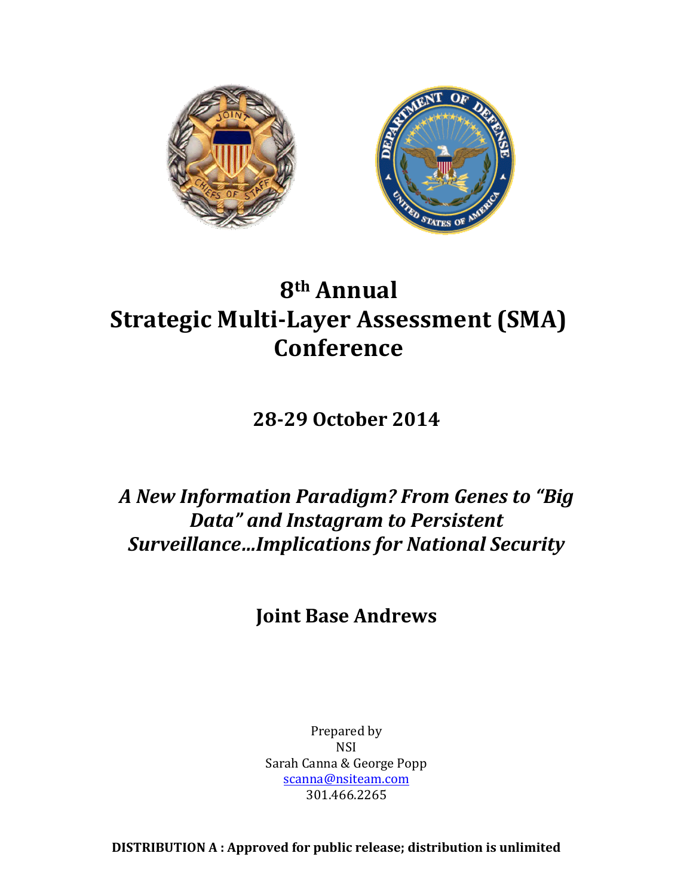# 8th Annual Strategic Multi-Layer Assessment (SMA) Conference

## 28-29 October 2014

## *A New Information Paradigm? From Genes to "Big Data" and Instagram to Persistent Surveillance…Implications for National Security*

## Joint Base Andrews

Prepared by
NSI
Sarah Canna & George Popp
scanna@nsiteam.com
301.466.2265

**DISTRIBUTION A : Approved for public release; distribution is unlimited**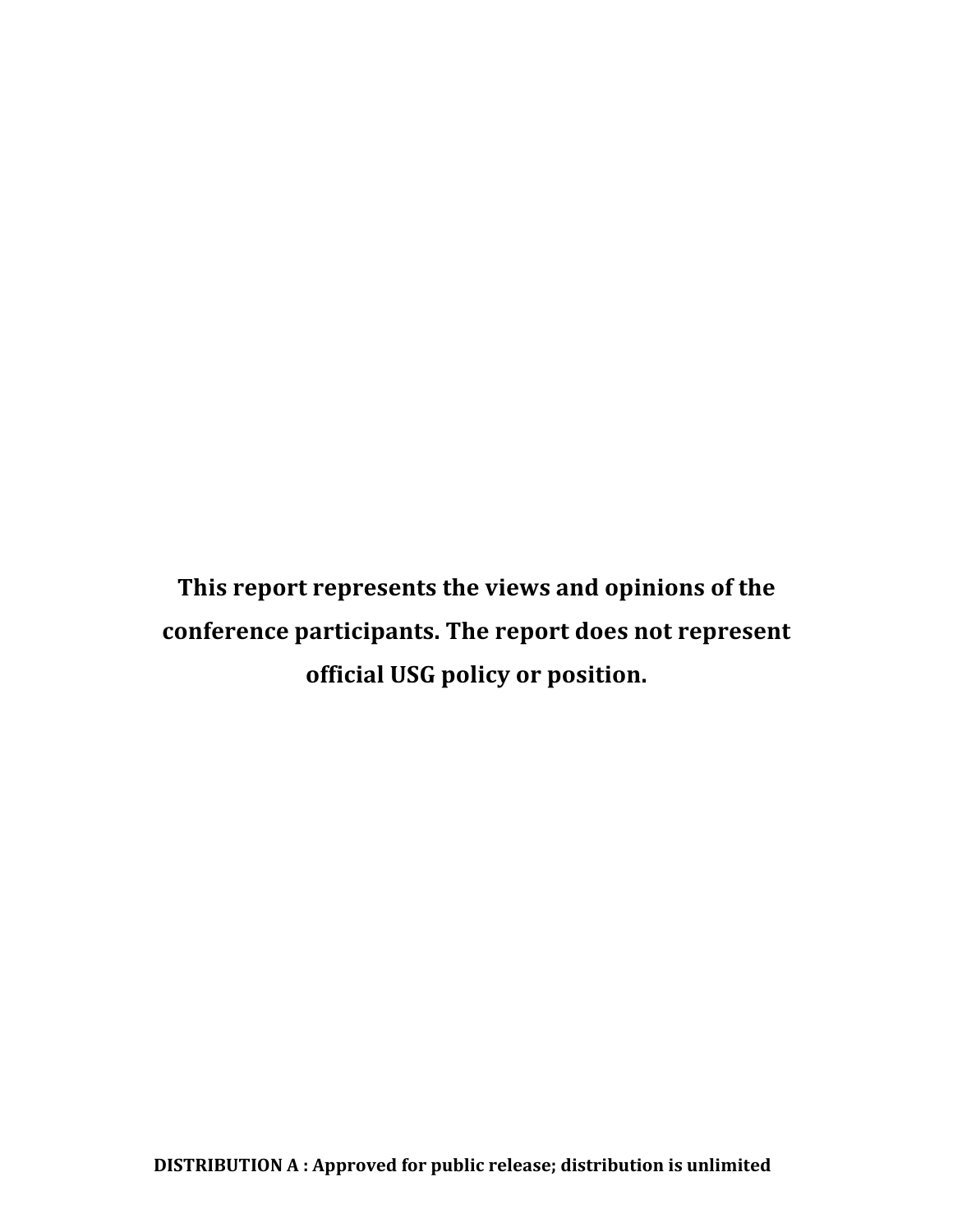**This report represents the views and opinions of the conference participants. The report does not represent official USG policy or position.**

**DISTRIBUTION A : Approved for public release; distribution is unlimited**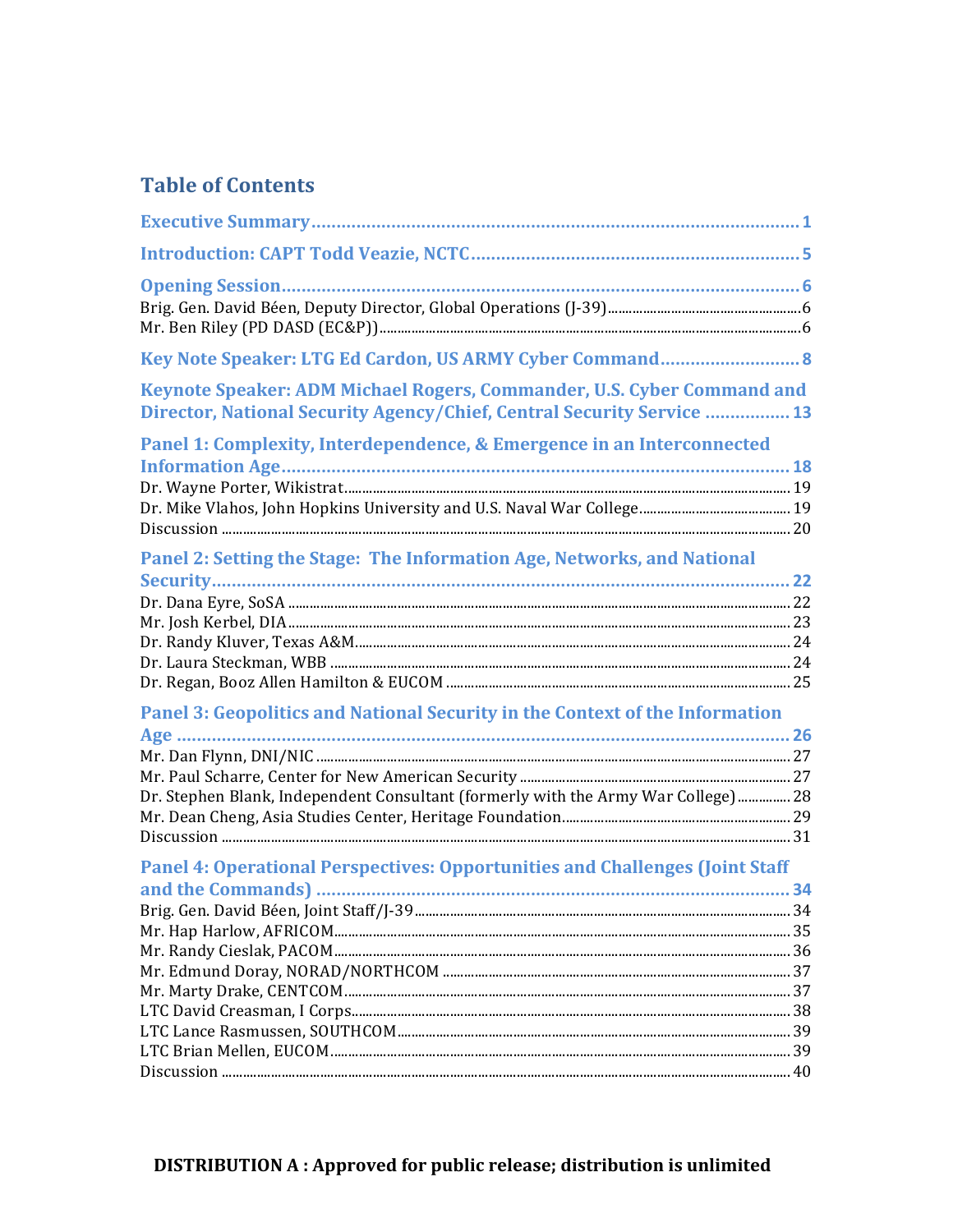## Table of Contents

**Executive Summary** .......... 1

**Introduction: CAPT Todd Veazie, NCTC** .......... 5

**Opening Session** .......... 6
- Brig. Gen. David Béen, Deputy Director, Global Operations (J-39) .......... 6
- Mr. Ben Riley (PD DASD (EC&P)) .......... 6

**Key Note Speaker: LTG Ed Cardon, US ARMY Cyber Command** .......... 8

**Keynote Speaker: ADM Michael Rogers, Commander, U.S. Cyber Command and Director, National Security Agency/Chief, Central Security Service** .......... 13

**Panel 1: Complexity, Interdependence, & Emergence in an Interconnected Information Age** .......... 18
- Dr. Wayne Porter, Wikistrat .......... 19
- Dr. Mike Vlahos, John Hopkins University and U.S. Naval War College .......... 19
- Discussion .......... 20

**Panel 2: Setting the Stage: The Information Age, Networks, and National Security** .......... 22
- Dr. Dana Eyre, SoSA .......... 22
- Mr. Josh Kerbel, DIA .......... 23
- Dr. Randy Kluver, Texas A&M .......... 24
- Dr. Laura Steckman, WBB .......... 24
- Dr. Regan, Booz Allen Hamilton & EUCOM .......... 25

**Panel 3: Geopolitics and National Security in the Context of the Information Age** .......... 26
- Mr. Dan Flynn, DNI/NIC .......... 27
- Mr. Paul Scharre, Center for New American Security .......... 27
- Dr. Stephen Blank, Independent Consultant (formerly with the Army War College) .......... 28
- Mr. Dean Cheng, Asia Studies Center, Heritage Foundation .......... 29
- Discussion .......... 31

**Panel 4: Operational Perspectives: Opportunities and Challenges (Joint Staff and the Commands)** .......... 34
- Brig. Gen. David Béen, Joint Staff/J-39 .......... 34
- Mr. Hap Harlow, AFRICOM .......... 35
- Mr. Randy Cieslak, PACOM .......... 36
- Mr. Edmund Doray, NORAD/NORTHCOM .......... 37
- Mr. Marty Drake, CENTCOM .......... 37
- LTC David Creasman, I Corps .......... 38
- LTC Lance Rasmussen, SOUTHCOM .......... 39
- LTC Brian Mellen, EUCOM .......... 39
- Discussion .......... 40

**DISTRIBUTION A : Approved for public release; distribution is unlimited**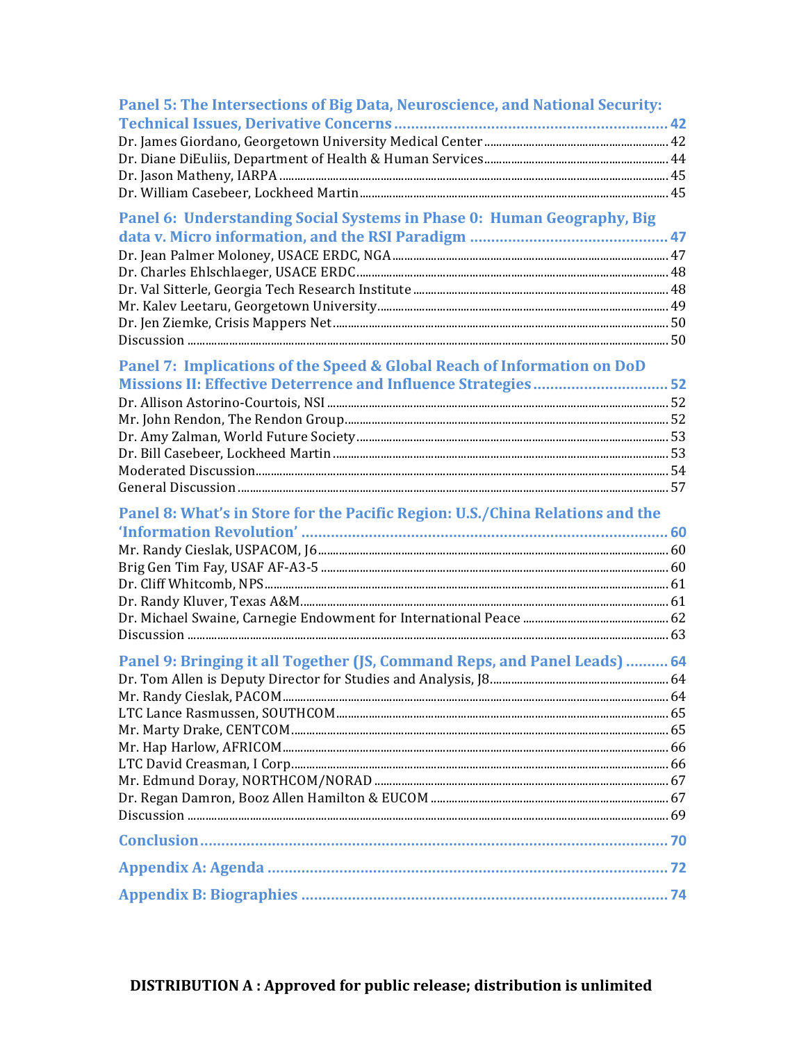**Panel 5: The Intersections of Big Data, Neuroscience, and National Security: Technical Issues, Derivative Concerns** ............ 42

Dr. James Giordano, Georgetown University Medical Center ............ 42

Dr. Diane DiEuliis, Department of Health & Human Services ............ 44

Dr. Jason Matheny, IARPA ............ 45

Dr. William Casebeer, Lockheed Martin ............ 45

**Panel 6: Understanding Social Systems in Phase 0: Human Geography, Big data v. Micro information, and the RSI Paradigm** ............ 47

Dr. Jean Palmer Moloney, USACE ERDC, NGA ............ 47

Dr. Charles Ehlschlaeger, USACE ERDC ............ 48

Dr. Val Sitterle, Georgia Tech Research Institute ............ 48

Mr. Kalev Leetaru, Georgetown University ............ 49

Dr. Jen Ziemke, Crisis Mappers Net ............ 50

Discussion ............ 50

**Panel 7: Implications of the Speed & Global Reach of Information on DoD Missions II: Effective Deterrence and Influence Strategies** ............ 52

Dr. Allison Astorino-Courtois, NSI ............ 52

Mr. John Rendon, The Rendon Group ............ 52

Dr. Amy Zalman, World Future Society ............ 53

Dr. Bill Casebeer, Lockheed Martin ............ 53

Moderated Discussion ............ 54

General Discussion ............ 57

**Panel 8: What's in Store for the Pacific Region: U.S./China Relations and the 'Information Revolution'** ............ 60

Mr. Randy Cieslak, USPACOM, J6 ............ 60

Brig Gen Tim Fay, USAF AF-A3-5 ............ 60

Dr. Cliff Whitcomb, NPS ............ 61

Dr. Randy Kluver, Texas A&M ............ 61

Dr. Michael Swaine, Carnegie Endowment for International Peace ............ 62

Discussion ............ 63

**Panel 9: Bringing it all Together (JS, Command Reps, and Panel Leads)** ............ 64

Dr. Tom Allen is Deputy Director for Studies and Analysis, J8 ............ 64

Mr. Randy Cieslak, PACOM ............ 64

LTC Lance Rasmussen, SOUTHCOM ............ 65

Mr. Marty Drake, CENTCOM ............ 65

Mr. Hap Harlow, AFRICOM ............ 66

LTC David Creasman, I Corp ............ 66

Mr. Edmund Doray, NORTHCOM/NORAD ............ 67

Dr. Regan Damron, Booz Allen Hamilton & EUCOM ............ 67

Discussion ............ 69

**Conclusion** ............ 70

**Appendix A: Agenda** ............ 72

**Appendix B: Biographies** ............ 74

**DISTRIBUTION A : Approved for public release; distribution is unlimited**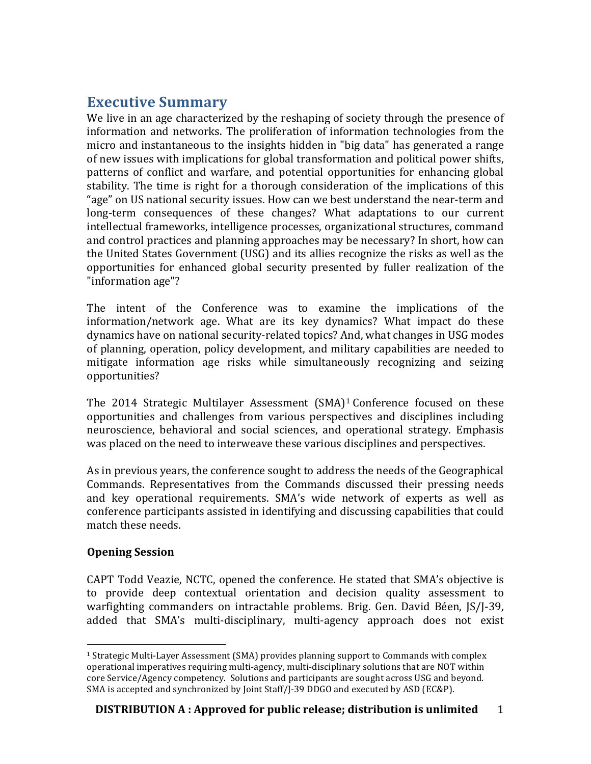## Executive Summary

We live in an age characterized by the reshaping of society through the presence of information and networks. The proliferation of information technologies from the micro and instantaneous to the insights hidden in "big data" has generated a range of new issues with implications for global transformation and political power shifts, patterns of conflict and warfare, and potential opportunities for enhancing global stability. The time is right for a thorough consideration of the implications of this "age" on US national security issues. How can we best understand the near-term and long-term consequences of these changes? What adaptations to our current intellectual frameworks, intelligence processes, organizational structures, command and control practices and planning approaches may be necessary? In short, how can the United States Government (USG) and its allies recognize the risks as well as the opportunities for enhanced global security presented by fuller realization of the "information age"?

The intent of the Conference was to examine the implications of the information/network age. What are its key dynamics? What impact do these dynamics have on national security-related topics? And, what changes in USG modes of planning, operation, policy development, and military capabilities are needed to mitigate information age risks while simultaneously recognizing and seizing opportunities?

The 2014 Strategic Multilayer Assessment (SMA)[1] Conference focused on these opportunities and challenges from various perspectives and disciplines including neuroscience, behavioral and social sciences, and operational strategy. Emphasis was placed on the need to interweave these various disciplines and perspectives.

As in previous years, the conference sought to address the needs of the Geographical Commands. Representatives from the Commands discussed their pressing needs and key operational requirements. SMA's wide network of experts as well as conference participants assisted in identifying and discussing capabilities that could match these needs.

### Opening Session

CAPT Todd Veazie, NCTC, opened the conference. He stated that SMA's objective is to provide deep contextual orientation and decision quality assessment to warfighting commanders on intractable problems. Brig. Gen. David Béen, JS/J-39, added that SMA's multi-disciplinary, multi-agency approach does not exist

[1] Strategic Multi-Layer Assessment (SMA) provides planning support to Commands with complex operational imperatives requiring multi-agency, multi-disciplinary solutions that are NOT within core Service/Agency competency. Solutions and participants are sought across USG and beyond. SMA is accepted and synchronized by Joint Staff/J-39 DDGO and executed by ASD (EC&P).

**DISTRIBUTION A : Approved for public release; distribution is unlimited**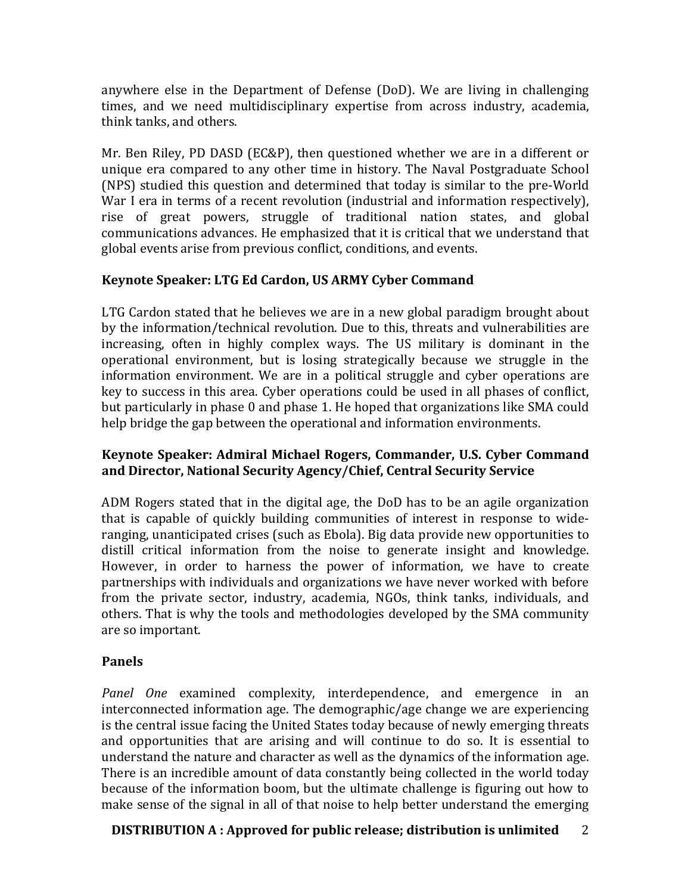anywhere else in the Department of Defense (DoD). We are living in challenging times, and we need multidisciplinary expertise from across industry, academia, think tanks, and others.

Mr. Ben Riley, PD DASD (EC&P), then questioned whether we are in a different or unique era compared to any other time in history. The Naval Postgraduate School (NPS) studied this question and determined that today is similar to the pre-World War I era in terms of a recent revolution (industrial and information respectively), rise of great powers, struggle of traditional nation states, and global communications advances. He emphasized that it is critical that we understand that global events arise from previous conflict, conditions, and events.

**Keynote Speaker: LTG Ed Cardon, US ARMY Cyber Command**

LTG Cardon stated that he believes we are in a new global paradigm brought about by the information/technical revolution. Due to this, threats and vulnerabilities are increasing, often in highly complex ways. The US military is dominant in the operational environment, but is losing strategically because we struggle in the information environment. We are in a political struggle and cyber operations are key to success in this area. Cyber operations could be used in all phases of conflict, but particularly in phase 0 and phase 1. He hoped that organizations like SMA could help bridge the gap between the operational and information environments.

**Keynote Speaker: Admiral Michael Rogers, Commander, U.S. Cyber Command and Director, National Security Agency/Chief, Central Security Service**

ADM Rogers stated that in the digital age, the DoD has to be an agile organization that is capable of quickly building communities of interest in response to wide-ranging, unanticipated crises (such as Ebola). Big data provide new opportunities to distill critical information from the noise to generate insight and knowledge. However, in order to harness the power of information, we have to create partnerships with individuals and organizations we have never worked with before from the private sector, industry, academia, NGOs, think tanks, individuals, and others. That is why the tools and methodologies developed by the SMA community are so important.

**Panels**

*Panel One* examined complexity, interdependence, and emergence in an interconnected information age. The demographic/age change we are experiencing is the central issue facing the United States today because of newly emerging threats and opportunities that are arising and will continue to do so. It is essential to understand the nature and character as well as the dynamics of the information age. There is an incredible amount of data constantly being collected in the world today because of the information boom, but the ultimate challenge is figuring out how to make sense of the signal in all of that noise to help better understand the emerging

**DISTRIBUTION A : Approved for public release; distribution is unlimited**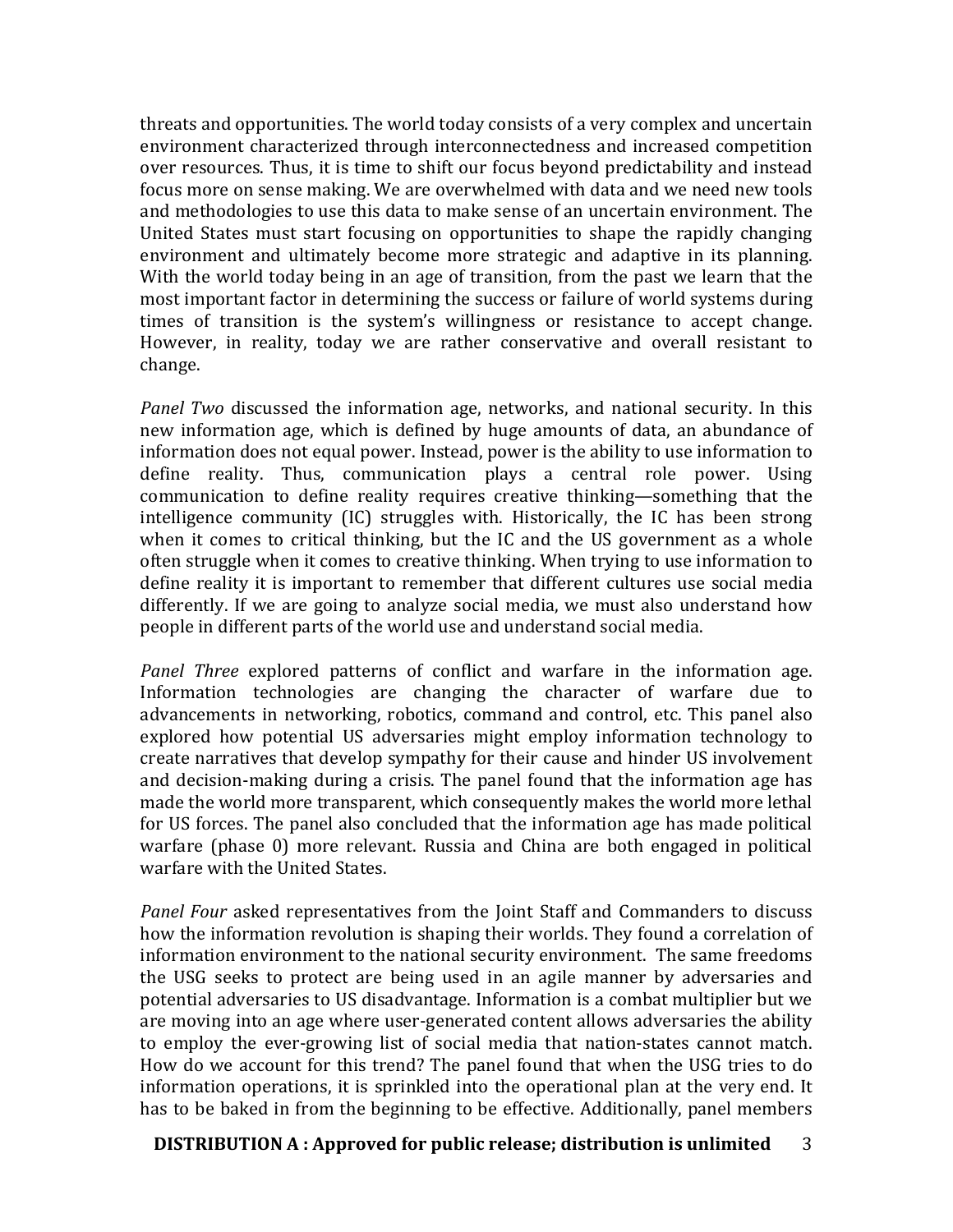threats and opportunities. The world today consists of a very complex and uncertain environment characterized through interconnectedness and increased competition over resources. Thus, it is time to shift our focus beyond predictability and instead focus more on sense making. We are overwhelmed with data and we need new tools and methodologies to use this data to make sense of an uncertain environment. The United States must start focusing on opportunities to shape the rapidly changing environment and ultimately become more strategic and adaptive in its planning. With the world today being in an age of transition, from the past we learn that the most important factor in determining the success or failure of world systems during times of transition is the system's willingness or resistance to accept change. However, in reality, today we are rather conservative and overall resistant to change.

*Panel Two* discussed the information age, networks, and national security. In this new information age, which is defined by huge amounts of data, an abundance of information does not equal power. Instead, power is the ability to use information to define reality. Thus, communication plays a central role power. Using communication to define reality requires creative thinking—something that the intelligence community (IC) struggles with. Historically, the IC has been strong when it comes to critical thinking, but the IC and the US government as a whole often struggle when it comes to creative thinking. When trying to use information to define reality it is important to remember that different cultures use social media differently. If we are going to analyze social media, we must also understand how people in different parts of the world use and understand social media.

*Panel Three* explored patterns of conflict and warfare in the information age. Information technologies are changing the character of warfare due to advancements in networking, robotics, command and control, etc. This panel also explored how potential US adversaries might employ information technology to create narratives that develop sympathy for their cause and hinder US involvement and decision-making during a crisis. The panel found that the information age has made the world more transparent, which consequently makes the world more lethal for US forces. The panel also concluded that the information age has made political warfare (phase 0) more relevant. Russia and China are both engaged in political warfare with the United States.

*Panel Four* asked representatives from the Joint Staff and Commanders to discuss how the information revolution is shaping their worlds. They found a correlation of information environment to the national security environment. The same freedoms the USG seeks to protect are being used in an agile manner by adversaries and potential adversaries to US disadvantage. Information is a combat multiplier but we are moving into an age where user-generated content allows adversaries the ability to employ the ever-growing list of social media that nation-states cannot match. How do we account for this trend? The panel found that when the USG tries to do information operations, it is sprinkled into the operational plan at the very end. It has to be baked in from the beginning to be effective. Additionally, panel members

**DISTRIBUTION A : Approved for public release; distribution is unlimited**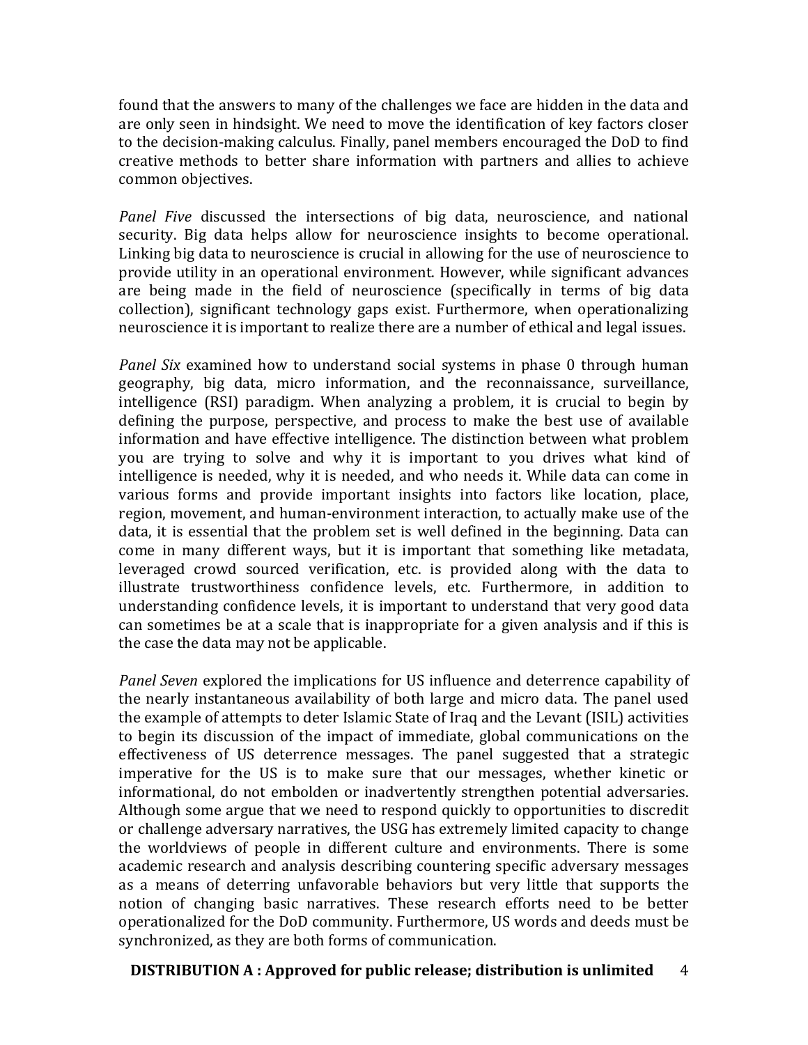found that the answers to many of the challenges we face are hidden in the data and are only seen in hindsight. We need to move the identification of key factors closer to the decision-making calculus. Finally, panel members encouraged the DoD to find creative methods to better share information with partners and allies to achieve common objectives.

*Panel Five* discussed the intersections of big data, neuroscience, and national security. Big data helps allow for neuroscience insights to become operational. Linking big data to neuroscience is crucial in allowing for the use of neuroscience to provide utility in an operational environment. However, while significant advances are being made in the field of neuroscience (specifically in terms of big data collection), significant technology gaps exist. Furthermore, when operationalizing neuroscience it is important to realize there are a number of ethical and legal issues.

*Panel Six* examined how to understand social systems in phase 0 through human geography, big data, micro information, and the reconnaissance, surveillance, intelligence (RSI) paradigm. When analyzing a problem, it is crucial to begin by defining the purpose, perspective, and process to make the best use of available information and have effective intelligence. The distinction between what problem you are trying to solve and why it is important to you drives what kind of intelligence is needed, why it is needed, and who needs it. While data can come in various forms and provide important insights into factors like location, place, region, movement, and human-environment interaction, to actually make use of the data, it is essential that the problem set is well defined in the beginning. Data can come in many different ways, but it is important that something like metadata, leveraged crowd sourced verification, etc. is provided along with the data to illustrate trustworthiness confidence levels, etc. Furthermore, in addition to understanding confidence levels, it is important to understand that very good data can sometimes be at a scale that is inappropriate for a given analysis and if this is the case the data may not be applicable.

*Panel Seven* explored the implications for US influence and deterrence capability of the nearly instantaneous availability of both large and micro data. The panel used the example of attempts to deter Islamic State of Iraq and the Levant (ISIL) activities to begin its discussion of the impact of immediate, global communications on the effectiveness of US deterrence messages. The panel suggested that a strategic imperative for the US is to make sure that our messages, whether kinetic or informational, do not embolden or inadvertently strengthen potential adversaries. Although some argue that we need to respond quickly to opportunities to discredit or challenge adversary narratives, the USG has extremely limited capacity to change the worldviews of people in different culture and environments. There is some academic research and analysis describing countering specific adversary messages as a means of deterring unfavorable behaviors but very little that supports the notion of changing basic narratives. These research efforts need to be better operationalized for the DoD community. Furthermore, US words and deeds must be synchronized, as they are both forms of communication.

**DISTRIBUTION A : Approved for public release; distribution is unlimited**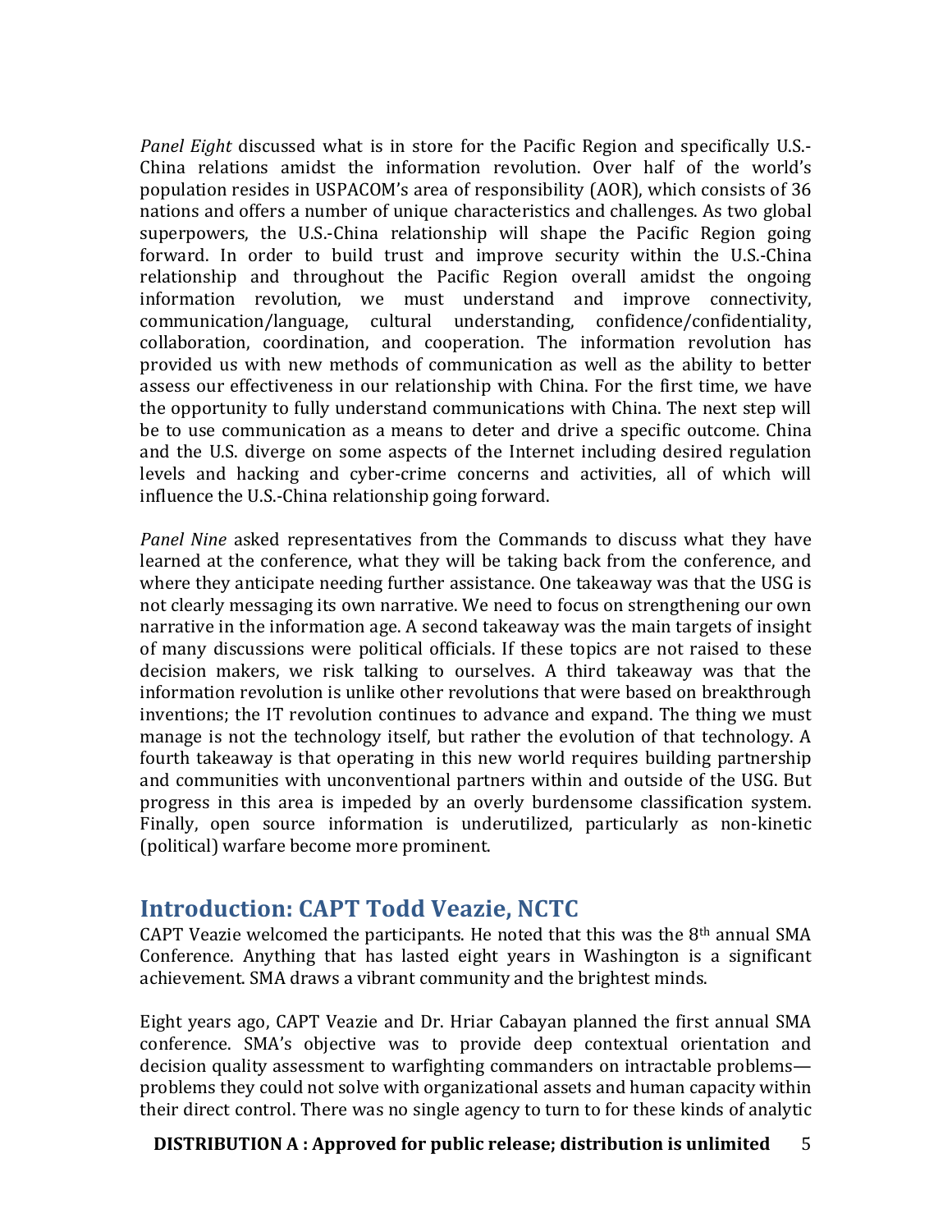*Panel Eight* discussed what is in store for the Pacific Region and specifically U.S.-China relations amidst the information revolution. Over half of the world's population resides in USPACOM's area of responsibility (AOR), which consists of 36 nations and offers a number of unique characteristics and challenges. As two global superpowers, the U.S.-China relationship will shape the Pacific Region going forward. In order to build trust and improve security within the U.S.-China relationship and throughout the Pacific Region overall amidst the ongoing information revolution, we must understand and improve connectivity, communication/language, cultural understanding, confidence/confidentiality, collaboration, coordination, and cooperation. The information revolution has provided us with new methods of communication as well as the ability to better assess our effectiveness in our relationship with China. For the first time, we have the opportunity to fully understand communications with China. The next step will be to use communication as a means to deter and drive a specific outcome. China and the U.S. diverge on some aspects of the Internet including desired regulation levels and hacking and cyber-crime concerns and activities, all of which will influence the U.S.-China relationship going forward.

*Panel Nine* asked representatives from the Commands to discuss what they have learned at the conference, what they will be taking back from the conference, and where they anticipate needing further assistance. One takeaway was that the USG is not clearly messaging its own narrative. We need to focus on strengthening our own narrative in the information age. A second takeaway was the main targets of insight of many discussions were political officials. If these topics are not raised to these decision makers, we risk talking to ourselves. A third takeaway was that the information revolution is unlike other revolutions that were based on breakthrough inventions; the IT revolution continues to advance and expand. The thing we must manage is not the technology itself, but rather the evolution of that technology. A fourth takeaway is that operating in this new world requires building partnership and communities with unconventional partners within and outside of the USG. But progress in this area is impeded by an overly burdensome classification system. Finally, open source information is underutilized, particularly as non-kinetic (political) warfare become more prominent.

## Introduction: CAPT Todd Veazie, NCTC

CAPT Veazie welcomed the participants. He noted that this was the 8th annual SMA Conference. Anything that has lasted eight years in Washington is a significant achievement. SMA draws a vibrant community and the brightest minds.

Eight years ago, CAPT Veazie and Dr. Hriar Cabayan planned the first annual SMA conference. SMA's objective was to provide deep contextual orientation and decision quality assessment to warfighting commanders on intractable problems—problems they could not solve with organizational assets and human capacity within their direct control. There was no single agency to turn to for these kinds of analytic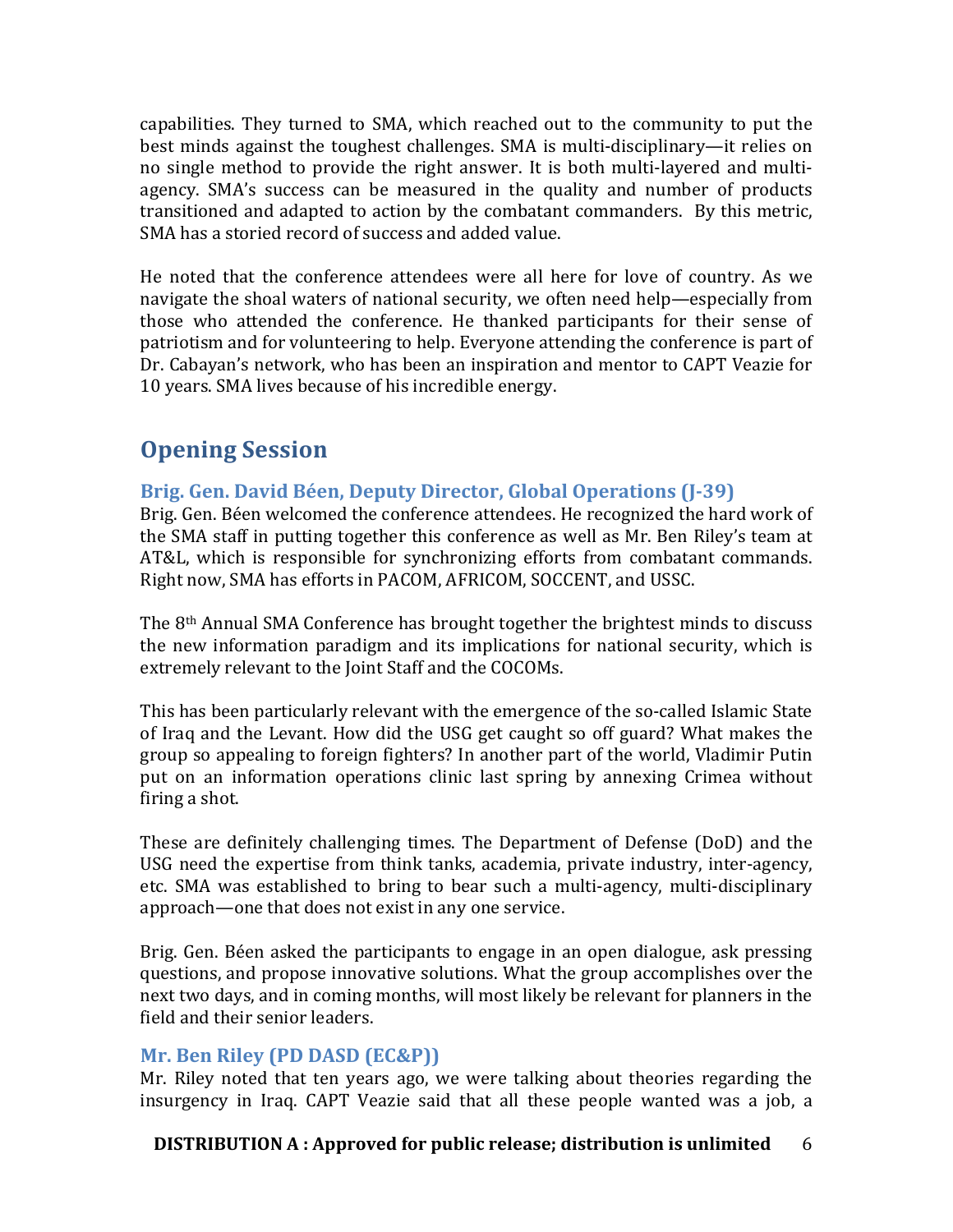capabilities. They turned to SMA, which reached out to the community to put the best minds against the toughest challenges. SMA is multi-disciplinary—it relies on no single method to provide the right answer. It is both multi-layered and multi-agency. SMA's success can be measured in the quality and number of products transitioned and adapted to action by the combatant commanders. By this metric, SMA has a storied record of success and added value.

He noted that the conference attendees were all here for love of country. As we navigate the shoal waters of national security, we often need help—especially from those who attended the conference. He thanked participants for their sense of patriotism and for volunteering to help. Everyone attending the conference is part of Dr. Cabayan's network, who has been an inspiration and mentor to CAPT Veazie for 10 years. SMA lives because of his incredible energy.

## Opening Session

### Brig. Gen. David Béen, Deputy Director, Global Operations (J-39)

Brig. Gen. Béen welcomed the conference attendees. He recognized the hard work of the SMA staff in putting together this conference as well as Mr. Ben Riley's team at AT&L, which is responsible for synchronizing efforts from combatant commands. Right now, SMA has efforts in PACOM, AFRICOM, SOCCENT, and USSC.

The 8th Annual SMA Conference has brought together the brightest minds to discuss the new information paradigm and its implications for national security, which is extremely relevant to the Joint Staff and the COCOMs.

This has been particularly relevant with the emergence of the so-called Islamic State of Iraq and the Levant. How did the USG get caught so off guard? What makes the group so appealing to foreign fighters? In another part of the world, Vladimir Putin put on an information operations clinic last spring by annexing Crimea without firing a shot.

These are definitely challenging times. The Department of Defense (DoD) and the USG need the expertise from think tanks, academia, private industry, inter-agency, etc. SMA was established to bring to bear such a multi-agency, multi-disciplinary approach—one that does not exist in any one service.

Brig. Gen. Béen asked the participants to engage in an open dialogue, ask pressing questions, and propose innovative solutions. What the group accomplishes over the next two days, and in coming months, will most likely be relevant for planners in the field and their senior leaders.

### Mr. Ben Riley (PD DASD (EC&P))

Mr. Riley noted that ten years ago, we were talking about theories regarding the insurgency in Iraq. CAPT Veazie said that all these people wanted was a job, a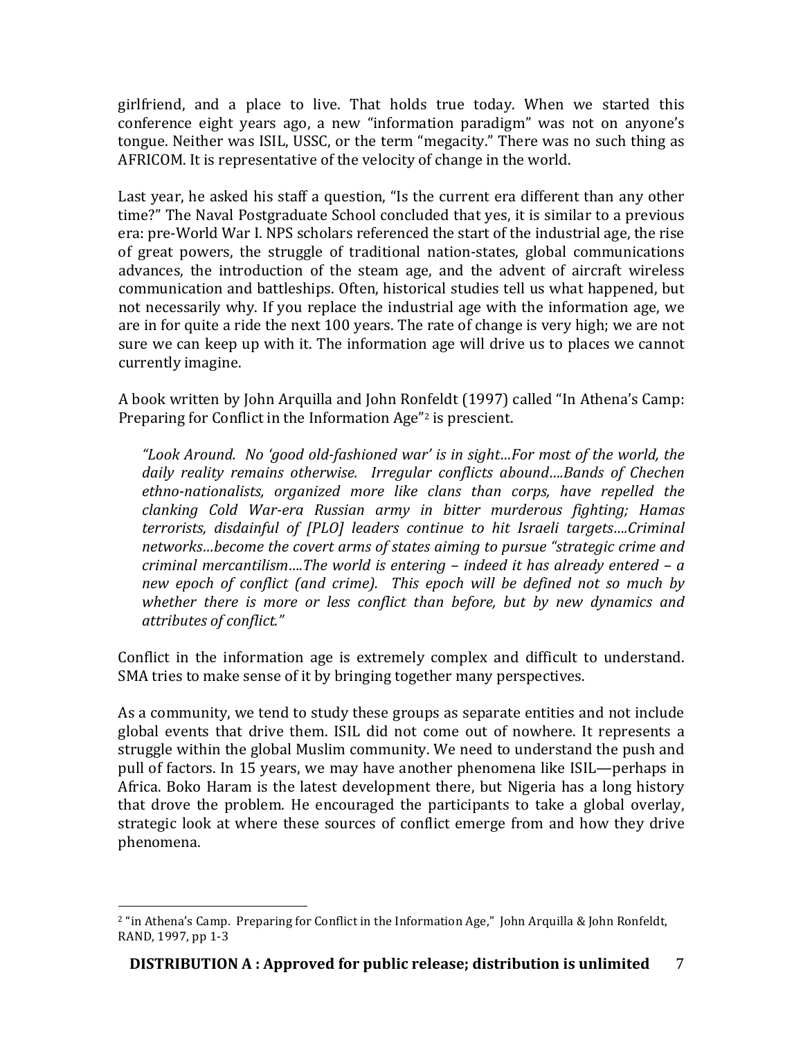girlfriend, and a place to live. That holds true today. When we started this conference eight years ago, a new "information paradigm" was not on anyone's tongue. Neither was ISIL, USSC, or the term "megacity." There was no such thing as AFRICOM. It is representative of the velocity of change in the world.

Last year, he asked his staff a question, "Is the current era different than any other time?" The Naval Postgraduate School concluded that yes, it is similar to a previous era: pre-World War I. NPS scholars referenced the start of the industrial age, the rise of great powers, the struggle of traditional nation-states, global communications advances, the introduction of the steam age, and the advent of aircraft wireless communication and battleships. Often, historical studies tell us what happened, but not necessarily why. If you replace the industrial age with the information age, we are in for quite a ride the next 100 years. The rate of change is very high; we are not sure we can keep up with it. The information age will drive us to places we cannot currently imagine.

A book written by John Arquilla and John Ronfeldt (1997) called "In Athena's Camp: Preparing for Conflict in the Information Age"[2] is prescient.

> *"Look Around. No 'good old-fashioned war' is in sight…For most of the world, the daily reality remains otherwise. Irregular conflicts abound….Bands of Chechen ethno-nationalists, organized more like clans than corps, have repelled the clanking Cold War-era Russian army in bitter murderous fighting; Hamas terrorists, disdainful of [PLO] leaders continue to hit Israeli targets….Criminal networks…become the covert arms of states aiming to pursue "strategic crime and criminal mercantilism….The world is entering – indeed it has already entered – a new epoch of conflict (and crime). This epoch will be defined not so much by whether there is more or less conflict than before, but by new dynamics and attributes of conflict."*

Conflict in the information age is extremely complex and difficult to understand. SMA tries to make sense of it by bringing together many perspectives.

As a community, we tend to study these groups as separate entities and not include global events that drive them. ISIL did not come out of nowhere. It represents a struggle within the global Muslim community. We need to understand the push and pull of factors. In 15 years, we may have another phenomena like ISIL—perhaps in Africa. Boko Haram is the latest development there, but Nigeria has a long history that drove the problem. He encouraged the participants to take a global overlay, strategic look at where these sources of conflict emerge from and how they drive phenomena.

---

[2] "in Athena's Camp. Preparing for Conflict in the Information Age," John Arquilla & John Ronfeldt, RAND, 1997, pp 1-3

**DISTRIBUTION A : Approved for public release; distribution is unlimited**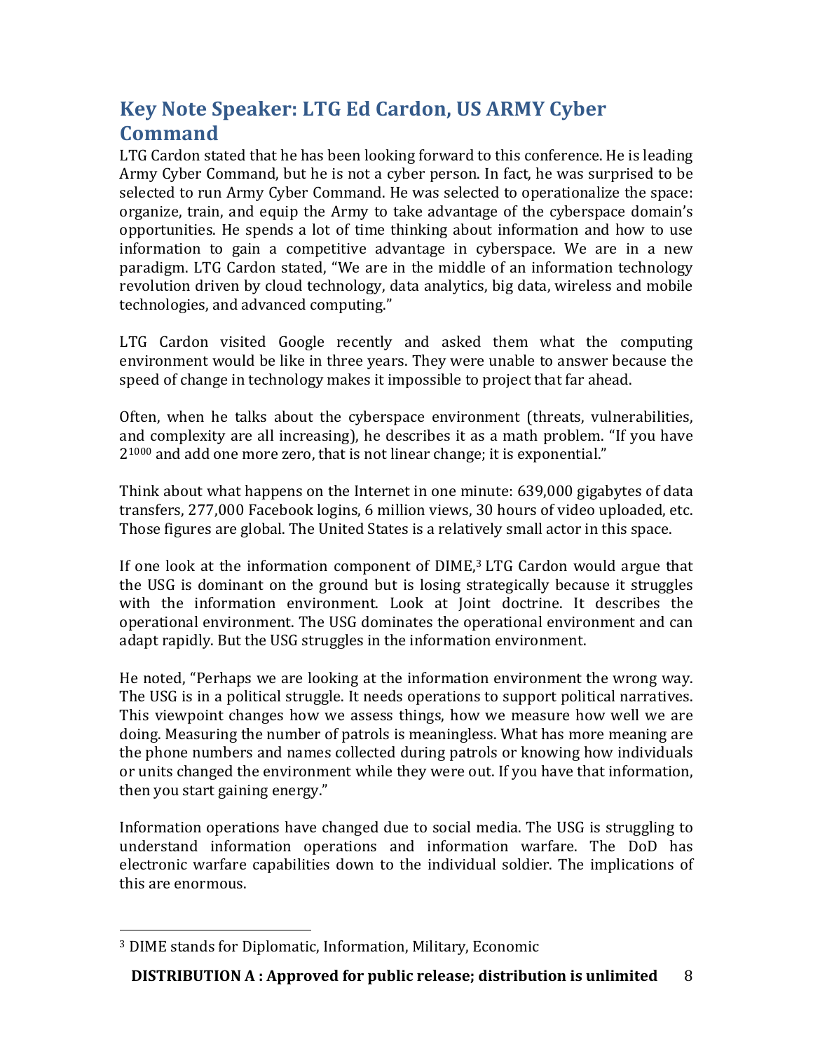## Key Note Speaker: LTG Ed Cardon, US ARMY Cyber Command

LTG Cardon stated that he has been looking forward to this conference. He is leading Army Cyber Command, but he is not a cyber person. In fact, he was surprised to be selected to run Army Cyber Command. He was selected to operationalize the space: organize, train, and equip the Army to take advantage of the cyberspace domain's opportunities. He spends a lot of time thinking about information and how to use information to gain a competitive advantage in cyberspace. We are in a new paradigm. LTG Cardon stated, "We are in the middle of an information technology revolution driven by cloud technology, data analytics, big data, wireless and mobile technologies, and advanced computing."

LTG Cardon visited Google recently and asked them what the computing environment would be like in three years. They were unable to answer because the speed of change in technology makes it impossible to project that far ahead.

Often, when he talks about the cyberspace environment (threats, vulnerabilities, and complexity are all increasing), he describes it as a math problem. "If you have $2^{1000}$ and add one more zero, that is not linear change; it is exponential."

Think about what happens on the Internet in one minute: 639,000 gigabytes of data transfers, 277,000 Facebook logins, 6 million views, 30 hours of video uploaded, etc. Those figures are global. The United States is a relatively small actor in this space.

If one look at the information component of DIME,[3] LTG Cardon would argue that the USG is dominant on the ground but is losing strategically because it struggles with the information environment. Look at Joint doctrine. It describes the operational environment. The USG dominates the operational environment and can adapt rapidly. But the USG struggles in the information environment.

He noted, "Perhaps we are looking at the information environment the wrong way. The USG is in a political struggle. It needs operations to support political narratives. This viewpoint changes how we assess things, how we measure how well we are doing. Measuring the number of patrols is meaningless. What has more meaning are the phone numbers and names collected during patrols or knowing how individuals or units changed the environment while they were out. If you have that information, then you start gaining energy."

Information operations have changed due to social media. The USG is struggling to understand information operations and information warfare. The DoD has electronic warfare capabilities down to the individual soldier. The implications of this are enormous.

---

[3] DIME stands for Diplomatic, Information, Military, Economic

**DISTRIBUTION A : Approved for public release; distribution is unlimited**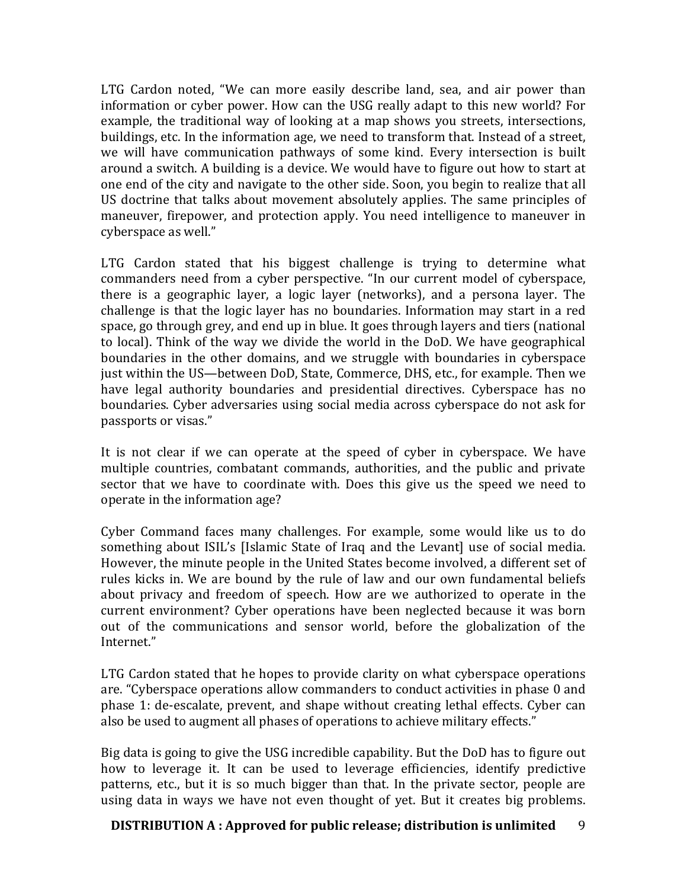LTG Cardon noted, "We can more easily describe land, sea, and air power than information or cyber power. How can the USG really adapt to this new world? For example, the traditional way of looking at a map shows you streets, intersections, buildings, etc. In the information age, we need to transform that. Instead of a street, we will have communication pathways of some kind. Every intersection is built around a switch. A building is a device. We would have to figure out how to start at one end of the city and navigate to the other side. Soon, you begin to realize that all US doctrine that talks about movement absolutely applies. The same principles of maneuver, firepower, and protection apply. You need intelligence to maneuver in cyberspace as well."

LTG Cardon stated that his biggest challenge is trying to determine what commanders need from a cyber perspective. "In our current model of cyberspace, there is a geographic layer, a logic layer (networks), and a persona layer. The challenge is that the logic layer has no boundaries. Information may start in a red space, go through grey, and end up in blue. It goes through layers and tiers (national to local). Think of the way we divide the world in the DoD. We have geographical boundaries in the other domains, and we struggle with boundaries in cyberspace just within the US—between DoD, State, Commerce, DHS, etc., for example. Then we have legal authority boundaries and presidential directives. Cyberspace has no boundaries. Cyber adversaries using social media across cyberspace do not ask for passports or visas."

It is not clear if we can operate at the speed of cyber in cyberspace. We have multiple countries, combatant commands, authorities, and the public and private sector that we have to coordinate with. Does this give us the speed we need to operate in the information age?

Cyber Command faces many challenges. For example, some would like us to do something about ISIL's [Islamic State of Iraq and the Levant] use of social media. However, the minute people in the United States become involved, a different set of rules kicks in. We are bound by the rule of law and our own fundamental beliefs about privacy and freedom of speech. How are we authorized to operate in the current environment? Cyber operations have been neglected because it was born out of the communications and sensor world, before the globalization of the Internet."

LTG Cardon stated that he hopes to provide clarity on what cyberspace operations are. "Cyberspace operations allow commanders to conduct activities in phase 0 and phase 1: de-escalate, prevent, and shape without creating lethal effects. Cyber can also be used to augment all phases of operations to achieve military effects."

Big data is going to give the USG incredible capability. But the DoD has to figure out how to leverage it. It can be used to leverage efficiencies, identify predictive patterns, etc., but it is so much bigger than that. In the private sector, people are using data in ways we have not even thought of yet. But it creates big problems.

**DISTRIBUTION A : Approved for public release; distribution is unlimited**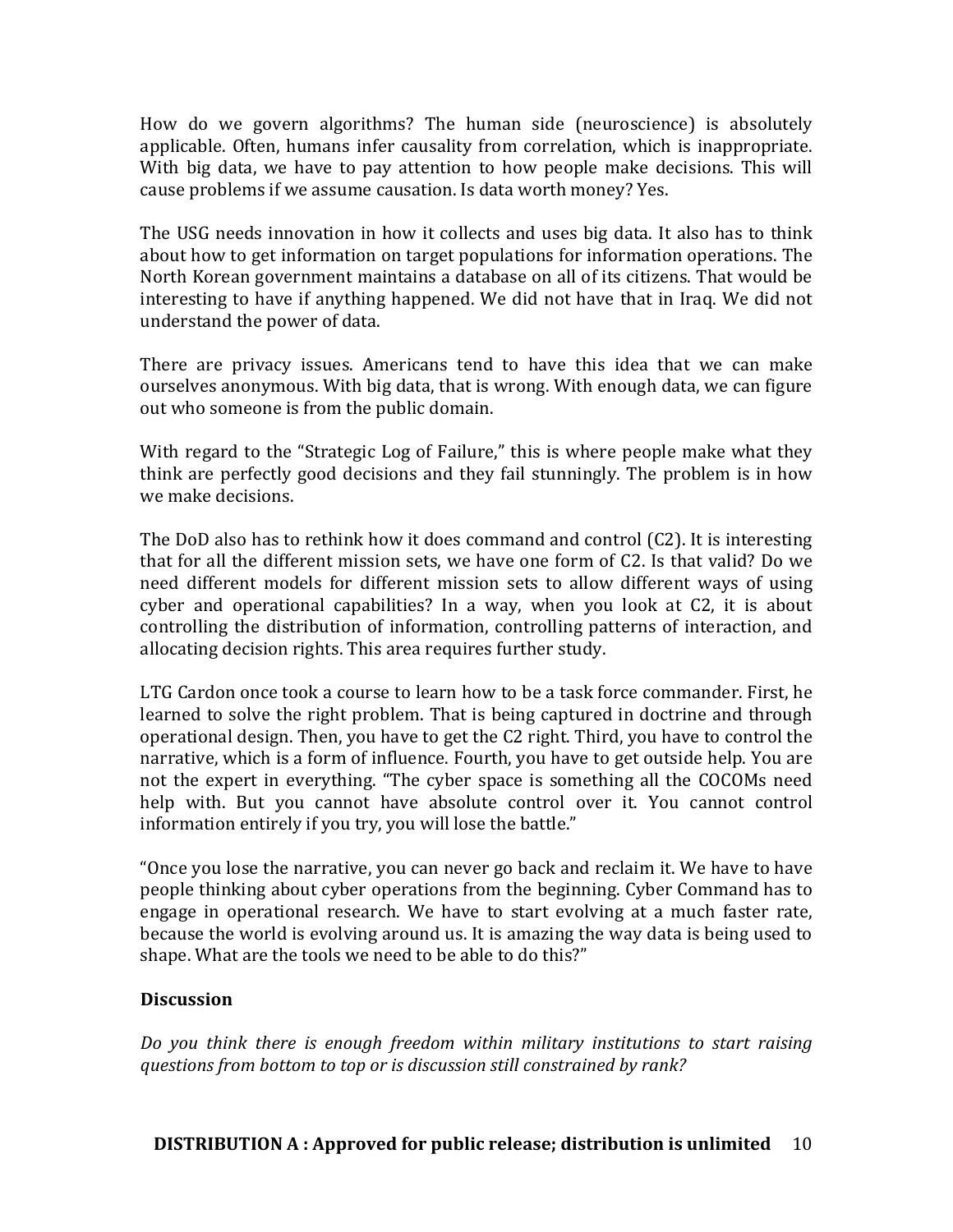How do we govern algorithms? The human side (neuroscience) is absolutely applicable. Often, humans infer causality from correlation, which is inappropriate. With big data, we have to pay attention to how people make decisions. This will cause problems if we assume causation. Is data worth money? Yes.

The USG needs innovation in how it collects and uses big data. It also has to think about how to get information on target populations for information operations. The North Korean government maintains a database on all of its citizens. That would be interesting to have if anything happened. We did not have that in Iraq. We did not understand the power of data.

There are privacy issues. Americans tend to have this idea that we can make ourselves anonymous. With big data, that is wrong. With enough data, we can figure out who someone is from the public domain.

With regard to the "Strategic Log of Failure," this is where people make what they think are perfectly good decisions and they fail stunningly. The problem is in how we make decisions.

The DoD also has to rethink how it does command and control (C2). It is interesting that for all the different mission sets, we have one form of C2. Is that valid? Do we need different models for different mission sets to allow different ways of using cyber and operational capabilities? In a way, when you look at C2, it is about controlling the distribution of information, controlling patterns of interaction, and allocating decision rights. This area requires further study.

LTG Cardon once took a course to learn how to be a task force commander. First, he learned to solve the right problem. That is being captured in doctrine and through operational design. Then, you have to get the C2 right. Third, you have to control the narrative, which is a form of influence. Fourth, you have to get outside help. You are not the expert in everything. "The cyber space is something all the COCOMs need help with. But you cannot have absolute control over it. You cannot control information entirely if you try, you will lose the battle."

"Once you lose the narrative, you can never go back and reclaim it. We have to have people thinking about cyber operations from the beginning. Cyber Command has to engage in operational research. We have to start evolving at a much faster rate, because the world is evolving around us. It is amazing the way data is being used to shape. What are the tools we need to be able to do this?"

### Discussion

*Do you think there is enough freedom within military institutions to start raising questions from bottom to top or is discussion still constrained by rank?*

**DISTRIBUTION A : Approved for public release; distribution is unlimited**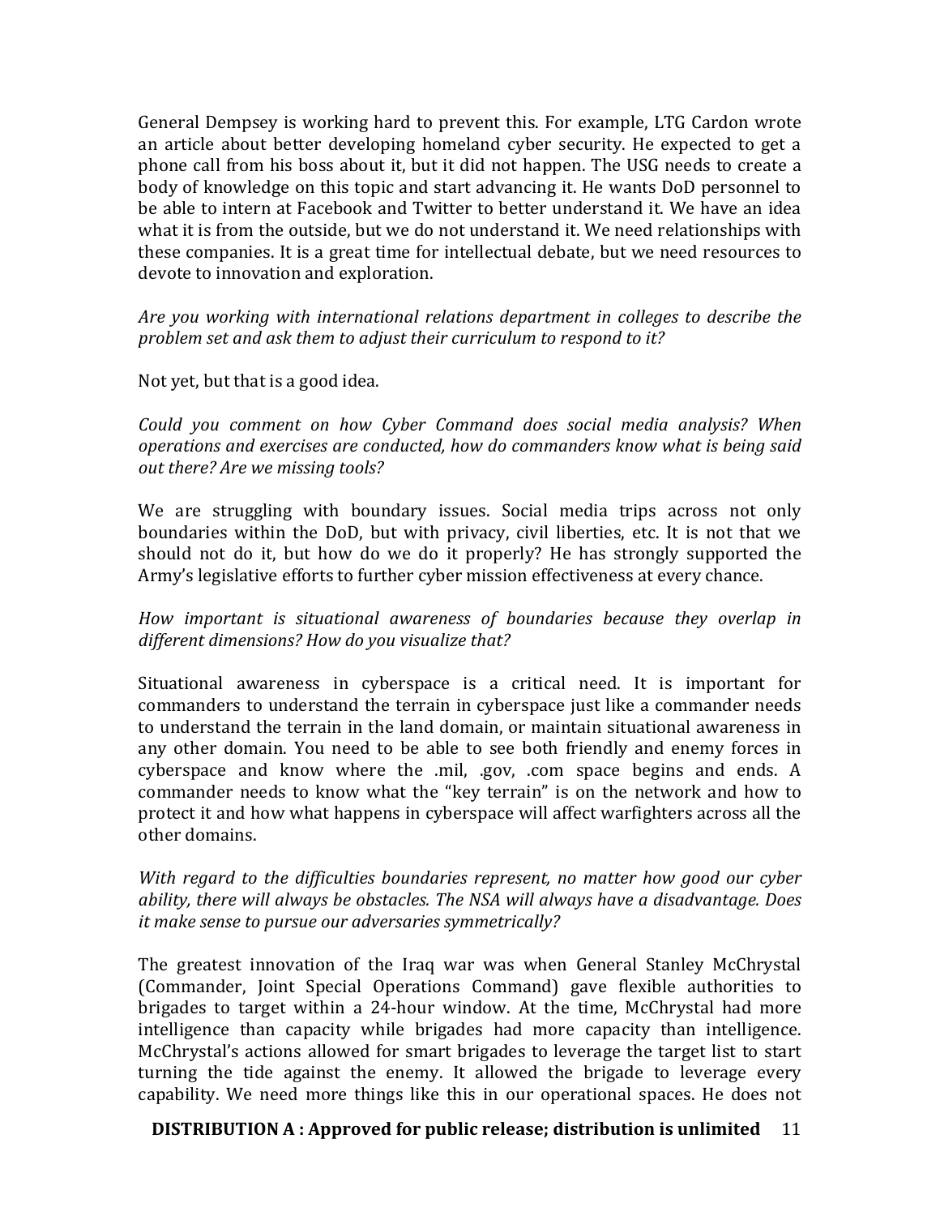General Dempsey is working hard to prevent this. For example, LTG Cardon wrote an article about better developing homeland cyber security. He expected to get a phone call from his boss about it, but it did not happen. The USG needs to create a body of knowledge on this topic and start advancing it. He wants DoD personnel to be able to intern at Facebook and Twitter to better understand it. We have an idea what it is from the outside, but we do not understand it. We need relationships with these companies. It is a great time for intellectual debate, but we need resources to devote to innovation and exploration.

*Are you working with international relations department in colleges to describe the problem set and ask them to adjust their curriculum to respond to it?*

Not yet, but that is a good idea.

*Could you comment on how Cyber Command does social media analysis? When operations and exercises are conducted, how do commanders know what is being said out there? Are we missing tools?*

We are struggling with boundary issues. Social media trips across not only boundaries within the DoD, but with privacy, civil liberties, etc. It is not that we should not do it, but how do we do it properly? He has strongly supported the Army's legislative efforts to further cyber mission effectiveness at every chance.

*How important is situational awareness of boundaries because they overlap in different dimensions? How do you visualize that?*

Situational awareness in cyberspace is a critical need. It is important for commanders to understand the terrain in cyberspace just like a commander needs to understand the terrain in the land domain, or maintain situational awareness in any other domain. You need to be able to see both friendly and enemy forces in cyberspace and know where the .mil, .gov, .com space begins and ends. A commander needs to know what the "key terrain" is on the network and how to protect it and how what happens in cyberspace will affect warfighters across all the other domains.

*With regard to the difficulties boundaries represent, no matter how good our cyber ability, there will always be obstacles. The NSA will always have a disadvantage. Does it make sense to pursue our adversaries symmetrically?*

The greatest innovation of the Iraq war was when General Stanley McChrystal (Commander, Joint Special Operations Command) gave flexible authorities to brigades to target within a 24-hour window. At the time, McChrystal had more intelligence than capacity while brigades had more capacity than intelligence. McChrystal's actions allowed for smart brigades to leverage the target list to start turning the tide against the enemy. It allowed the brigade to leverage every capability. We need more things like this in our operational spaces. He does not

**DISTRIBUTION A : Approved for public release; distribution is unlimited**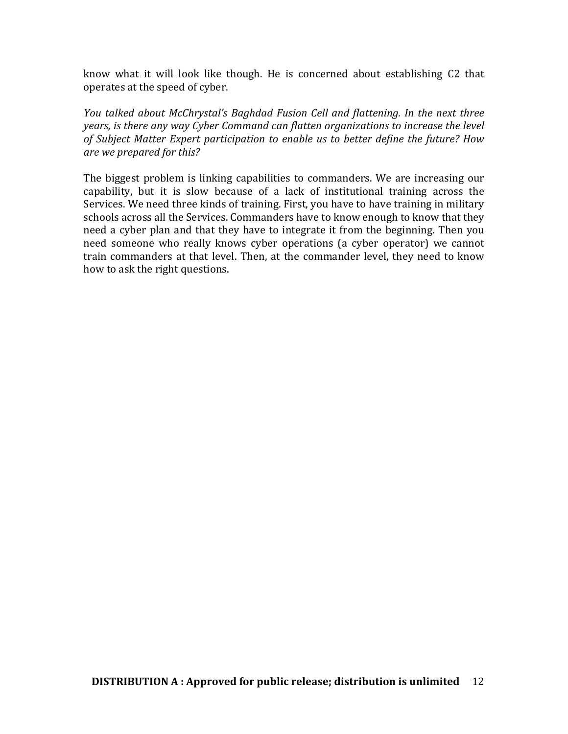know what it will look like though. He is concerned about establishing C2 that operates at the speed of cyber.

*You talked about McChrystal's Baghdad Fusion Cell and flattening. In the next three years, is there any way Cyber Command can flatten organizations to increase the level of Subject Matter Expert participation to enable us to better define the future? How are we prepared for this?*

The biggest problem is linking capabilities to commanders. We are increasing our capability, but it is slow because of a lack of institutional training across the Services. We need three kinds of training. First, you have to have training in military schools across all the Services. Commanders have to know enough to know that they need a cyber plan and that they have to integrate it from the beginning. Then you need someone who really knows cyber operations (a cyber operator) we cannot train commanders at that level. Then, at the commander level, they need to know how to ask the right questions.

**DISTRIBUTION A : Approved for public release; distribution is unlimited**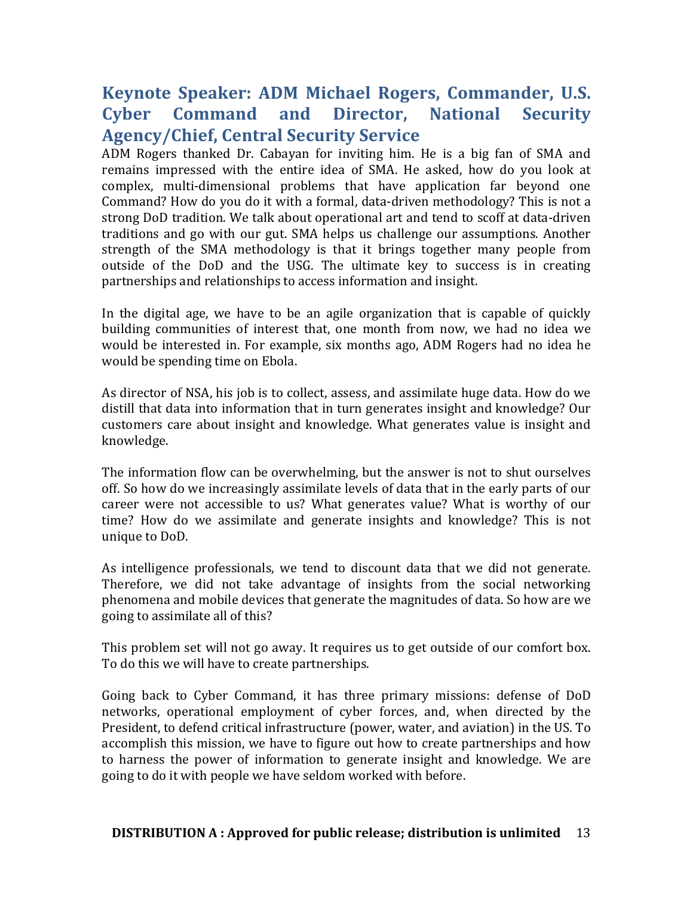## Keynote Speaker: ADM Michael Rogers, Commander, U.S. Cyber Command and Director, National Security Agency/Chief, Central Security Service

ADM Rogers thanked Dr. Cabayan for inviting him. He is a big fan of SMA and remains impressed with the entire idea of SMA. He asked, how do you look at complex, multi-dimensional problems that have application far beyond one Command? How do you do it with a formal, data-driven methodology? This is not a strong DoD tradition. We talk about operational art and tend to scoff at data-driven traditions and go with our gut. SMA helps us challenge our assumptions. Another strength of the SMA methodology is that it brings together many people from outside of the DoD and the USG. The ultimate key to success is in creating partnerships and relationships to access information and insight.

In the digital age, we have to be an agile organization that is capable of quickly building communities of interest that, one month from now, we had no idea we would be interested in. For example, six months ago, ADM Rogers had no idea he would be spending time on Ebola.

As director of NSA, his job is to collect, assess, and assimilate huge data. How do we distill that data into information that in turn generates insight and knowledge? Our customers care about insight and knowledge. What generates value is insight and knowledge.

The information flow can be overwhelming, but the answer is not to shut ourselves off. So how do we increasingly assimilate levels of data that in the early parts of our career were not accessible to us? What generates value? What is worthy of our time? How do we assimilate and generate insights and knowledge? This is not unique to DoD.

As intelligence professionals, we tend to discount data that we did not generate. Therefore, we did not take advantage of insights from the social networking phenomena and mobile devices that generate the magnitudes of data. So how are we going to assimilate all of this?

This problem set will not go away. It requires us to get outside of our comfort box. To do this we will have to create partnerships.

Going back to Cyber Command, it has three primary missions: defense of DoD networks, operational employment of cyber forces, and, when directed by the President, to defend critical infrastructure (power, water, and aviation) in the US. To accomplish this mission, we have to figure out how to create partnerships and how to harness the power of information to generate insight and knowledge. We are going to do it with people we have seldom worked with before.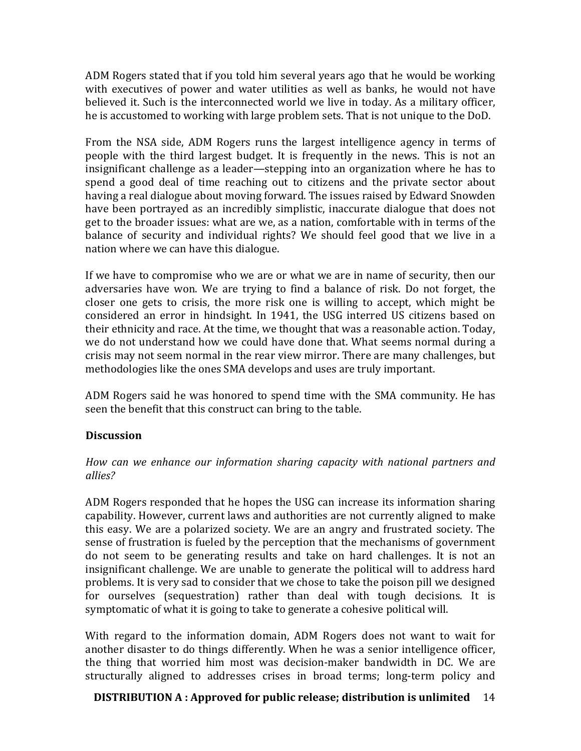ADM Rogers stated that if you told him several years ago that he would be working with executives of power and water utilities as well as banks, he would not have believed it. Such is the interconnected world we live in today. As a military officer, he is accustomed to working with large problem sets. That is not unique to the DoD.

From the NSA side, ADM Rogers runs the largest intelligence agency in terms of people with the third largest budget. It is frequently in the news. This is not an insignificant challenge as a leader—stepping into an organization where he has to spend a good deal of time reaching out to citizens and the private sector about having a real dialogue about moving forward. The issues raised by Edward Snowden have been portrayed as an incredibly simplistic, inaccurate dialogue that does not get to the broader issues: what are we, as a nation, comfortable with in terms of the balance of security and individual rights? We should feel good that we live in a nation where we can have this dialogue.

If we have to compromise who we are or what we are in name of security, then our adversaries have won. We are trying to find a balance of risk. Do not forget, the closer one gets to crisis, the more risk one is willing to accept, which might be considered an error in hindsight. In 1941, the USG interred US citizens based on their ethnicity and race. At the time, we thought that was a reasonable action. Today, we do not understand how we could have done that. What seems normal during a crisis may not seem normal in the rear view mirror. There are many challenges, but methodologies like the ones SMA develops and uses are truly important.

ADM Rogers said he was honored to spend time with the SMA community. He has seen the benefit that this construct can bring to the table.

**Discussion**

*How can we enhance our information sharing capacity with national partners and allies?*

ADM Rogers responded that he hopes the USG can increase its information sharing capability. However, current laws and authorities are not currently aligned to make this easy. We are a polarized society. We are an angry and frustrated society. The sense of frustration is fueled by the perception that the mechanisms of government do not seem to be generating results and take on hard challenges. It is not an insignificant challenge. We are unable to generate the political will to address hard problems. It is very sad to consider that we chose to take the poison pill we designed for ourselves (sequestration) rather than deal with tough decisions. It is symptomatic of what it is going to take to generate a cohesive political will.

With regard to the information domain, ADM Rogers does not want to wait for another disaster to do things differently. When he was a senior intelligence officer, the thing that worried him most was decision-maker bandwidth in DC. We are structurally aligned to addresses crises in broad terms; long-term policy and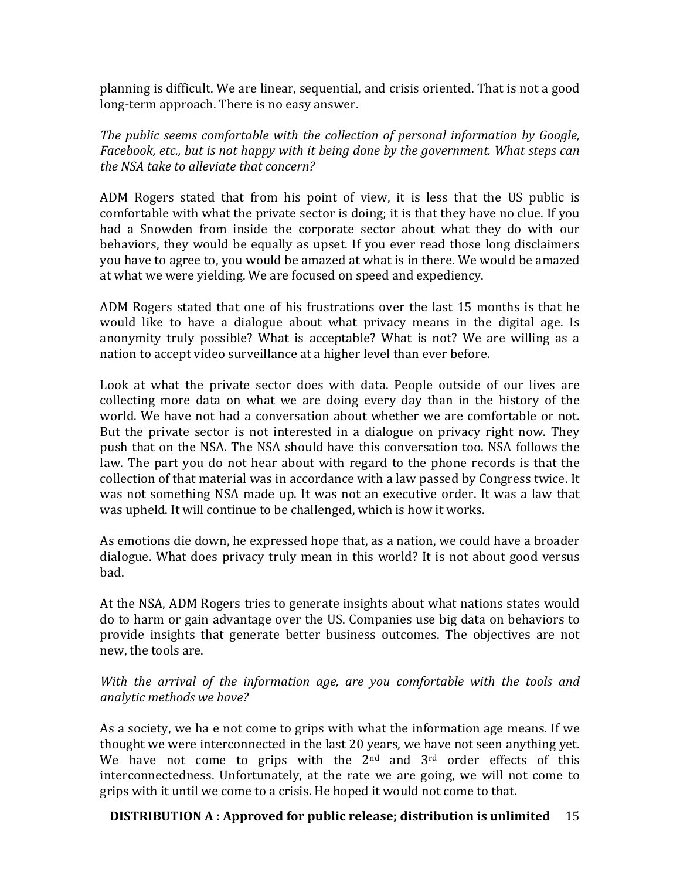planning is difficult. We are linear, sequential, and crisis oriented. That is not a good long-term approach. There is no easy answer.

*The public seems comfortable with the collection of personal information by Google, Facebook, etc., but is not happy with it being done by the government. What steps can the NSA take to alleviate that concern?*

ADM Rogers stated that from his point of view, it is less that the US public is comfortable with what the private sector is doing; it is that they have no clue. If you had a Snowden from inside the corporate sector about what they do with our behaviors, they would be equally as upset. If you ever read those long disclaimers you have to agree to, you would be amazed at what is in there. We would be amazed at what we were yielding. We are focused on speed and expediency.

ADM Rogers stated that one of his frustrations over the last 15 months is that he would like to have a dialogue about what privacy means in the digital age. Is anonymity truly possible? What is acceptable? What is not? We are willing as a nation to accept video surveillance at a higher level than ever before.

Look at what the private sector does with data. People outside of our lives are collecting more data on what we are doing every day than in the history of the world. We have not had a conversation about whether we are comfortable or not. But the private sector is not interested in a dialogue on privacy right now. They push that on the NSA. The NSA should have this conversation too. NSA follows the law. The part you do not hear about with regard to the phone records is that the collection of that material was in accordance with a law passed by Congress twice. It was not something NSA made up. It was not an executive order. It was a law that was upheld. It will continue to be challenged, which is how it works.

As emotions die down, he expressed hope that, as a nation, we could have a broader dialogue. What does privacy truly mean in this world? It is not about good versus bad.

At the NSA, ADM Rogers tries to generate insights about what nations states would do to harm or gain advantage over the US. Companies use big data on behaviors to provide insights that generate better business outcomes. The objectives are not new, the tools are.

*With the arrival of the information age, are you comfortable with the tools and analytic methods we have?*

As a society, we ha e not come to grips with what the information age means. If we thought we were interconnected in the last 20 years, we have not seen anything yet. We have not come to grips with the 2nd and 3rd order effects of this interconnectedness. Unfortunately, at the rate we are going, we will not come to grips with it until we come to a crisis. He hoped it would not come to that.

**DISTRIBUTION A : Approved for public release; distribution is unlimited**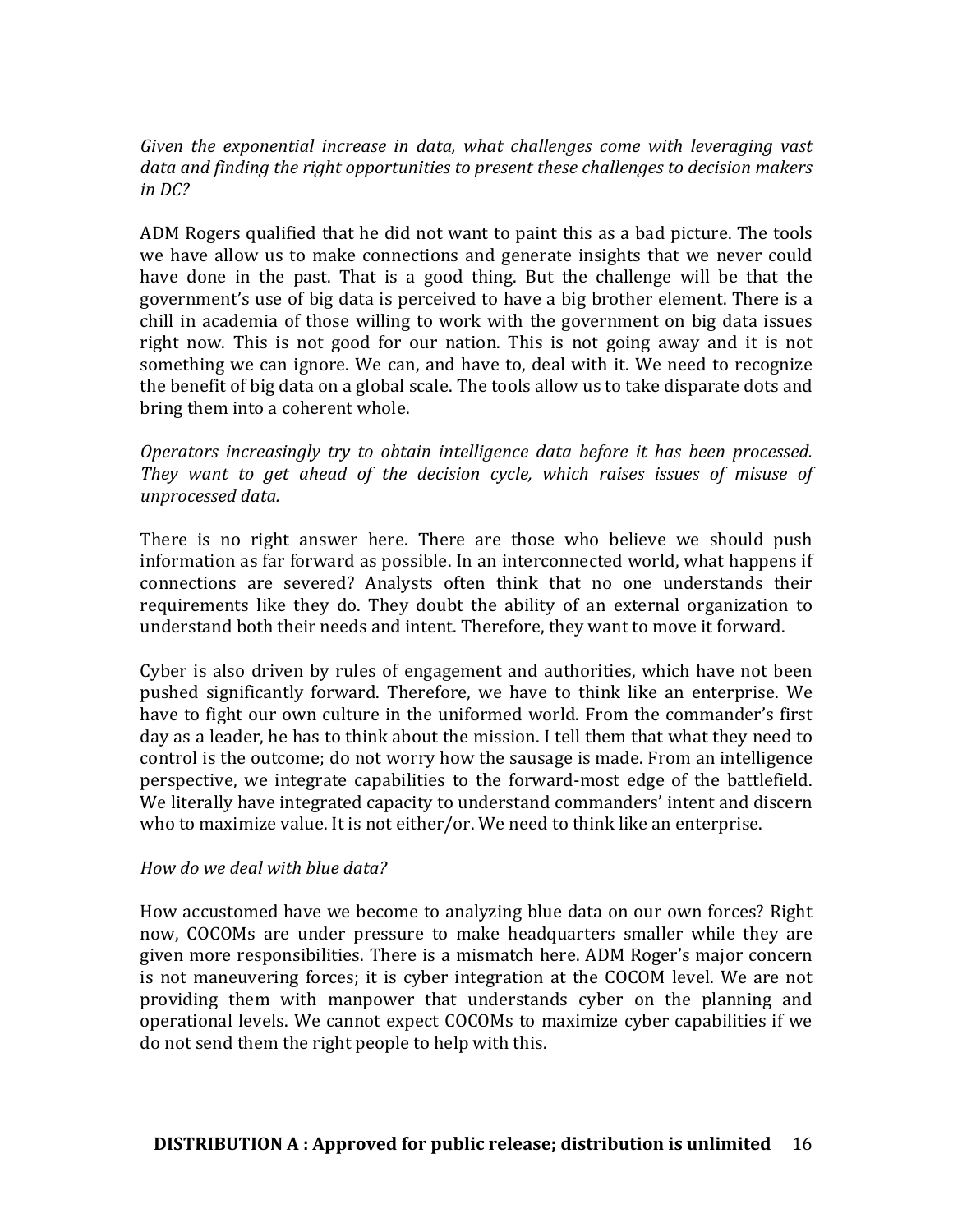*Given the exponential increase in data, what challenges come with leveraging vast data and finding the right opportunities to present these challenges to decision makers in DC?*

ADM Rogers qualified that he did not want to paint this as a bad picture. The tools we have allow us to make connections and generate insights that we never could have done in the past. That is a good thing. But the challenge will be that the government's use of big data is perceived to have a big brother element. There is a chill in academia of those willing to work with the government on big data issues right now. This is not good for our nation. This is not going away and it is not something we can ignore. We can, and have to, deal with it. We need to recognize the benefit of big data on a global scale. The tools allow us to take disparate dots and bring them into a coherent whole.

*Operators increasingly try to obtain intelligence data before it has been processed. They want to get ahead of the decision cycle, which raises issues of misuse of unprocessed data.*

There is no right answer here. There are those who believe we should push information as far forward as possible. In an interconnected world, what happens if connections are severed? Analysts often think that no one understands their requirements like they do. They doubt the ability of an external organization to understand both their needs and intent. Therefore, they want to move it forward.

Cyber is also driven by rules of engagement and authorities, which have not been pushed significantly forward. Therefore, we have to think like an enterprise. We have to fight our own culture in the uniformed world. From the commander's first day as a leader, he has to think about the mission. I tell them that what they need to control is the outcome; do not worry how the sausage is made. From an intelligence perspective, we integrate capabilities to the forward-most edge of the battlefield. We literally have integrated capacity to understand commanders' intent and discern who to maximize value. It is not either/or. We need to think like an enterprise.

*How do we deal with blue data?*

How accustomed have we become to analyzing blue data on our own forces? Right now, COCOMs are under pressure to make headquarters smaller while they are given more responsibilities. There is a mismatch here. ADM Roger's major concern is not maneuvering forces; it is cyber integration at the COCOM level. We are not providing them with manpower that understands cyber on the planning and operational levels. We cannot expect COCOMs to maximize cyber capabilities if we do not send them the right people to help with this.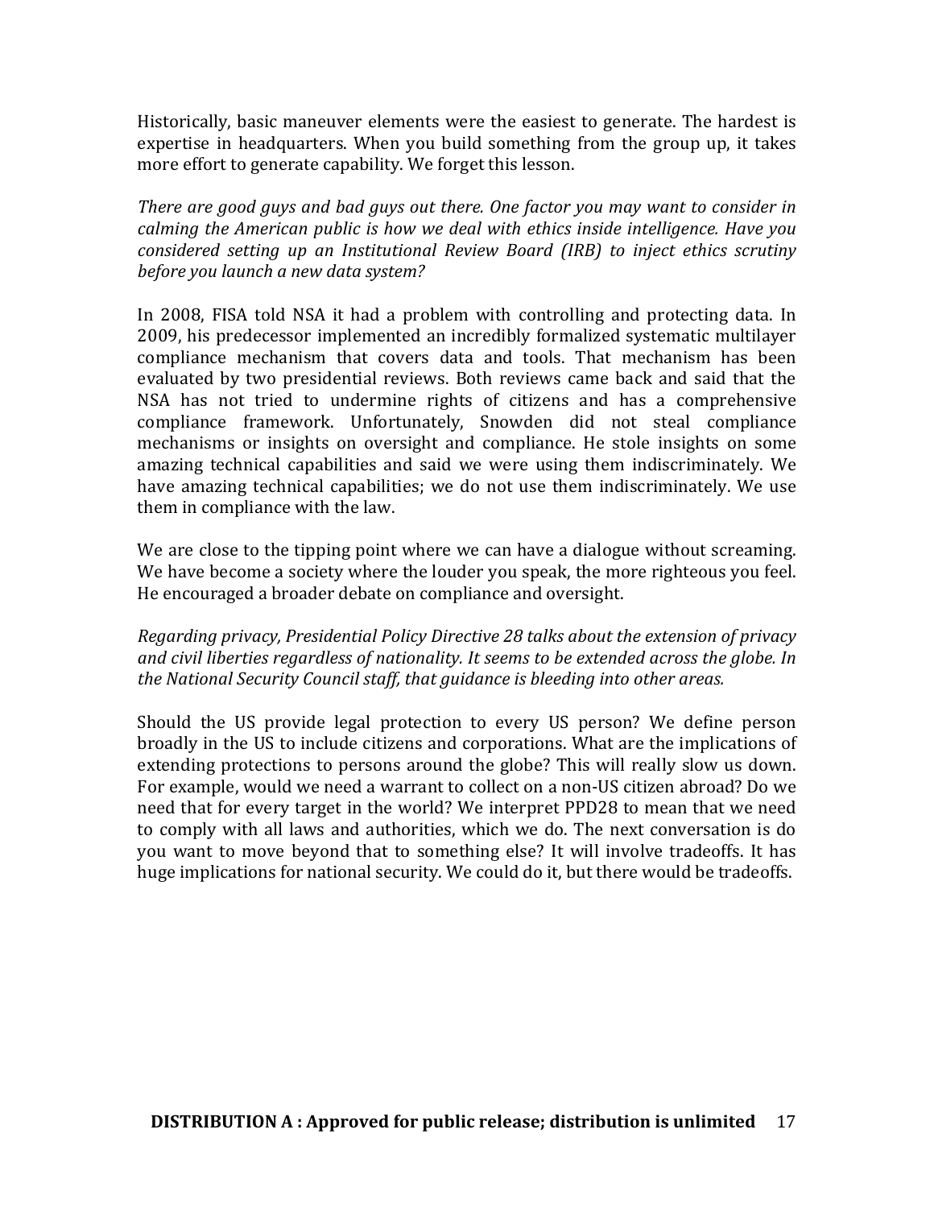Historically, basic maneuver elements were the easiest to generate. The hardest is expertise in headquarters. When you build something from the group up, it takes more effort to generate capability. We forget this lesson.

*There are good guys and bad guys out there. One factor you may want to consider in calming the American public is how we deal with ethics inside intelligence. Have you considered setting up an Institutional Review Board (IRB) to inject ethics scrutiny before you launch a new data system?*

In 2008, FISA told NSA it had a problem with controlling and protecting data. In 2009, his predecessor implemented an incredibly formalized systematic multilayer compliance mechanism that covers data and tools. That mechanism has been evaluated by two presidential reviews. Both reviews came back and said that the NSA has not tried to undermine rights of citizens and has a comprehensive compliance framework. Unfortunately, Snowden did not steal compliance mechanisms or insights on oversight and compliance. He stole insights on some amazing technical capabilities and said we were using them indiscriminately. We have amazing technical capabilities; we do not use them indiscriminately. We use them in compliance with the law.

We are close to the tipping point where we can have a dialogue without screaming. We have become a society where the louder you speak, the more righteous you feel. He encouraged a broader debate on compliance and oversight.

*Regarding privacy, Presidential Policy Directive 28 talks about the extension of privacy and civil liberties regardless of nationality. It seems to be extended across the globe. In the National Security Council staff, that guidance is bleeding into other areas.*

Should the US provide legal protection to every US person? We define person broadly in the US to include citizens and corporations. What are the implications of extending protections to persons around the globe? This will really slow us down. For example, would we need a warrant to collect on a non-US citizen abroad? Do we need that for every target in the world? We interpret PPD28 to mean that we need to comply with all laws and authorities, which we do. The next conversation is do you want to move beyond that to something else? It will involve tradeoffs. It has huge implications for national security. We could do it, but there would be tradeoffs.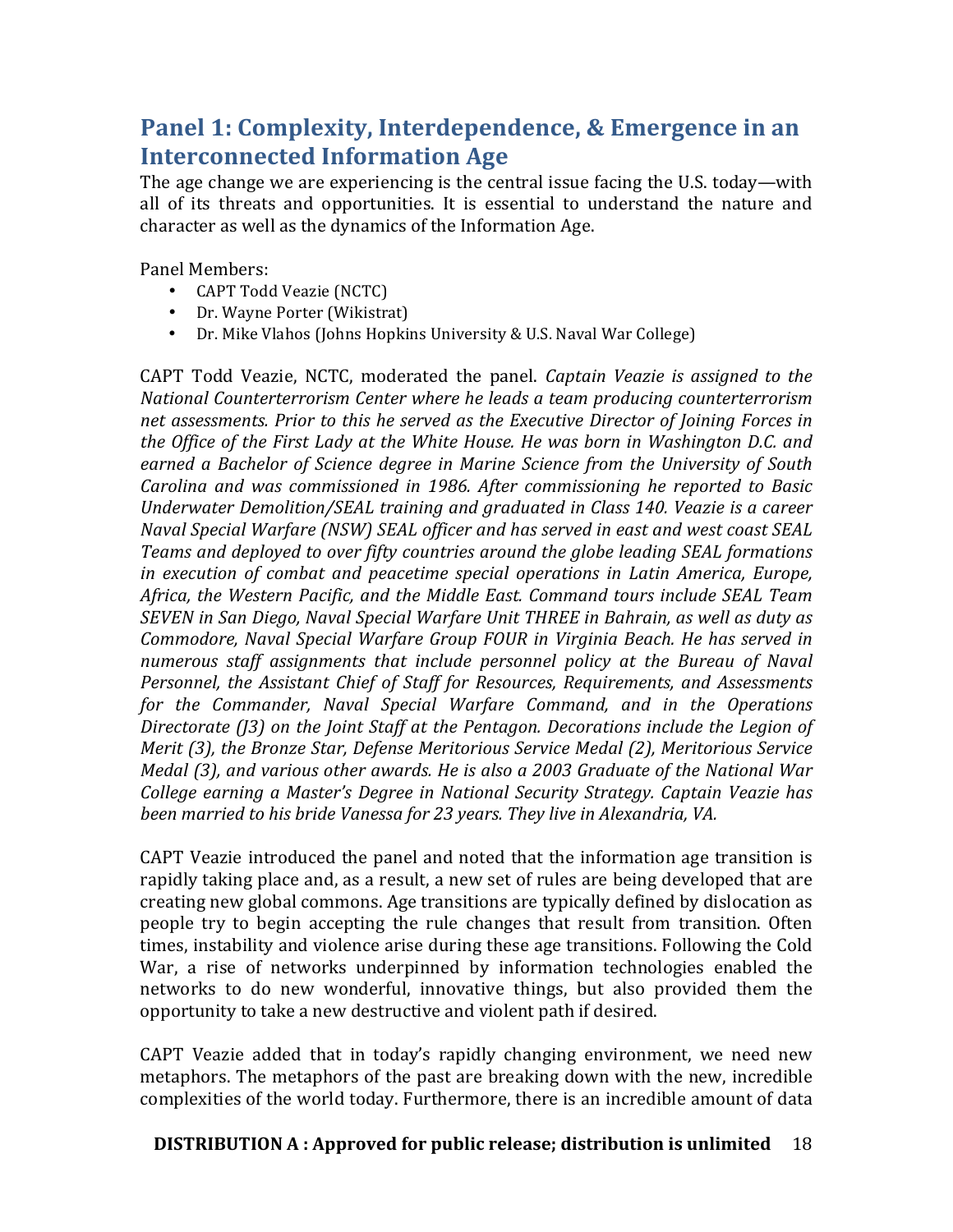## Panel 1: Complexity, Interdependence, & Emergence in an Interconnected Information Age

The age change we are experiencing is the central issue facing the U.S. today—with all of its threats and opportunities. It is essential to understand the nature and character as well as the dynamics of the Information Age.

Panel Members:

- CAPT Todd Veazie (NCTC)
- Dr. Wayne Porter (Wikistrat)
- Dr. Mike Vlahos (Johns Hopkins University & U.S. Naval War College)

CAPT Todd Veazie, NCTC, moderated the panel. *Captain Veazie is assigned to the National Counterterrorism Center where he leads a team producing counterterrorism net assessments. Prior to this he served as the Executive Director of Joining Forces in the Office of the First Lady at the White House. He was born in Washington D.C. and earned a Bachelor of Science degree in Marine Science from the University of South Carolina and was commissioned in 1986. After commissioning he reported to Basic Underwater Demolition/SEAL training and graduated in Class 140. Veazie is a career Naval Special Warfare (NSW) SEAL officer and has served in east and west coast SEAL Teams and deployed to over fifty countries around the globe leading SEAL formations in execution of combat and peacetime special operations in Latin America, Europe, Africa, the Western Pacific, and the Middle East. Command tours include SEAL Team SEVEN in San Diego, Naval Special Warfare Unit THREE in Bahrain, as well as duty as Commodore, Naval Special Warfare Group FOUR in Virginia Beach. He has served in numerous staff assignments that include personnel policy at the Bureau of Naval Personnel, the Assistant Chief of Staff for Resources, Requirements, and Assessments for the Commander, Naval Special Warfare Command, and in the Operations Directorate (J3) on the Joint Staff at the Pentagon. Decorations include the Legion of Merit (3), the Bronze Star, Defense Meritorious Service Medal (2), Meritorious Service Medal (3), and various other awards. He is also a 2003 Graduate of the National War College earning a Master's Degree in National Security Strategy. Captain Veazie has been married to his bride Vanessa for 23 years. They live in Alexandria, VA.*

CAPT Veazie introduced the panel and noted that the information age transition is rapidly taking place and, as a result, a new set of rules are being developed that are creating new global commons. Age transitions are typically defined by dislocation as people try to begin accepting the rule changes that result from transition. Often times, instability and violence arise during these age transitions. Following the Cold War, a rise of networks underpinned by information technologies enabled the networks to do new wonderful, innovative things, but also provided them the opportunity to take a new destructive and violent path if desired.

CAPT Veazie added that in today's rapidly changing environment, we need new metaphors. The metaphors of the past are breaking down with the new, incredible complexities of the world today. Furthermore, there is an incredible amount of data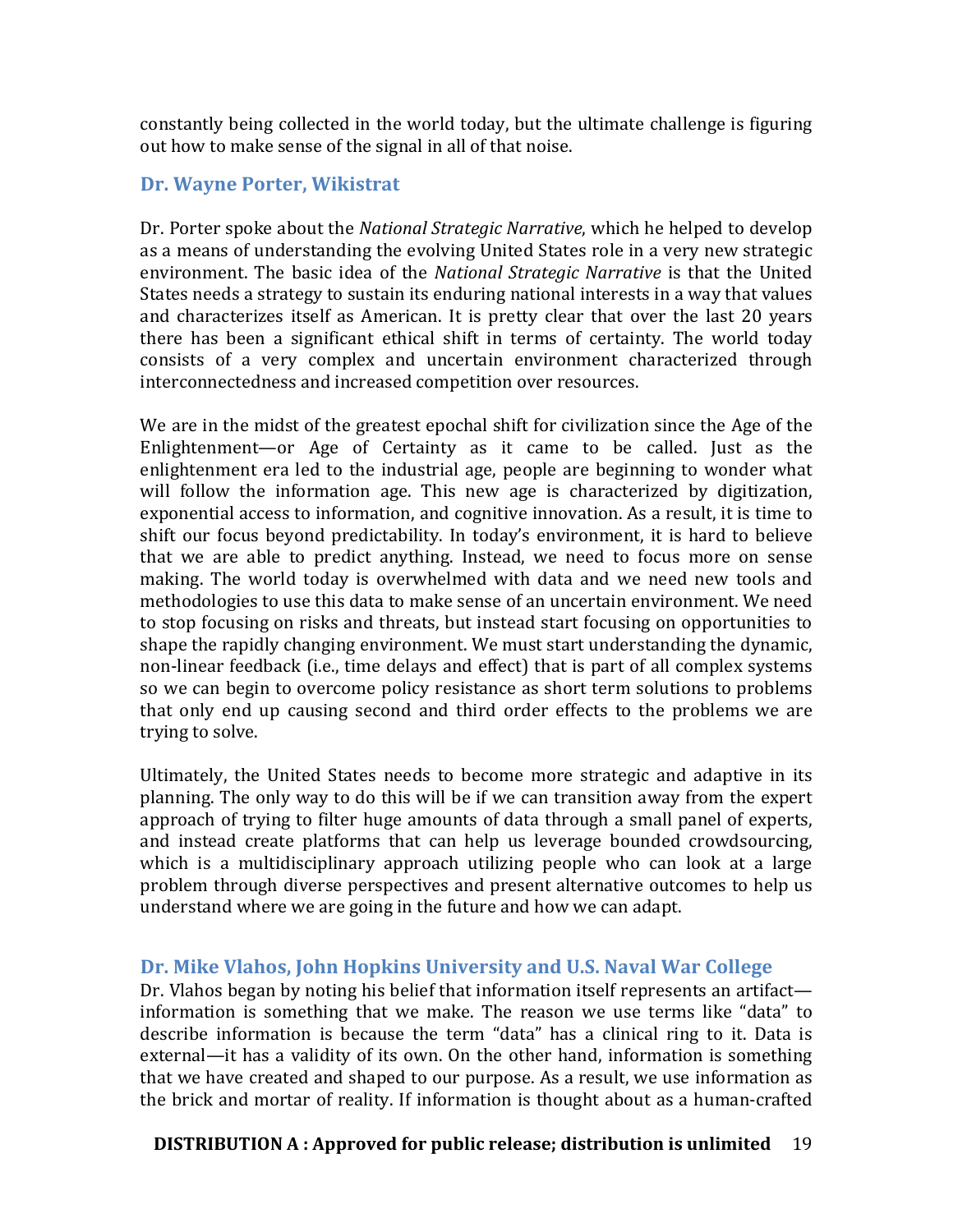constantly being collected in the world today, but the ultimate challenge is figuring out how to make sense of the signal in all of that noise.

### Dr. Wayne Porter, Wikistrat

Dr. Porter spoke about the *National Strategic Narrative*, which he helped to develop as a means of understanding the evolving United States role in a very new strategic environment. The basic idea of the *National Strategic Narrative* is that the United States needs a strategy to sustain its enduring national interests in a way that values and characterizes itself as American. It is pretty clear that over the last 20 years there has been a significant ethical shift in terms of certainty. The world today consists of a very complex and uncertain environment characterized through interconnectedness and increased competition over resources.

We are in the midst of the greatest epochal shift for civilization since the Age of the Enlightenment—or Age of Certainty as it came to be called. Just as the enlightenment era led to the industrial age, people are beginning to wonder what will follow the information age. This new age is characterized by digitization, exponential access to information, and cognitive innovation. As a result, it is time to shift our focus beyond predictability. In today's environment, it is hard to believe that we are able to predict anything. Instead, we need to focus more on sense making. The world today is overwhelmed with data and we need new tools and methodologies to use this data to make sense of an uncertain environment. We need to stop focusing on risks and threats, but instead start focusing on opportunities to shape the rapidly changing environment. We must start understanding the dynamic, non-linear feedback (i.e., time delays and effect) that is part of all complex systems so we can begin to overcome policy resistance as short term solutions to problems that only end up causing second and third order effects to the problems we are trying to solve.

Ultimately, the United States needs to become more strategic and adaptive in its planning. The only way to do this will be if we can transition away from the expert approach of trying to filter huge amounts of data through a small panel of experts, and instead create platforms that can help us leverage bounded crowdsourcing, which is a multidisciplinary approach utilizing people who can look at a large problem through diverse perspectives and present alternative outcomes to help us understand where we are going in the future and how we can adapt.

### Dr. Mike Vlahos, John Hopkins University and U.S. Naval War College

Dr. Vlahos began by noting his belief that information itself represents an artifact—information is something that we make. The reason we use terms like "data" to describe information is because the term "data" has a clinical ring to it. Data is external—it has a validity of its own. On the other hand, information is something that we have created and shaped to our purpose. As a result, we use information as the brick and mortar of reality. If information is thought about as a human-crafted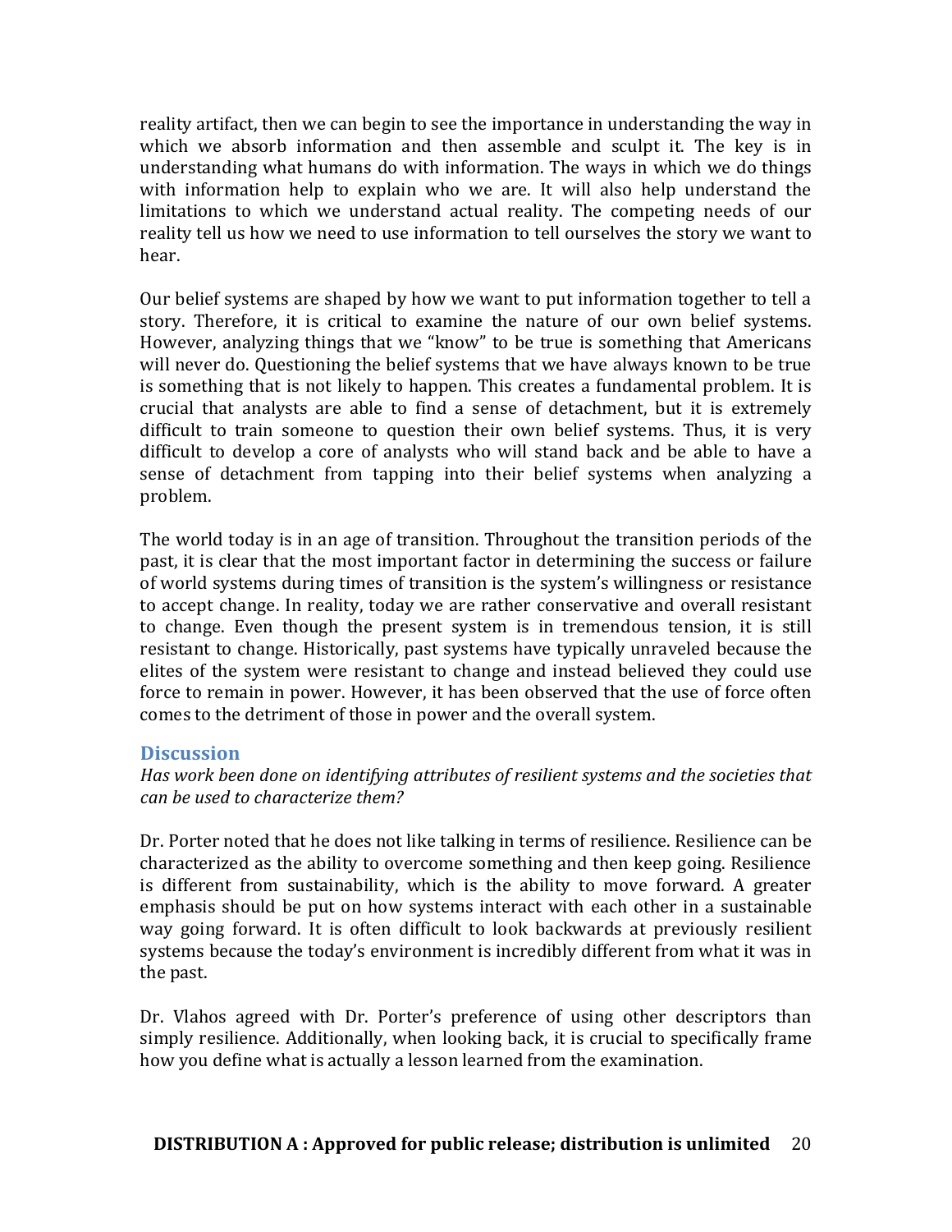reality artifact, then we can begin to see the importance in understanding the way in which we absorb information and then assemble and sculpt it. The key is in understanding what humans do with information. The ways in which we do things with information help to explain who we are. It will also help understand the limitations to which we understand actual reality. The competing needs of our reality tell us how we need to use information to tell ourselves the story we want to hear.

Our belief systems are shaped by how we want to put information together to tell a story. Therefore, it is critical to examine the nature of our own belief systems. However, analyzing things that we "know" to be true is something that Americans will never do. Questioning the belief systems that we have always known to be true is something that is not likely to happen. This creates a fundamental problem. It is crucial that analysts are able to find a sense of detachment, but it is extremely difficult to train someone to question their own belief systems. Thus, it is very difficult to develop a core of analysts who will stand back and be able to have a sense of detachment from tapping into their belief systems when analyzing a problem.

The world today is in an age of transition. Throughout the transition periods of the past, it is clear that the most important factor in determining the success or failure of world systems during times of transition is the system's willingness or resistance to accept change. In reality, today we are rather conservative and overall resistant to change. Even though the present system is in tremendous tension, it is still resistant to change. Historically, past systems have typically unraveled because the elites of the system were resistant to change and instead believed they could use force to remain in power. However, it has been observed that the use of force often comes to the detriment of those in power and the overall system.

## Discussion

*Has work been done on identifying attributes of resilient systems and the societies that can be used to characterize them?*

Dr. Porter noted that he does not like talking in terms of resilience. Resilience can be characterized as the ability to overcome something and then keep going. Resilience is different from sustainability, which is the ability to move forward. A greater emphasis should be put on how systems interact with each other in a sustainable way going forward. It is often difficult to look backwards at previously resilient systems because the today's environment is incredibly different from what it was in the past.

Dr. Vlahos agreed with Dr. Porter's preference of using other descriptors than simply resilience. Additionally, when looking back, it is crucial to specifically frame how you define what is actually a lesson learned from the examination.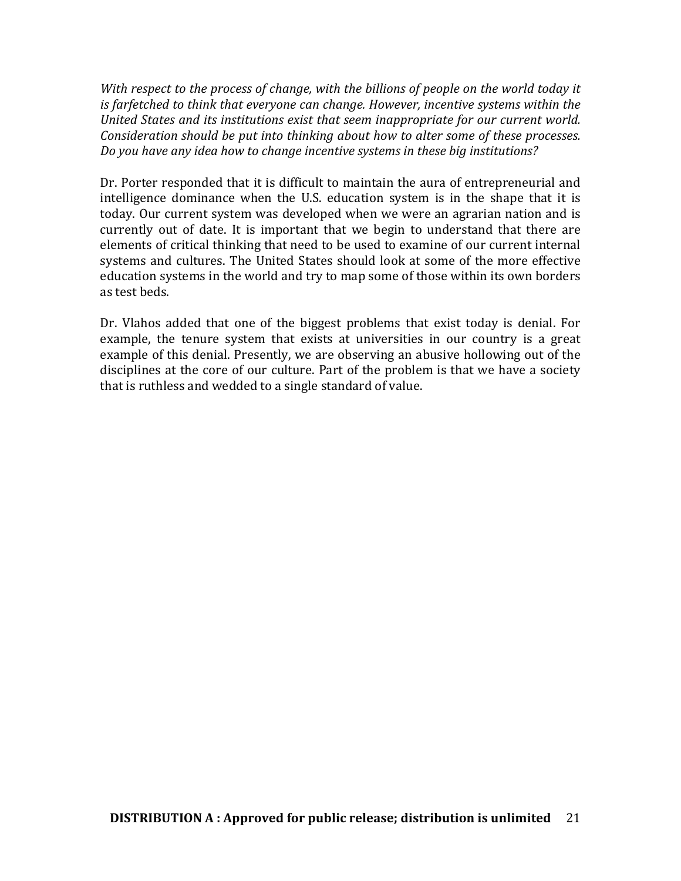*With respect to the process of change, with the billions of people on the world today it is farfetched to think that everyone can change. However, incentive systems within the United States and its institutions exist that seem inappropriate for our current world. Consideration should be put into thinking about how to alter some of these processes. Do you have any idea how to change incentive systems in these big institutions?*

Dr. Porter responded that it is difficult to maintain the aura of entrepreneurial and intelligence dominance when the U.S. education system is in the shape that it is today. Our current system was developed when we were an agrarian nation and is currently out of date. It is important that we begin to understand that there are elements of critical thinking that need to be used to examine of our current internal systems and cultures. The United States should look at some of the more effective education systems in the world and try to map some of those within its own borders as test beds.

Dr. Vlahos added that one of the biggest problems that exist today is denial. For example, the tenure system that exists at universities in our country is a great example of this denial. Presently, we are observing an abusive hollowing out of the disciplines at the core of our culture. Part of the problem is that we have a society that is ruthless and wedded to a single standard of value.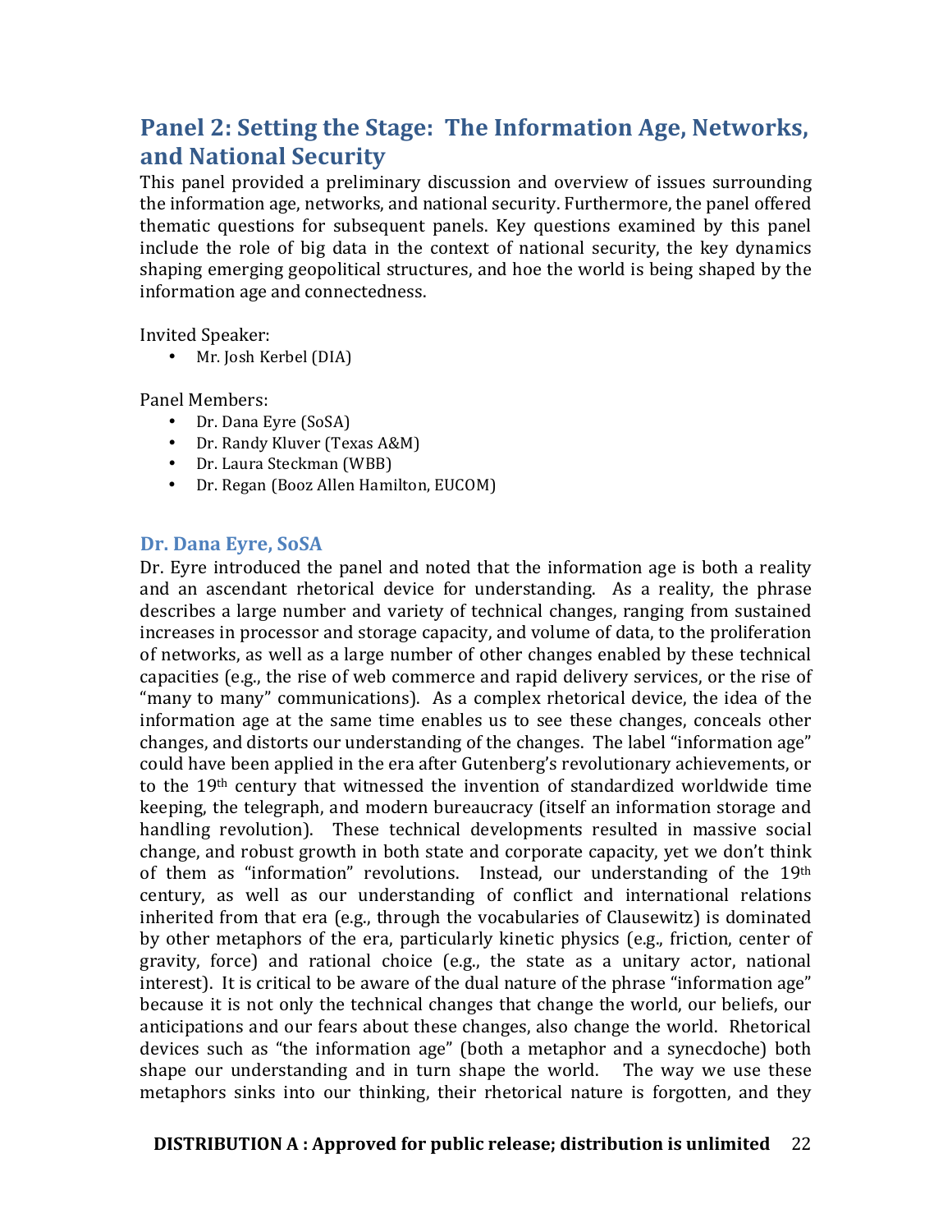## Panel 2: Setting the Stage: The Information Age, Networks, and National Security

This panel provided a preliminary discussion and overview of issues surrounding the information age, networks, and national security. Furthermore, the panel offered thematic questions for subsequent panels. Key questions examined by this panel include the role of big data in the context of national security, the key dynamics shaping emerging geopolitical structures, and hoe the world is being shaped by the information age and connectedness.

Invited Speaker:

- Mr. Josh Kerbel (DIA)

Panel Members:

- Dr. Dana Eyre (SoSA)
- Dr. Randy Kluver (Texas A&M)
- Dr. Laura Steckman (WBB)
- Dr. Regan (Booz Allen Hamilton, EUCOM)

### Dr. Dana Eyre, SoSA

Dr. Eyre introduced the panel and noted that the information age is both a reality and an ascendant rhetorical device for understanding. As a reality, the phrase describes a large number and variety of technical changes, ranging from sustained increases in processor and storage capacity, and volume of data, to the proliferation of networks, as well as a large number of other changes enabled by these technical capacities (e.g., the rise of web commerce and rapid delivery services, or the rise of "many to many" communications). As a complex rhetorical device, the idea of the information age at the same time enables us to see these changes, conceals other changes, and distorts our understanding of the changes. The label "information age" could have been applied in the era after Gutenberg's revolutionary achievements, or to the 19th century that witnessed the invention of standardized worldwide time keeping, the telegraph, and modern bureaucracy (itself an information storage and handling revolution). These technical developments resulted in massive social change, and robust growth in both state and corporate capacity, yet we don't think of them as "information" revolutions. Instead, our understanding of the 19th century, as well as our understanding of conflict and international relations inherited from that era (e.g., through the vocabularies of Clausewitz) is dominated by other metaphors of the era, particularly kinetic physics (e.g., friction, center of gravity, force) and rational choice (e.g., the state as a unitary actor, national interest). It is critical to be aware of the dual nature of the phrase "information age" because it is not only the technical changes that change the world, our beliefs, our anticipations and our fears about these changes, also change the world. Rhetorical devices such as "the information age" (both a metaphor and a synecdoche) both shape our understanding and in turn shape the world. The way we use these metaphors sinks into our thinking, their rhetorical nature is forgotten, and they

**DISTRIBUTION A : Approved for public release; distribution is unlimited**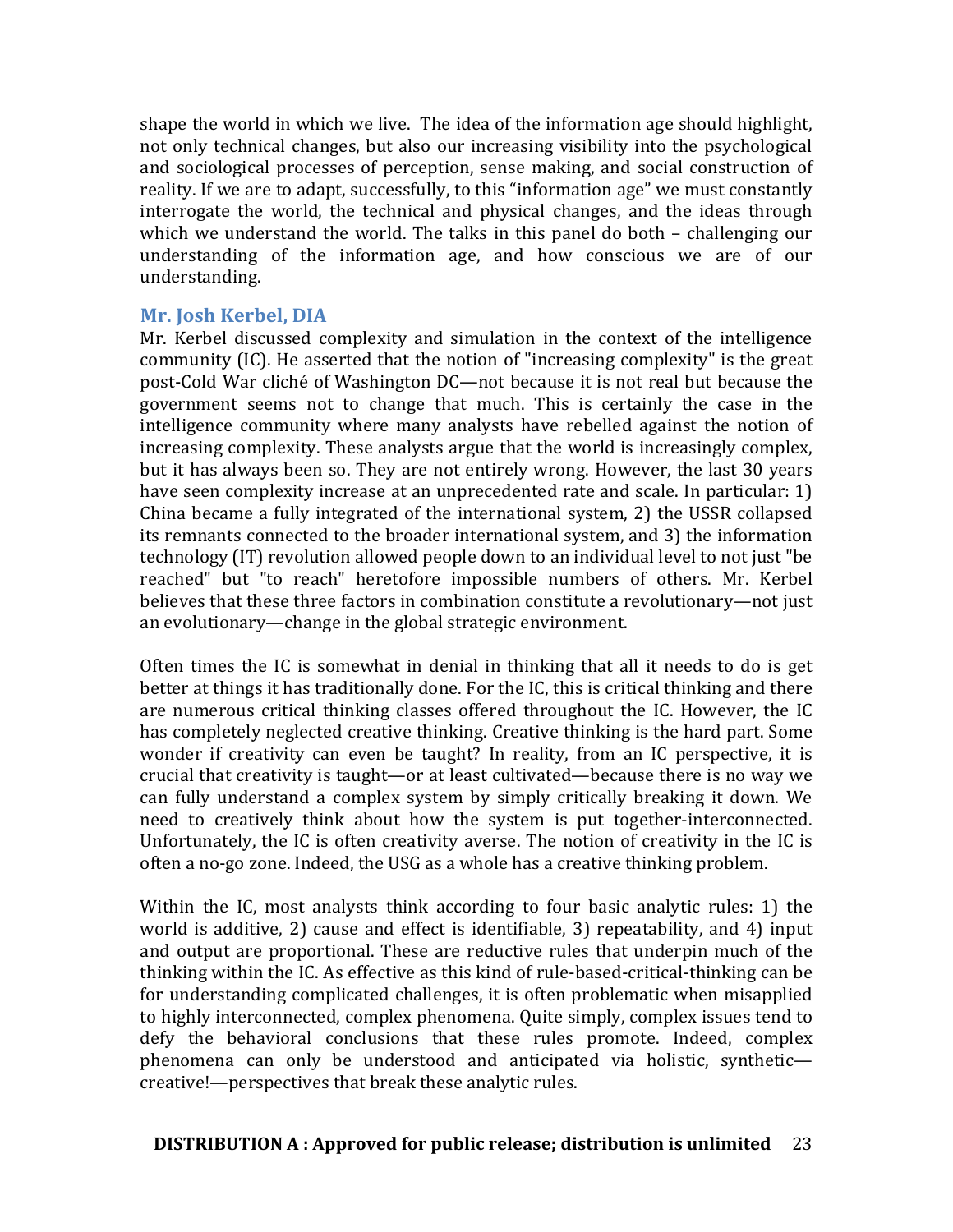shape the world in which we live. The idea of the information age should highlight, not only technical changes, but also our increasing visibility into the psychological and sociological processes of perception, sense making, and social construction of reality. If we are to adapt, successfully, to this "information age" we must constantly interrogate the world, the technical and physical changes, and the ideas through which we understand the world. The talks in this panel do both – challenging our understanding of the information age, and how conscious we are of our understanding.

### Mr. Josh Kerbel, DIA

Mr. Kerbel discussed complexity and simulation in the context of the intelligence community (IC). He asserted that the notion of "increasing complexity" is the great post-Cold War cliché of Washington DC—not because it is not real but because the government seems not to change that much. This is certainly the case in the intelligence community where many analysts have rebelled against the notion of increasing complexity. These analysts argue that the world is increasingly complex, but it has always been so. They are not entirely wrong. However, the last 30 years have seen complexity increase at an unprecedented rate and scale. In particular: 1) China became a fully integrated of the international system, 2) the USSR collapsed its remnants connected to the broader international system, and 3) the information technology (IT) revolution allowed people down to an individual level to not just "be reached" but "to reach" heretofore impossible numbers of others. Mr. Kerbel believes that these three factors in combination constitute a revolutionary—not just an evolutionary—change in the global strategic environment.

Often times the IC is somewhat in denial in thinking that all it needs to do is get better at things it has traditionally done. For the IC, this is critical thinking and there are numerous critical thinking classes offered throughout the IC. However, the IC has completely neglected creative thinking. Creative thinking is the hard part. Some wonder if creativity can even be taught? In reality, from an IC perspective, it is crucial that creativity is taught—or at least cultivated—because there is no way we can fully understand a complex system by simply critically breaking it down. We need to creatively think about how the system is put together-interconnected. Unfortunately, the IC is often creativity averse. The notion of creativity in the IC is often a no-go zone. Indeed, the USG as a whole has a creative thinking problem.

Within the IC, most analysts think according to four basic analytic rules: 1) the world is additive, 2) cause and effect is identifiable, 3) repeatability, and 4) input and output are proportional. These are reductive rules that underpin much of the thinking within the IC. As effective as this kind of rule-based-critical-thinking can be for understanding complicated challenges, it is often problematic when misapplied to highly interconnected, complex phenomena. Quite simply, complex issues tend to defy the behavioral conclusions that these rules promote. Indeed, complex phenomena can only be understood and anticipated via holistic, synthetic—creative!—perspectives that break these analytic rules.

**DISTRIBUTION A : Approved for public release; distribution is unlimited**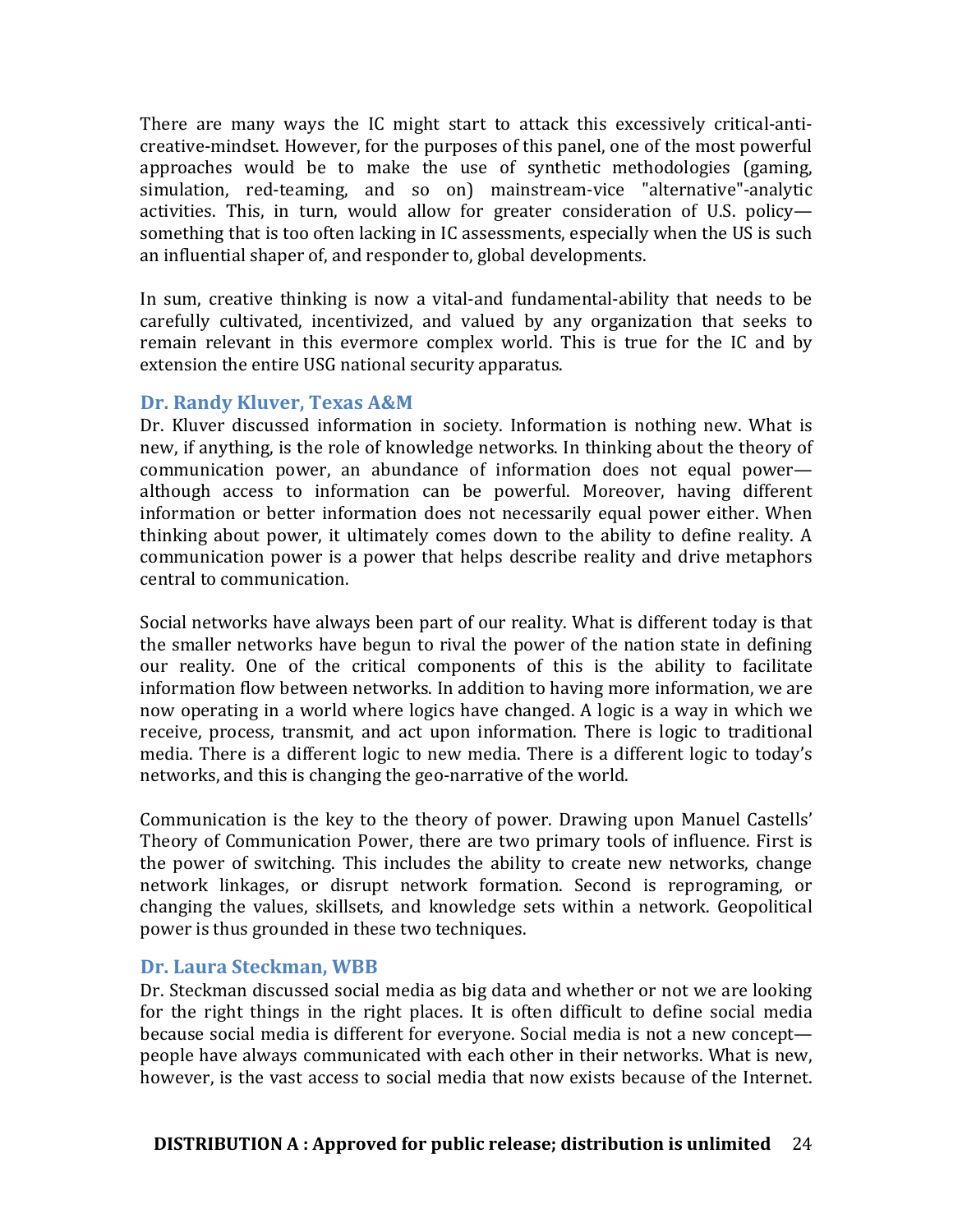There are many ways the IC might start to attack this excessively critical-anti-creative-mindset. However, for the purposes of this panel, one of the most powerful approaches would be to make the use of synthetic methodologies (gaming, simulation, red-teaming, and so on) mainstream-vice "alternative"-analytic activities. This, in turn, would allow for greater consideration of U.S. policy—something that is too often lacking in IC assessments, especially when the US is such an influential shaper of, and responder to, global developments.

In sum, creative thinking is now a vital-and fundamental-ability that needs to be carefully cultivated, incentivized, and valued by any organization that seeks to remain relevant in this evermore complex world. This is true for the IC and by extension the entire USG national security apparatus.

### Dr. Randy Kluver, Texas A&M

Dr. Kluver discussed information in society. Information is nothing new. What is new, if anything, is the role of knowledge networks. In thinking about the theory of communication power, an abundance of information does not equal power—although access to information can be powerful. Moreover, having different information or better information does not necessarily equal power either. When thinking about power, it ultimately comes down to the ability to define reality. A communication power is a power that helps describe reality and drive metaphors central to communication.

Social networks have always been part of our reality. What is different today is that the smaller networks have begun to rival the power of the nation state in defining our reality. One of the critical components of this is the ability to facilitate information flow between networks. In addition to having more information, we are now operating in a world where logics have changed. A logic is a way in which we receive, process, transmit, and act upon information. There is logic to traditional media. There is a different logic to new media. There is a different logic to today's networks, and this is changing the geo-narrative of the world.

Communication is the key to the theory of power. Drawing upon Manuel Castells' Theory of Communication Power, there are two primary tools of influence. First is the power of switching. This includes the ability to create new networks, change network linkages, or disrupt network formation. Second is reprograming, or changing the values, skillsets, and knowledge sets within a network. Geopolitical power is thus grounded in these two techniques.

### Dr. Laura Steckman, WBB

Dr. Steckman discussed social media as big data and whether or not we are looking for the right things in the right places. It is often difficult to define social media because social media is different for everyone. Social media is not a new concept—people have always communicated with each other in their networks. What is new, however, is the vast access to social media that now exists because of the Internet.

**DISTRIBUTION A : Approved for public release; distribution is unlimited**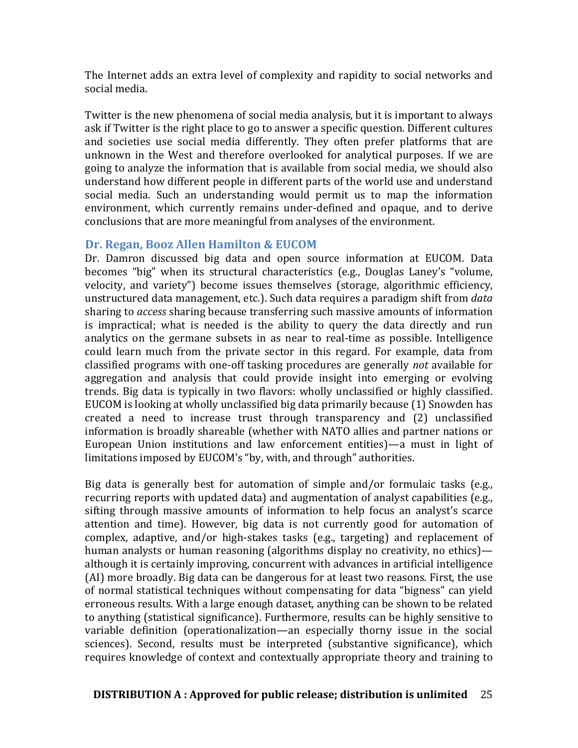The Internet adds an extra level of complexity and rapidity to social networks and social media.

Twitter is the new phenomena of social media analysis, but it is important to always ask if Twitter is the right place to go to answer a specific question. Different cultures and societies use social media differently. They often prefer platforms that are unknown in the West and therefore overlooked for analytical purposes. If we are going to analyze the information that is available from social media, we should also understand how different people in different parts of the world use and understand social media. Such an understanding would permit us to map the information environment, which currently remains under-defined and opaque, and to derive conclusions that are more meaningful from analyses of the environment.

### Dr. Regan, Booz Allen Hamilton & EUCOM

Dr. Damron discussed big data and open source information at EUCOM. Data becomes "big" when its structural characteristics (e.g., Douglas Laney's "volume, velocity, and variety") become issues themselves (storage, algorithmic efficiency, unstructured data management, etc.). Such data requires a paradigm shift from *data* sharing to *access* sharing because transferring such massive amounts of information is impractical; what is needed is the ability to query the data directly and run analytics on the germane subsets in as near to real-time as possible. Intelligence could learn much from the private sector in this regard. For example, data from classified programs with one-off tasking procedures are generally *not* available for aggregation and analysis that could provide insight into emerging or evolving trends. Big data is typically in two flavors: wholly unclassified or highly classified. EUCOM is looking at wholly unclassified big data primarily because (1) Snowden has created a need to increase trust through transparency and (2) unclassified information is broadly shareable (whether with NATO allies and partner nations or European Union institutions and law enforcement entities)—a must in light of limitations imposed by EUCOM's "by, with, and through" authorities.

Big data is generally best for automation of simple and/or formulaic tasks (e.g., recurring reports with updated data) and augmentation of analyst capabilities (e.g., sifting through massive amounts of information to help focus an analyst's scarce attention and time). However, big data is not currently good for automation of complex, adaptive, and/or high-stakes tasks (e.g., targeting) and replacement of human analysts or human reasoning (algorithms display no creativity, no ethics)—although it is certainly improving, concurrent with advances in artificial intelligence (AI) more broadly. Big data can be dangerous for at least two reasons. First, the use of normal statistical techniques without compensating for data "bigness" can yield erroneous results. With a large enough dataset, anything can be shown to be related to anything (statistical significance). Furthermore, results can be highly sensitive to variable definition (operationalization—an especially thorny issue in the social sciences). Second, results must be interpreted (substantive significance), which requires knowledge of context and contextually appropriate theory and training to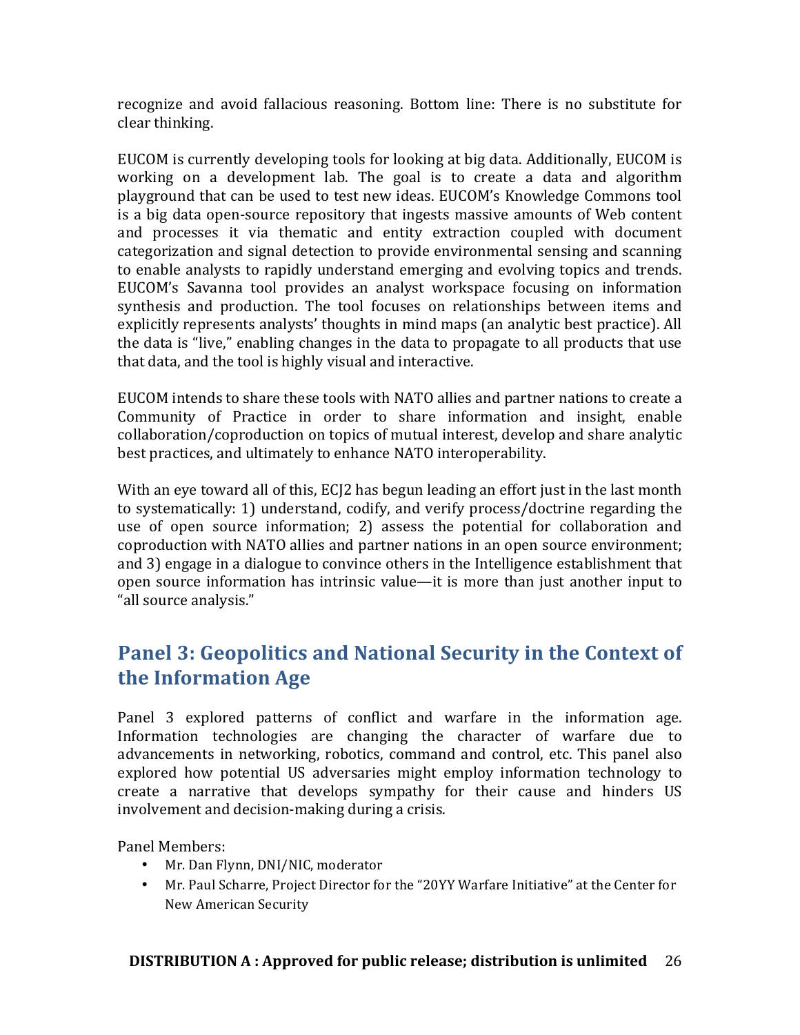recognize and avoid fallacious reasoning. Bottom line: There is no substitute for clear thinking.

EUCOM is currently developing tools for looking at big data. Additionally, EUCOM is working on a development lab. The goal is to create a data and algorithm playground that can be used to test new ideas. EUCOM's Knowledge Commons tool is a big data open-source repository that ingests massive amounts of Web content and processes it via thematic and entity extraction coupled with document categorization and signal detection to provide environmental sensing and scanning to enable analysts to rapidly understand emerging and evolving topics and trends. EUCOM's Savanna tool provides an analyst workspace focusing on information synthesis and production. The tool focuses on relationships between items and explicitly represents analysts' thoughts in mind maps (an analytic best practice). All the data is "live," enabling changes in the data to propagate to all products that use that data, and the tool is highly visual and interactive.

EUCOM intends to share these tools with NATO allies and partner nations to create a Community of Practice in order to share information and insight, enable collaboration/coproduction on topics of mutual interest, develop and share analytic best practices, and ultimately to enhance NATO interoperability.

With an eye toward all of this, ECJ2 has begun leading an effort just in the last month to systematically: 1) understand, codify, and verify process/doctrine regarding the use of open source information; 2) assess the potential for collaboration and coproduction with NATO allies and partner nations in an open source environment; and 3) engage in a dialogue to convince others in the Intelligence establishment that open source information has intrinsic value—it is more than just another input to "all source analysis."

## Panel 3: Geopolitics and National Security in the Context of the Information Age

Panel 3 explored patterns of conflict and warfare in the information age. Information technologies are changing the character of warfare due to advancements in networking, robotics, command and control, etc. This panel also explored how potential US adversaries might employ information technology to create a narrative that develops sympathy for their cause and hinders US involvement and decision-making during a crisis.

Panel Members:

- Mr. Dan Flynn, DNI/NIC, moderator
- Mr. Paul Scharre, Project Director for the "20YY Warfare Initiative" at the Center for New American Security

**DISTRIBUTION A : Approved for public release; distribution is unlimited**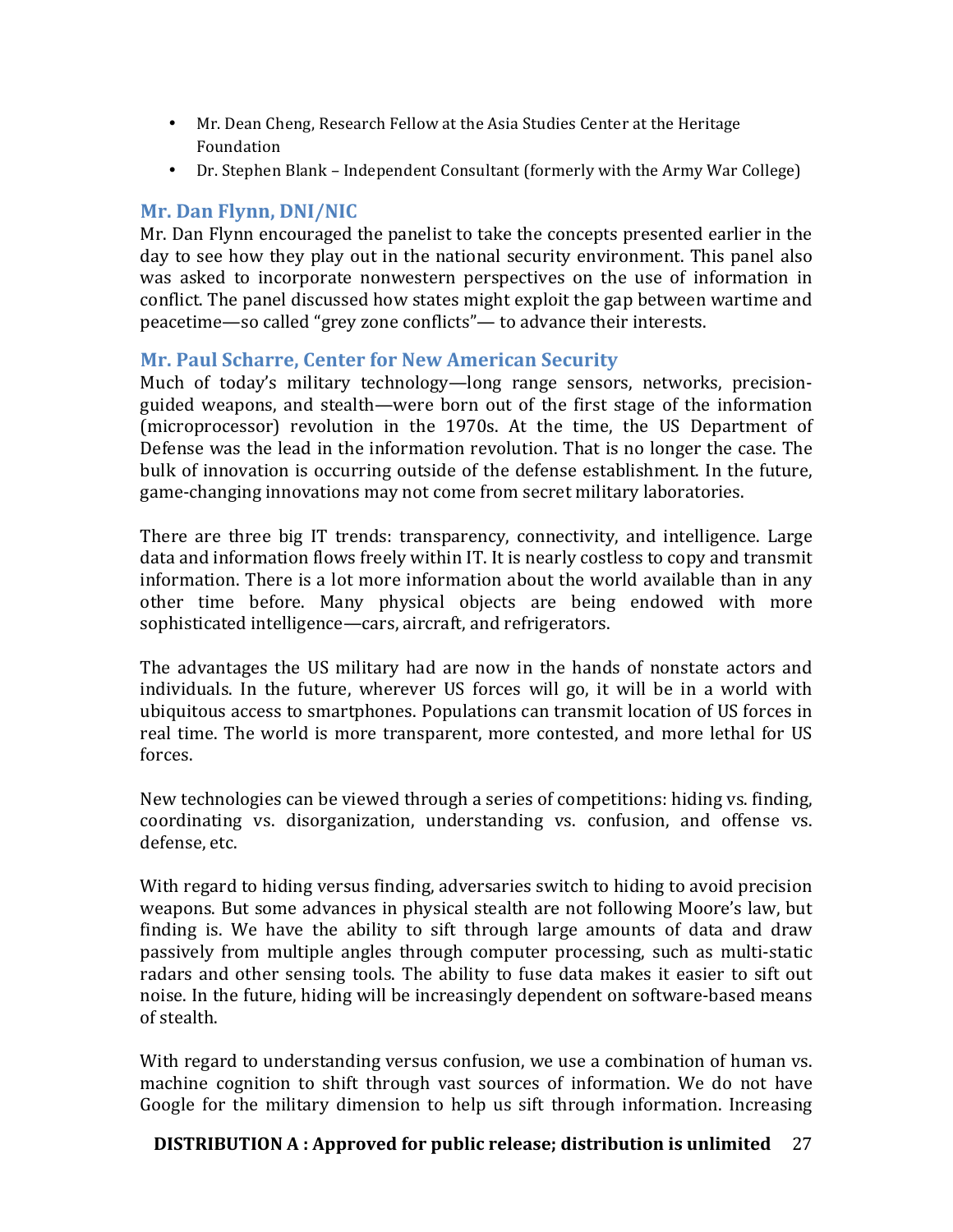- Mr. Dean Cheng, Research Fellow at the Asia Studies Center at the Heritage Foundation
- Dr. Stephen Blank – Independent Consultant (formerly with the Army War College)

### Mr. Dan Flynn, DNI/NIC

Mr. Dan Flynn encouraged the panelist to take the concepts presented earlier in the day to see how they play out in the national security environment. This panel also was asked to incorporate nonwestern perspectives on the use of information in conflict. The panel discussed how states might exploit the gap between wartime and peacetime—so called "grey zone conflicts"— to advance their interests.

### Mr. Paul Scharre, Center for New American Security

Much of today's military technology—long range sensors, networks, precision-guided weapons, and stealth—were born out of the first stage of the information (microprocessor) revolution in the 1970s. At the time, the US Department of Defense was the lead in the information revolution. That is no longer the case. The bulk of innovation is occurring outside of the defense establishment. In the future, game-changing innovations may not come from secret military laboratories.

There are three big IT trends: transparency, connectivity, and intelligence. Large data and information flows freely within IT. It is nearly costless to copy and transmit information. There is a lot more information about the world available than in any other time before. Many physical objects are being endowed with more sophisticated intelligence—cars, aircraft, and refrigerators.

The advantages the US military had are now in the hands of nonstate actors and individuals. In the future, wherever US forces will go, it will be in a world with ubiquitous access to smartphones. Populations can transmit location of US forces in real time. The world is more transparent, more contested, and more lethal for US forces.

New technologies can be viewed through a series of competitions: hiding vs. finding, coordinating vs. disorganization, understanding vs. confusion, and offense vs. defense, etc.

With regard to hiding versus finding, adversaries switch to hiding to avoid precision weapons. But some advances in physical stealth are not following Moore's law, but finding is. We have the ability to sift through large amounts of data and draw passively from multiple angles through computer processing, such as multi-static radars and other sensing tools. The ability to fuse data makes it easier to sift out noise. In the future, hiding will be increasingly dependent on software-based means of stealth.

With regard to understanding versus confusion, we use a combination of human vs. machine cognition to shift through vast sources of information. We do not have Google for the military dimension to help us sift through information. Increasing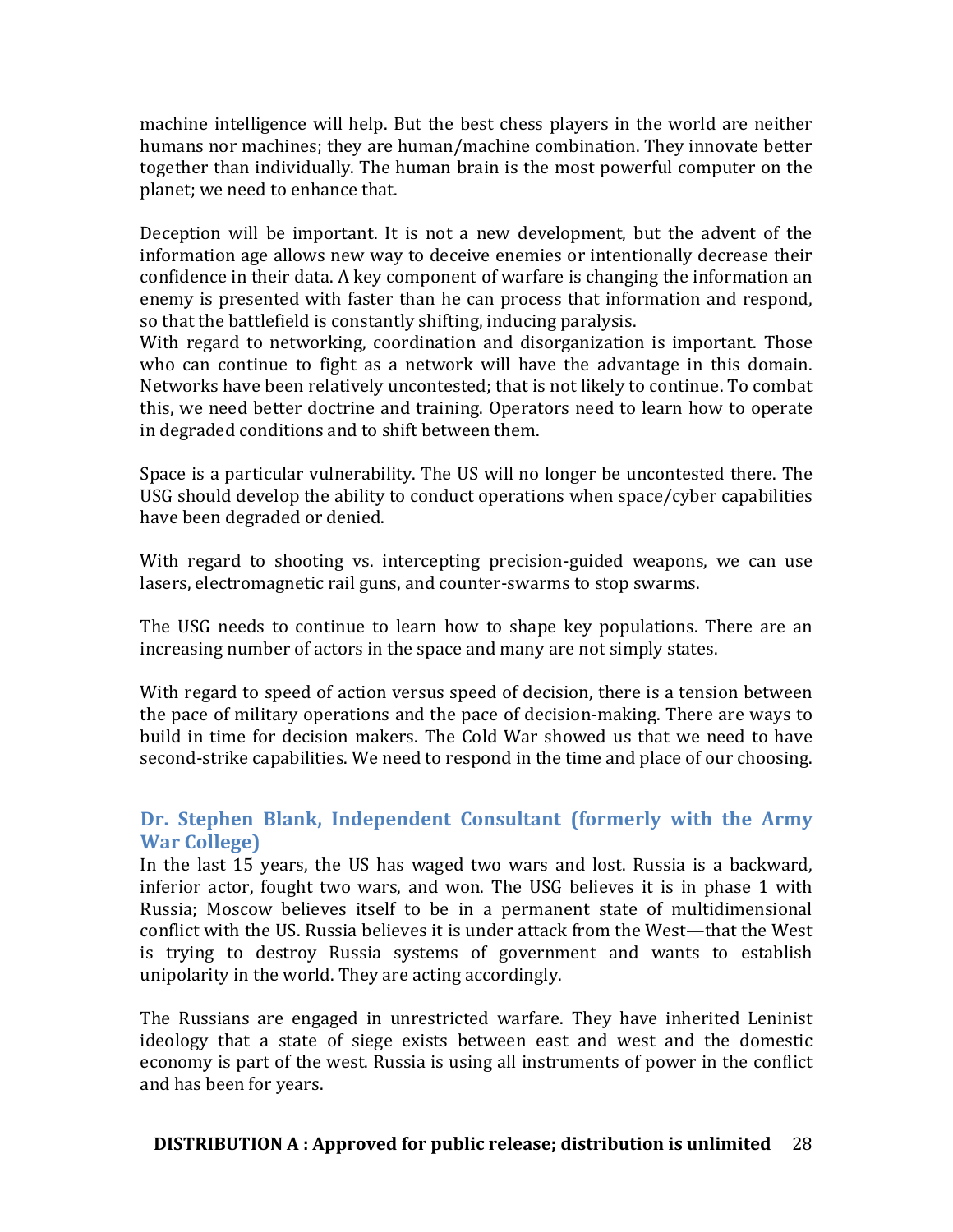machine intelligence will help. But the best chess players in the world are neither humans nor machines; they are human/machine combination. They innovate better together than individually. The human brain is the most powerful computer on the planet; we need to enhance that.

Deception will be important. It is not a new development, but the advent of the information age allows new way to deceive enemies or intentionally decrease their confidence in their data. A key component of warfare is changing the information an enemy is presented with faster than he can process that information and respond, so that the battlefield is constantly shifting, inducing paralysis.

With regard to networking, coordination and disorganization is important. Those who can continue to fight as a network will have the advantage in this domain. Networks have been relatively uncontested; that is not likely to continue. To combat this, we need better doctrine and training. Operators need to learn how to operate in degraded conditions and to shift between them.

Space is a particular vulnerability. The US will no longer be uncontested there. The USG should develop the ability to conduct operations when space/cyber capabilities have been degraded or denied.

With regard to shooting vs. intercepting precision-guided weapons, we can use lasers, electromagnetic rail guns, and counter-swarms to stop swarms.

The USG needs to continue to learn how to shape key populations. There are an increasing number of actors in the space and many are not simply states.

With regard to speed of action versus speed of decision, there is a tension between the pace of military operations and the pace of decision-making. There are ways to build in time for decision makers. The Cold War showed us that we need to have second-strike capabilities. We need to respond in the time and place of our choosing.

### Dr. Stephen Blank, Independent Consultant (formerly with the Army War College)

In the last 15 years, the US has waged two wars and lost. Russia is a backward, inferior actor, fought two wars, and won. The USG believes it is in phase 1 with Russia; Moscow believes itself to be in a permanent state of multidimensional conflict with the US. Russia believes it is under attack from the West—that the West is trying to destroy Russia systems of government and wants to establish unipolarity in the world. They are acting accordingly.

The Russians are engaged in unrestricted warfare. They have inherited Leninist ideology that a state of siege exists between east and west and the domestic economy is part of the west. Russia is using all instruments of power in the conflict and has been for years.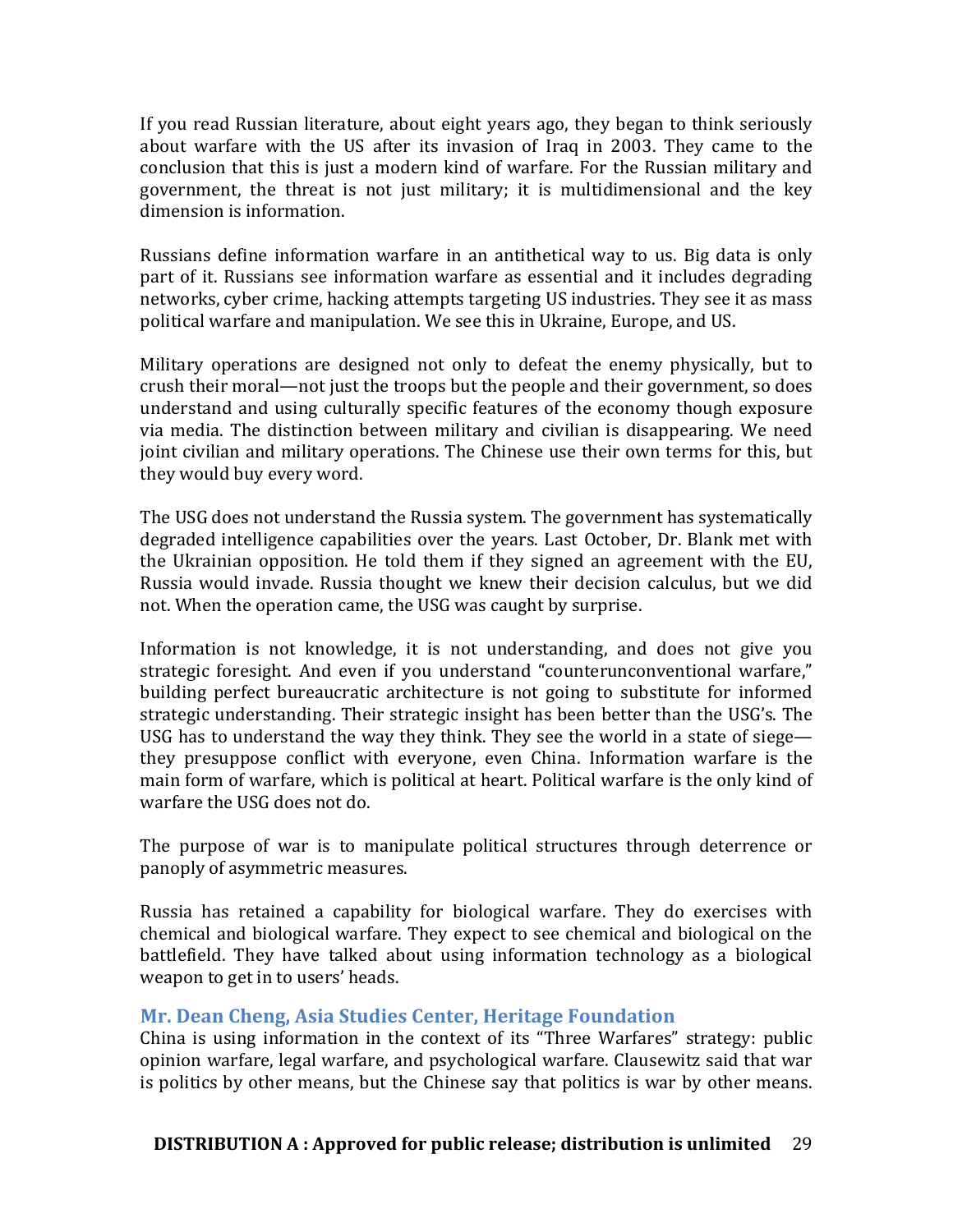If you read Russian literature, about eight years ago, they began to think seriously about warfare with the US after its invasion of Iraq in 2003. They came to the conclusion that this is just a modern kind of warfare. For the Russian military and government, the threat is not just military; it is multidimensional and the key dimension is information.

Russians define information warfare in an antithetical way to us. Big data is only part of it. Russians see information warfare as essential and it includes degrading networks, cyber crime, hacking attempts targeting US industries. They see it as mass political warfare and manipulation. We see this in Ukraine, Europe, and US.

Military operations are designed not only to defeat the enemy physically, but to crush their moral—not just the troops but the people and their government, so does understand and using culturally specific features of the economy though exposure via media. The distinction between military and civilian is disappearing. We need joint civilian and military operations. The Chinese use their own terms for this, but they would buy every word.

The USG does not understand the Russia system. The government has systematically degraded intelligence capabilities over the years. Last October, Dr. Blank met with the Ukrainian opposition. He told them if they signed an agreement with the EU, Russia would invade. Russia thought we knew their decision calculus, but we did not. When the operation came, the USG was caught by surprise.

Information is not knowledge, it is not understanding, and does not give you strategic foresight. And even if you understand "counterunconventional warfare," building perfect bureaucratic architecture is not going to substitute for informed strategic understanding. Their strategic insight has been better than the USG's. The USG has to understand the way they think. They see the world in a state of siege—they presuppose conflict with everyone, even China. Information warfare is the main form of warfare, which is political at heart. Political warfare is the only kind of warfare the USG does not do.

The purpose of war is to manipulate political structures through deterrence or panoply of asymmetric measures.

Russia has retained a capability for biological warfare. They do exercises with chemical and biological warfare. They expect to see chemical and biological on the battlefield. They have talked about using information technology as a biological weapon to get in to users' heads.

### Mr. Dean Cheng, Asia Studies Center, Heritage Foundation

China is using information in the context of its "Three Warfares" strategy: public opinion warfare, legal warfare, and psychological warfare. Clausewitz said that war is politics by other means, but the Chinese say that politics is war by other means.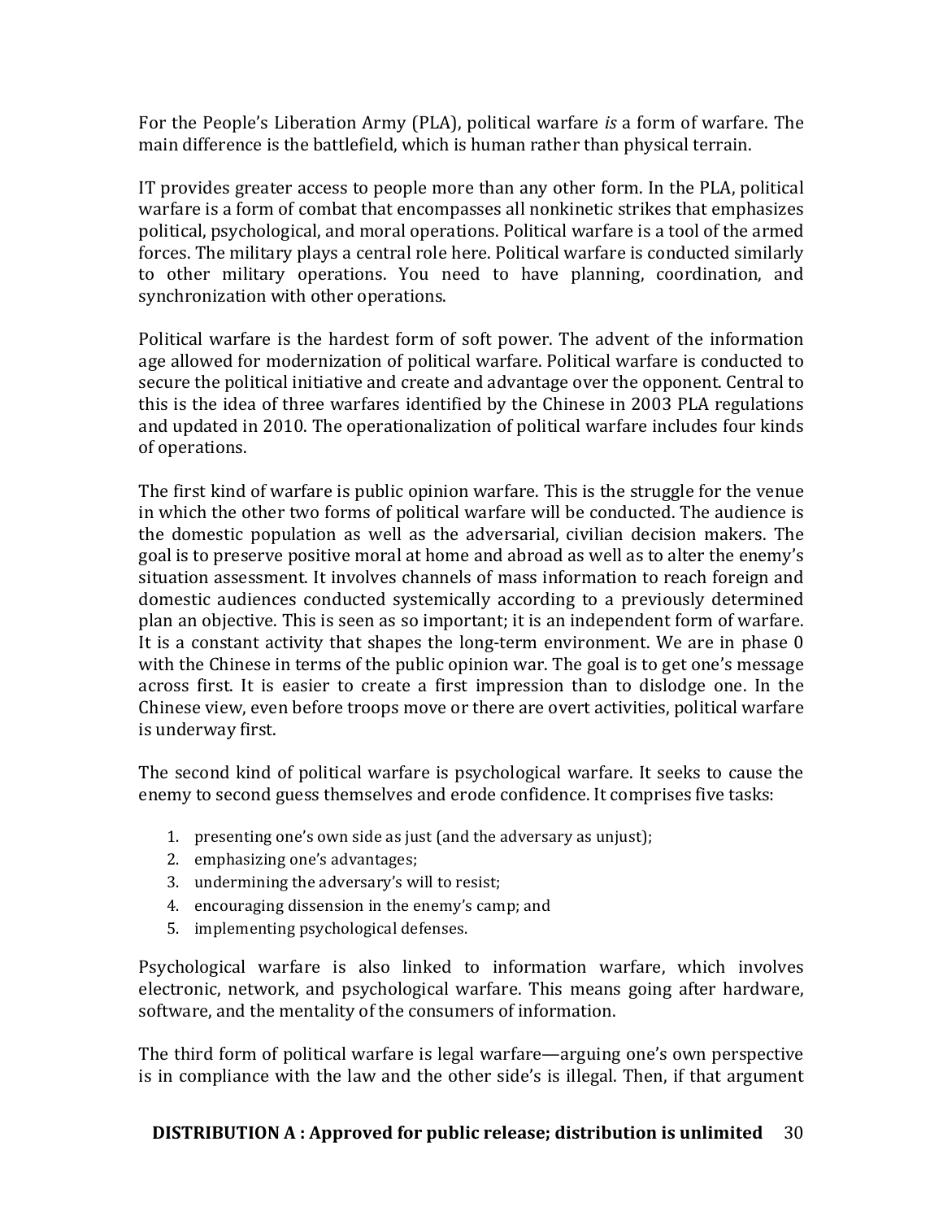For the People's Liberation Army (PLA), political warfare *is* a form of warfare. The main difference is the battlefield, which is human rather than physical terrain.

IT provides greater access to people more than any other form. In the PLA, political warfare is a form of combat that encompasses all nonkinetic strikes that emphasizes political, psychological, and moral operations. Political warfare is a tool of the armed forces. The military plays a central role here. Political warfare is conducted similarly to other military operations. You need to have planning, coordination, and synchronization with other operations.

Political warfare is the hardest form of soft power. The advent of the information age allowed for modernization of political warfare. Political warfare is conducted to secure the political initiative and create and advantage over the opponent. Central to this is the idea of three warfares identified by the Chinese in 2003 PLA regulations and updated in 2010. The operationalization of political warfare includes four kinds of operations.

The first kind of warfare is public opinion warfare. This is the struggle for the venue in which the other two forms of political warfare will be conducted. The audience is the domestic population as well as the adversarial, civilian decision makers. The goal is to preserve positive moral at home and abroad as well as to alter the enemy's situation assessment. It involves channels of mass information to reach foreign and domestic audiences conducted systemically according to a previously determined plan an objective. This is seen as so important; it is an independent form of warfare. It is a constant activity that shapes the long-term environment. We are in phase 0 with the Chinese in terms of the public opinion war. The goal is to get one's message across first. It is easier to create a first impression than to dislodge one. In the Chinese view, even before troops move or there are overt activities, political warfare is underway first.

The second kind of political warfare is psychological warfare. It seeks to cause the enemy to second guess themselves and erode confidence. It comprises five tasks:

1. presenting one's own side as just (and the adversary as unjust);
2. emphasizing one's advantages;
3. undermining the adversary's will to resist;
4. encouraging dissension in the enemy's camp; and
5. implementing psychological defenses.

Psychological warfare is also linked to information warfare, which involves electronic, network, and psychological warfare. This means going after hardware, software, and the mentality of the consumers of information.

The third form of political warfare is legal warfare—arguing one's own perspective is in compliance with the law and the other side's is illegal. Then, if that argument

**DISTRIBUTION A : Approved for public release; distribution is unlimited**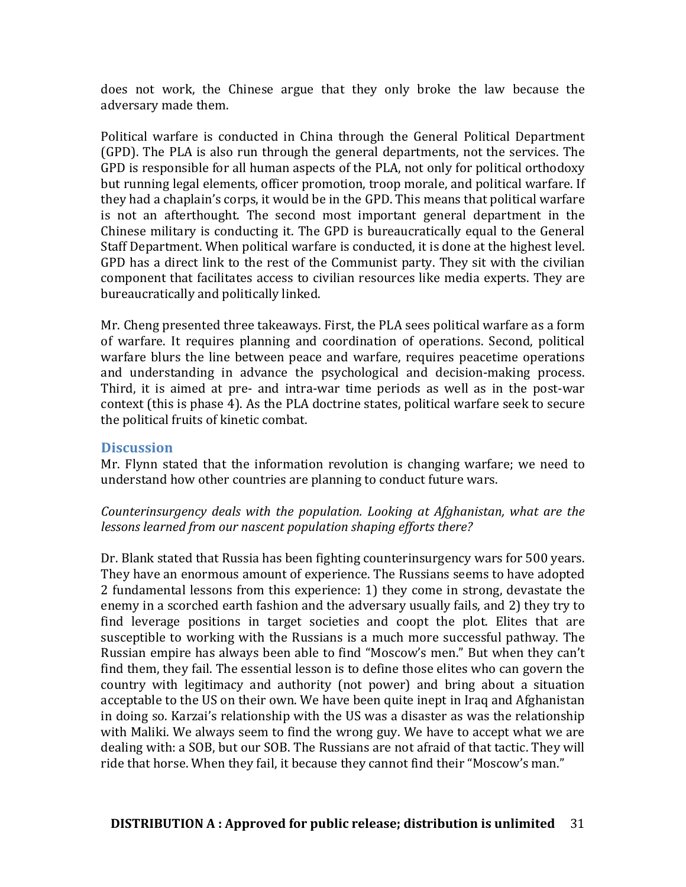does not work, the Chinese argue that they only broke the law because the adversary made them.

Political warfare is conducted in China through the General Political Department (GPD). The PLA is also run through the general departments, not the services. The GPD is responsible for all human aspects of the PLA, not only for political orthodoxy but running legal elements, officer promotion, troop morale, and political warfare. If they had a chaplain's corps, it would be in the GPD. This means that political warfare is not an afterthought. The second most important general department in the Chinese military is conducting it. The GPD is bureaucratically equal to the General Staff Department. When political warfare is conducted, it is done at the highest level. GPD has a direct link to the rest of the Communist party. They sit with the civilian component that facilitates access to civilian resources like media experts. They are bureaucratically and politically linked.

Mr. Cheng presented three takeaways. First, the PLA sees political warfare as a form of warfare. It requires planning and coordination of operations. Second, political warfare blurs the line between peace and warfare, requires peacetime operations and understanding in advance the psychological and decision-making process. Third, it is aimed at pre- and intra-war time periods as well as in the post-war context (this is phase 4). As the PLA doctrine states, political warfare seek to secure the political fruits of kinetic combat.

## Discussion

Mr. Flynn stated that the information revolution is changing warfare; we need to understand how other countries are planning to conduct future wars.

*Counterinsurgency deals with the population. Looking at Afghanistan, what are the lessons learned from our nascent population shaping efforts there?*

Dr. Blank stated that Russia has been fighting counterinsurgency wars for 500 years. They have an enormous amount of experience. The Russians seems to have adopted 2 fundamental lessons from this experience: 1) they come in strong, devastate the enemy in a scorched earth fashion and the adversary usually fails, and 2) they try to find leverage positions in target societies and coopt the plot. Elites that are susceptible to working with the Russians is a much more successful pathway. The Russian empire has always been able to find "Moscow's men." But when they can't find them, they fail. The essential lesson is to define those elites who can govern the country with legitimacy and authority (not power) and bring about a situation acceptable to the US on their own. We have been quite inept in Iraq and Afghanistan in doing so. Karzai's relationship with the US was a disaster as was the relationship with Maliki. We always seem to find the wrong guy. We have to accept what we are dealing with: a SOB, but our SOB. The Russians are not afraid of that tactic. They will ride that horse. When they fail, it because they cannot find their "Moscow's man."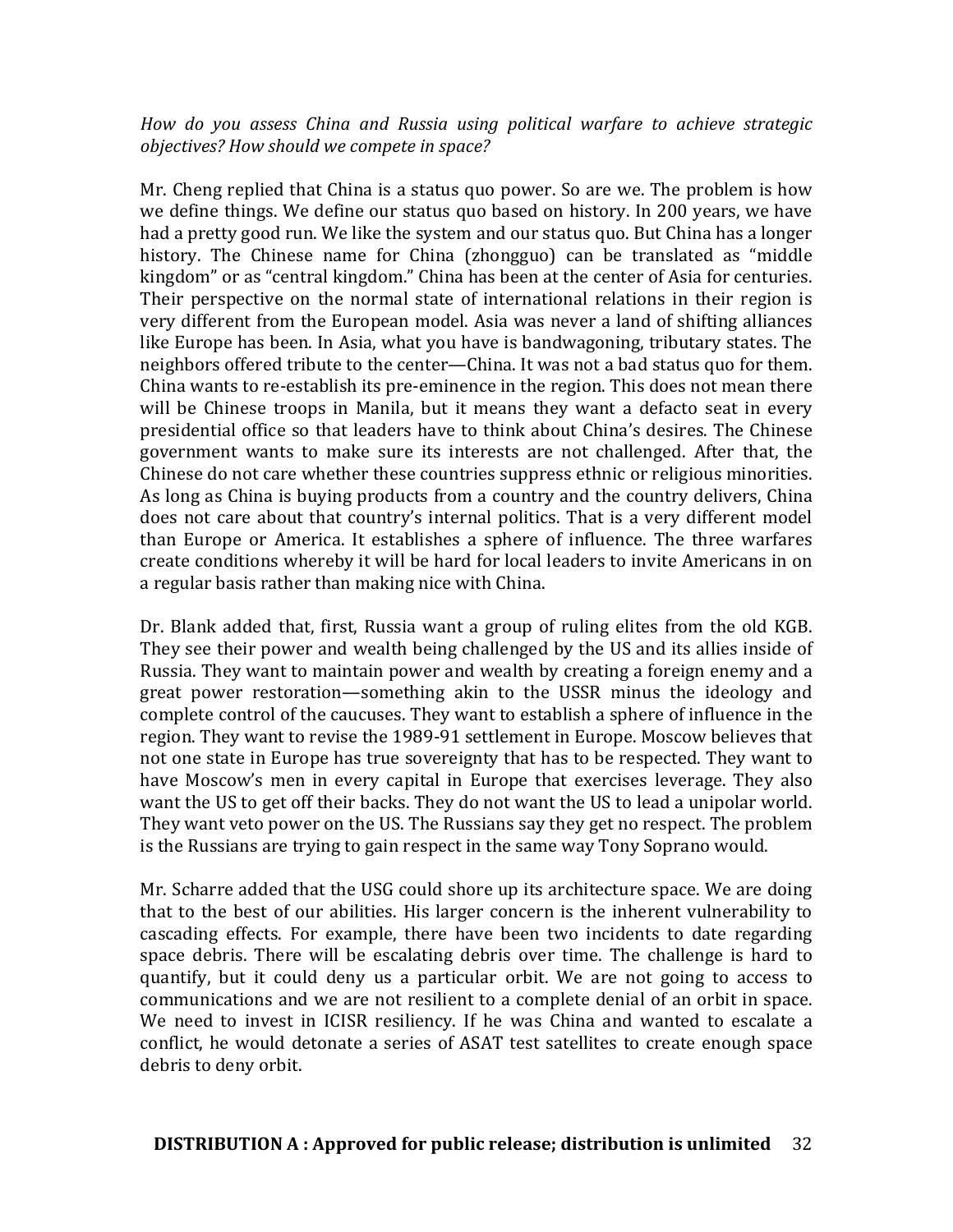*How do you assess China and Russia using political warfare to achieve strategic objectives? How should we compete in space?*

Mr. Cheng replied that China is a status quo power. So are we. The problem is how we define things. We define our status quo based on history. In 200 years, we have had a pretty good run. We like the system and our status quo. But China has a longer history. The Chinese name for China (zhongguo) can be translated as "middle kingdom" or as "central kingdom." China has been at the center of Asia for centuries. Their perspective on the normal state of international relations in their region is very different from the European model. Asia was never a land of shifting alliances like Europe has been. In Asia, what you have is bandwagoning, tributary states. The neighbors offered tribute to the center—China. It was not a bad status quo for them. China wants to re-establish its pre-eminence in the region. This does not mean there will be Chinese troops in Manila, but it means they want a defacto seat in every presidential office so that leaders have to think about China's desires. The Chinese government wants to make sure its interests are not challenged. After that, the Chinese do not care whether these countries suppress ethnic or religious minorities. As long as China is buying products from a country and the country delivers, China does not care about that country's internal politics. That is a very different model than Europe or America. It establishes a sphere of influence. The three warfares create conditions whereby it will be hard for local leaders to invite Americans in on a regular basis rather than making nice with China.

Dr. Blank added that, first, Russia want a group of ruling elites from the old KGB. They see their power and wealth being challenged by the US and its allies inside of Russia. They want to maintain power and wealth by creating a foreign enemy and a great power restoration—something akin to the USSR minus the ideology and complete control of the caucuses. They want to establish a sphere of influence in the region. They want to revise the 1989-91 settlement in Europe. Moscow believes that not one state in Europe has true sovereignty that has to be respected. They want to have Moscow's men in every capital in Europe that exercises leverage. They also want the US to get off their backs. They do not want the US to lead a unipolar world. They want veto power on the US. The Russians say they get no respect. The problem is the Russians are trying to gain respect in the same way Tony Soprano would.

Mr. Scharre added that the USG could shore up its architecture space. We are doing that to the best of our abilities. His larger concern is the inherent vulnerability to cascading effects. For example, there have been two incidents to date regarding space debris. There will be escalating debris over time. The challenge is hard to quantify, but it could deny us a particular orbit. We are not going to access to communications and we are not resilient to a complete denial of an orbit in space. We need to invest in ICISR resiliency. If he was China and wanted to escalate a conflict, he would detonate a series of ASAT test satellites to create enough space debris to deny orbit.

**DISTRIBUTION A : Approved for public release; distribution is unlimited**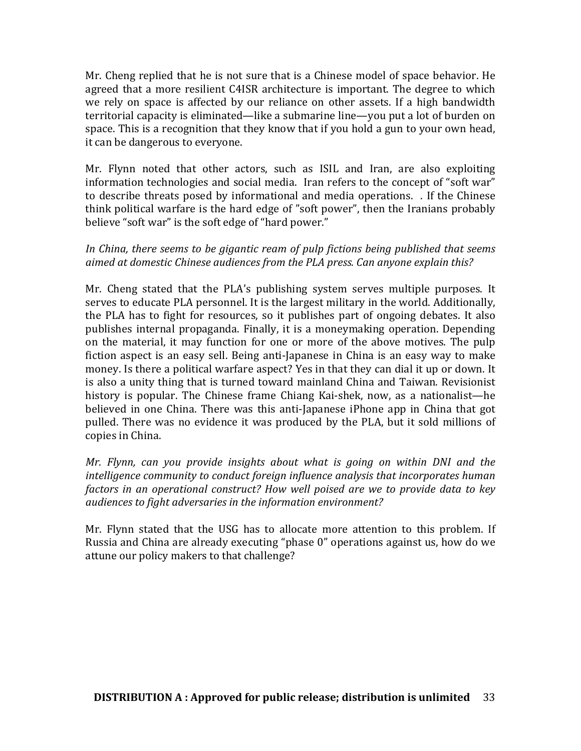Mr. Cheng replied that he is not sure that is a Chinese model of space behavior. He agreed that a more resilient C4ISR architecture is important. The degree to which we rely on space is affected by our reliance on other assets. If a high bandwidth territorial capacity is eliminated—like a submarine line—you put a lot of burden on space. This is a recognition that they know that if you hold a gun to your own head, it can be dangerous to everyone.

Mr. Flynn noted that other actors, such as ISIL and Iran, are also exploiting information technologies and social media. Iran refers to the concept of "soft war" to describe threats posed by informational and media operations. . If the Chinese think political warfare is the hard edge of "soft power", then the Iranians probably believe "soft war" is the soft edge of "hard power."

*In China, there seems to be gigantic ream of pulp fictions being published that seems aimed at domestic Chinese audiences from the PLA press. Can anyone explain this?*

Mr. Cheng stated that the PLA's publishing system serves multiple purposes. It serves to educate PLA personnel. It is the largest military in the world. Additionally, the PLA has to fight for resources, so it publishes part of ongoing debates. It also publishes internal propaganda. Finally, it is a moneymaking operation. Depending on the material, it may function for one or more of the above motives. The pulp fiction aspect is an easy sell. Being anti-Japanese in China is an easy way to make money. Is there a political warfare aspect? Yes in that they can dial it up or down. It is also a unity thing that is turned toward mainland China and Taiwan. Revisionist history is popular. The Chinese frame Chiang Kai-shek, now, as a nationalist—he believed in one China. There was this anti-Japanese iPhone app in China that got pulled. There was no evidence it was produced by the PLA, but it sold millions of copies in China.

*Mr. Flynn, can you provide insights about what is going on within DNI and the intelligence community to conduct foreign influence analysis that incorporates human factors in an operational construct? How well poised are we to provide data to key audiences to fight adversaries in the information environment?*

Mr. Flynn stated that the USG has to allocate more attention to this problem. If Russia and China are already executing "phase 0" operations against us, how do we attune our policy makers to that challenge?

**DISTRIBUTION A : Approved for public release; distribution is unlimited**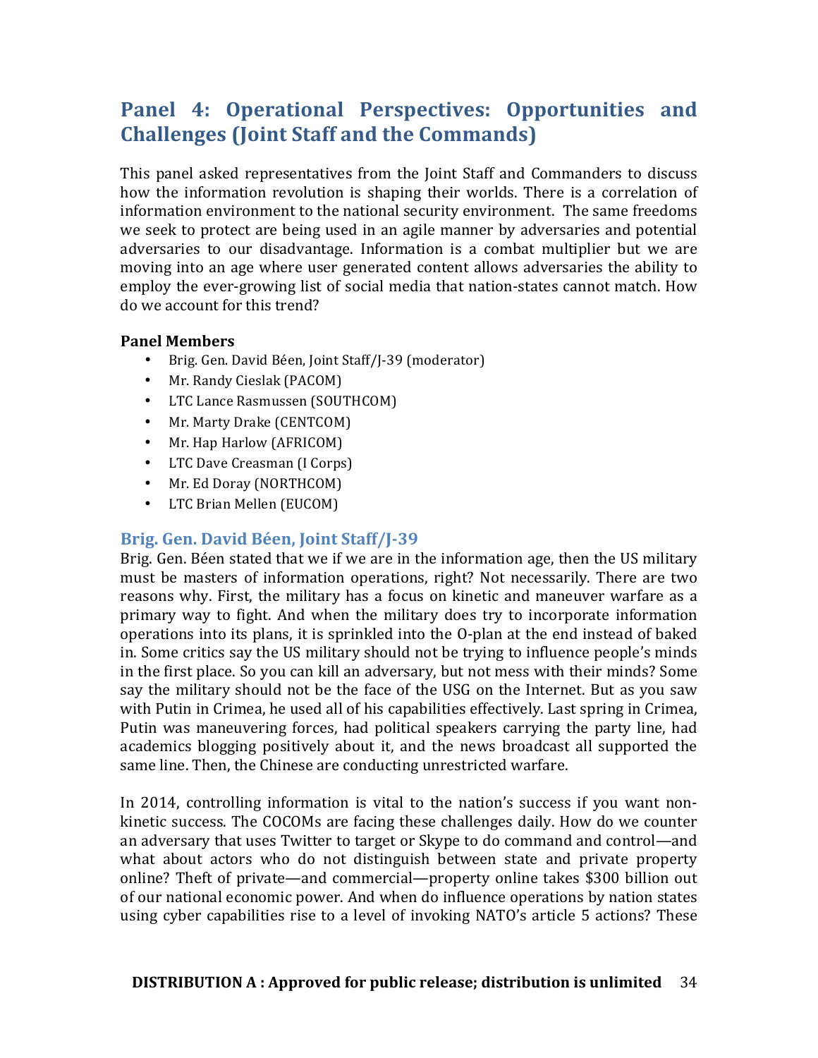## Panel 4: Operational Perspectives: Opportunities and Challenges (Joint Staff and the Commands)

This panel asked representatives from the Joint Staff and Commanders to discuss how the information revolution is shaping their worlds. There is a correlation of information environment to the national security environment. The same freedoms we seek to protect are being used in an agile manner by adversaries and potential adversaries to our disadvantage. Information is a combat multiplier but we are moving into an age where user generated content allows adversaries the ability to employ the ever-growing list of social media that nation-states cannot match. How do we account for this trend?

**Panel Members**

- Brig. Gen. David Béen, Joint Staff/J-39 (moderator)
- Mr. Randy Cieslak (PACOM)
- LTC Lance Rasmussen (SOUTHCOM)
- Mr. Marty Drake (CENTCOM)
- Mr. Hap Harlow (AFRICOM)
- LTC Dave Creasman (I Corps)
- Mr. Ed Doray (NORTHCOM)
- LTC Brian Mellen (EUCOM)

### Brig. Gen. David Béen, Joint Staff/J-39

Brig. Gen. Béen stated that we if we are in the information age, then the US military must be masters of information operations, right? Not necessarily. There are two reasons why. First, the military has a focus on kinetic and maneuver warfare as a primary way to fight. And when the military does try to incorporate information operations into its plans, it is sprinkled into the O-plan at the end instead of baked in. Some critics say the US military should not be trying to influence people's minds in the first place. So you can kill an adversary, but not mess with their minds? Some say the military should not be the face of the USG on the Internet. But as you saw with Putin in Crimea, he used all of his capabilities effectively. Last spring in Crimea, Putin was maneuvering forces, had political speakers carrying the party line, had academics blogging positively about it, and the news broadcast all supported the same line. Then, the Chinese are conducting unrestricted warfare.

In 2014, controlling information is vital to the nation's success if you want non-kinetic success. The COCOMs are facing these challenges daily. How do we counter an adversary that uses Twitter to target or Skype to do command and control—and what about actors who do not distinguish between state and private property online? Theft of private—and commercial—property online takes $300 billion out of our national economic power. And when do influence operations by nation states using cyber capabilities rise to a level of invoking NATO's article 5 actions? These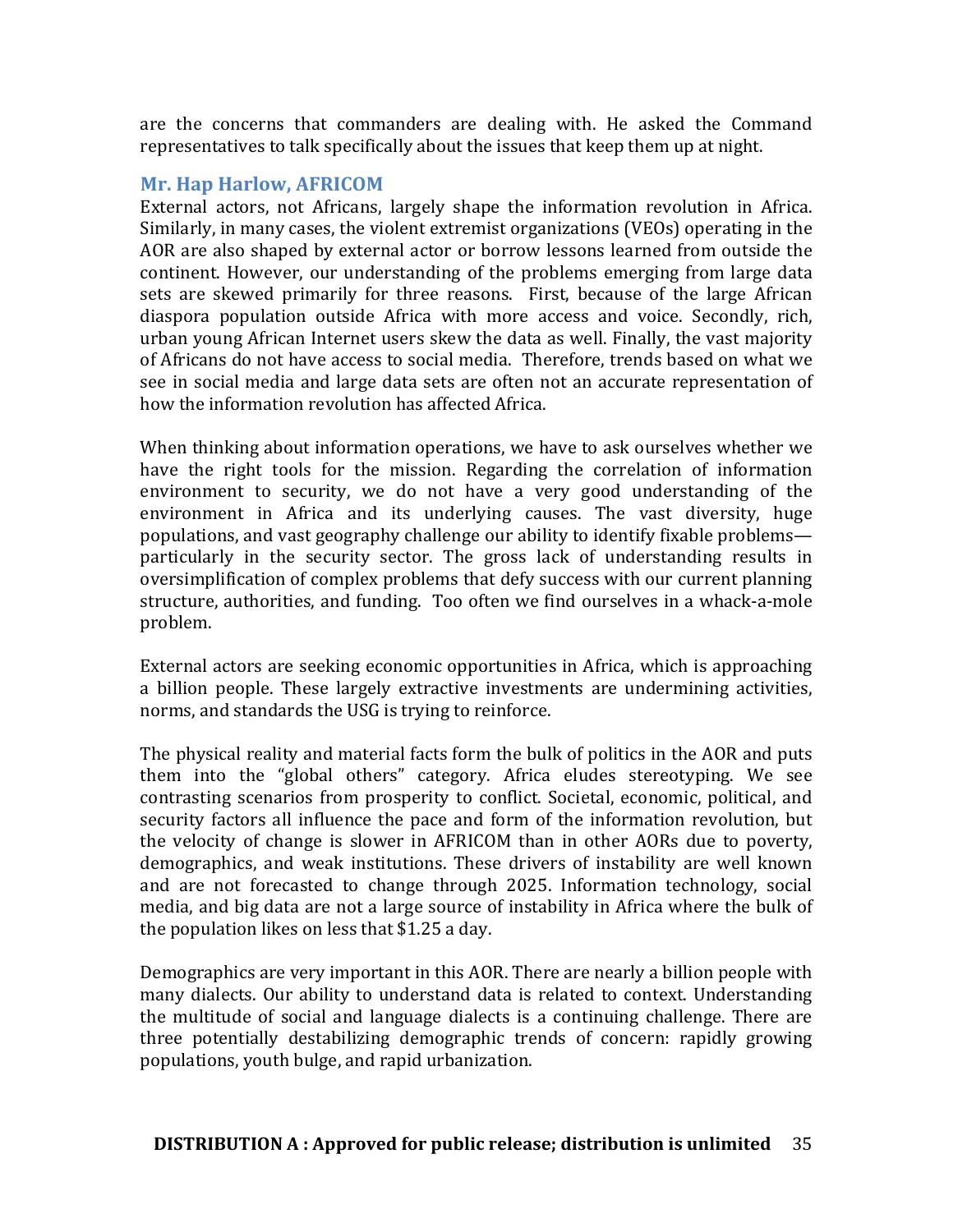are the concerns that commanders are dealing with. He asked the Command representatives to talk specifically about the issues that keep them up at night.

### Mr. Hap Harlow, AFRICOM

External actors, not Africans, largely shape the information revolution in Africa. Similarly, in many cases, the violent extremist organizations (VEOs) operating in the AOR are also shaped by external actor or borrow lessons learned from outside the continent. However, our understanding of the problems emerging from large data sets are skewed primarily for three reasons. First, because of the large African diaspora population outside Africa with more access and voice. Secondly, rich, urban young African Internet users skew the data as well. Finally, the vast majority of Africans do not have access to social media. Therefore, trends based on what we see in social media and large data sets are often not an accurate representation of how the information revolution has affected Africa.

When thinking about information operations, we have to ask ourselves whether we have the right tools for the mission. Regarding the correlation of information environment to security, we do not have a very good understanding of the environment in Africa and its underlying causes. The vast diversity, huge populations, and vast geography challenge our ability to identify fixable problems—particularly in the security sector. The gross lack of understanding results in oversimplification of complex problems that defy success with our current planning structure, authorities, and funding. Too often we find ourselves in a whack-a-mole problem.

External actors are seeking economic opportunities in Africa, which is approaching a billion people. These largely extractive investments are undermining activities, norms, and standards the USG is trying to reinforce.

The physical reality and material facts form the bulk of politics in the AOR and puts them into the "global others" category. Africa eludes stereotyping. We see contrasting scenarios from prosperity to conflict. Societal, economic, political, and security factors all influence the pace and form of the information revolution, but the velocity of change is slower in AFRICOM than in other AORs due to poverty, demographics, and weak institutions. These drivers of instability are well known and are not forecasted to change through 2025. Information technology, social media, and big data are not a large source of instability in Africa where the bulk of the population likes on less that $1.25 a day.

Demographics are very important in this AOR. There are nearly a billion people with many dialects. Our ability to understand data is related to context. Understanding the multitude of social and language dialects is a continuing challenge. There are three potentially destabilizing demographic trends of concern: rapidly growing populations, youth bulge, and rapid urbanization.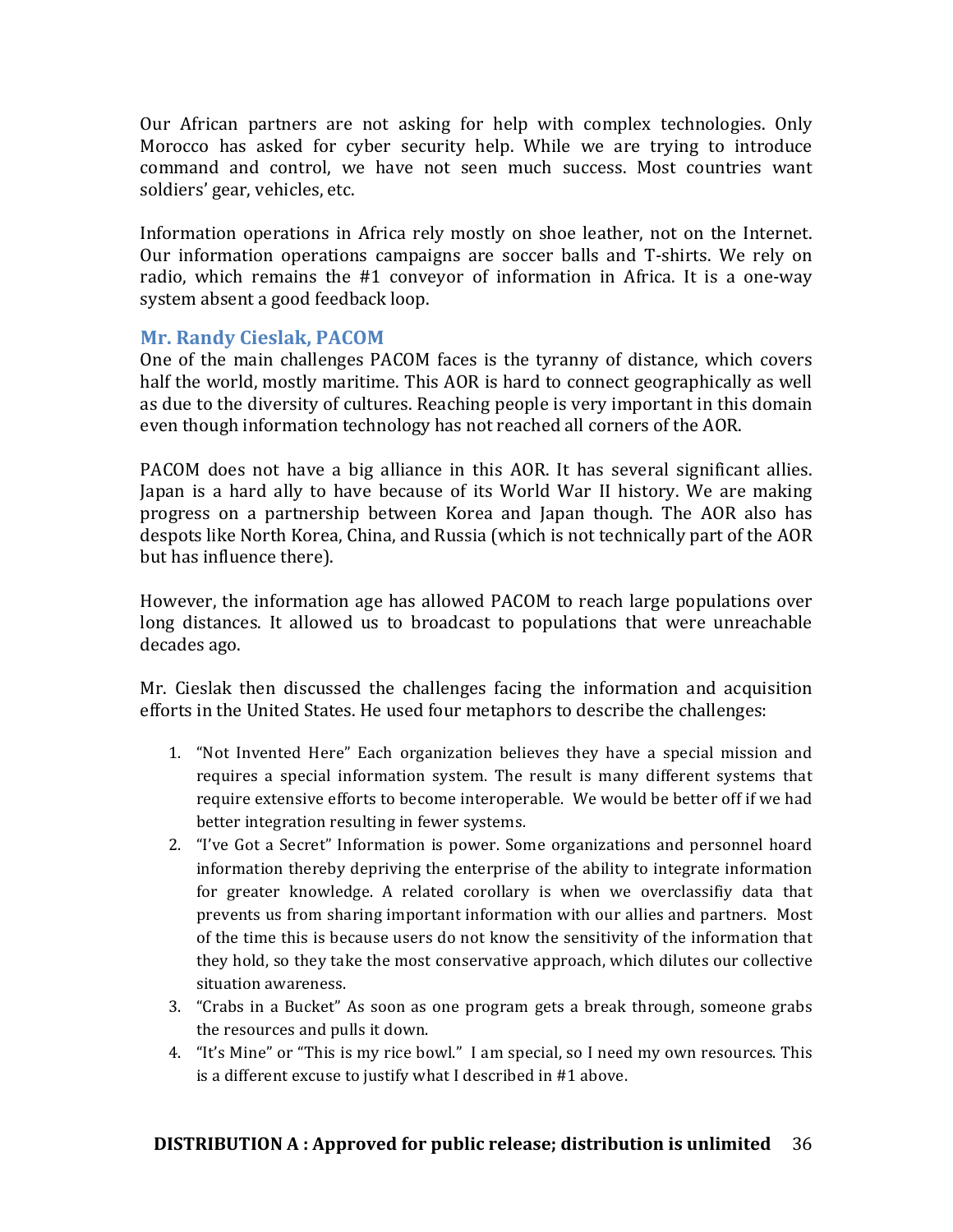Our African partners are not asking for help with complex technologies. Only Morocco has asked for cyber security help. While we are trying to introduce command and control, we have not seen much success. Most countries want soldiers' gear, vehicles, etc.

Information operations in Africa rely mostly on shoe leather, not on the Internet. Our information operations campaigns are soccer balls and T-shirts. We rely on radio, which remains the #1 conveyor of information in Africa. It is a one-way system absent a good feedback loop.

### Mr. Randy Cieslak, PACOM

One of the main challenges PACOM faces is the tyranny of distance, which covers half the world, mostly maritime. This AOR is hard to connect geographically as well as due to the diversity of cultures. Reaching people is very important in this domain even though information technology has not reached all corners of the AOR.

PACOM does not have a big alliance in this AOR. It has several significant allies. Japan is a hard ally to have because of its World War II history. We are making progress on a partnership between Korea and Japan though. The AOR also has despots like North Korea, China, and Russia (which is not technically part of the AOR but has influence there).

However, the information age has allowed PACOM to reach large populations over long distances. It allowed us to broadcast to populations that were unreachable decades ago.

Mr. Cieslak then discussed the challenges facing the information and acquisition efforts in the United States. He used four metaphors to describe the challenges:

1. "Not Invented Here" Each organization believes they have a special mission and requires a special information system. The result is many different systems that require extensive efforts to become interoperable. We would be better off if we had better integration resulting in fewer systems.
2. "I've Got a Secret" Information is power. Some organizations and personnel hoard information thereby depriving the enterprise of the ability to integrate information for greater knowledge. A related corollary is when we overclassifiy data that prevents us from sharing important information with our allies and partners. Most of the time this is because users do not know the sensitivity of the information that they hold, so they take the most conservative approach, which dilutes our collective situation awareness.
3. "Crabs in a Bucket" As soon as one program gets a break through, someone grabs the resources and pulls it down.
4. "It's Mine" or "This is my rice bowl." I am special, so I need my own resources. This is a different excuse to justify what I described in #1 above.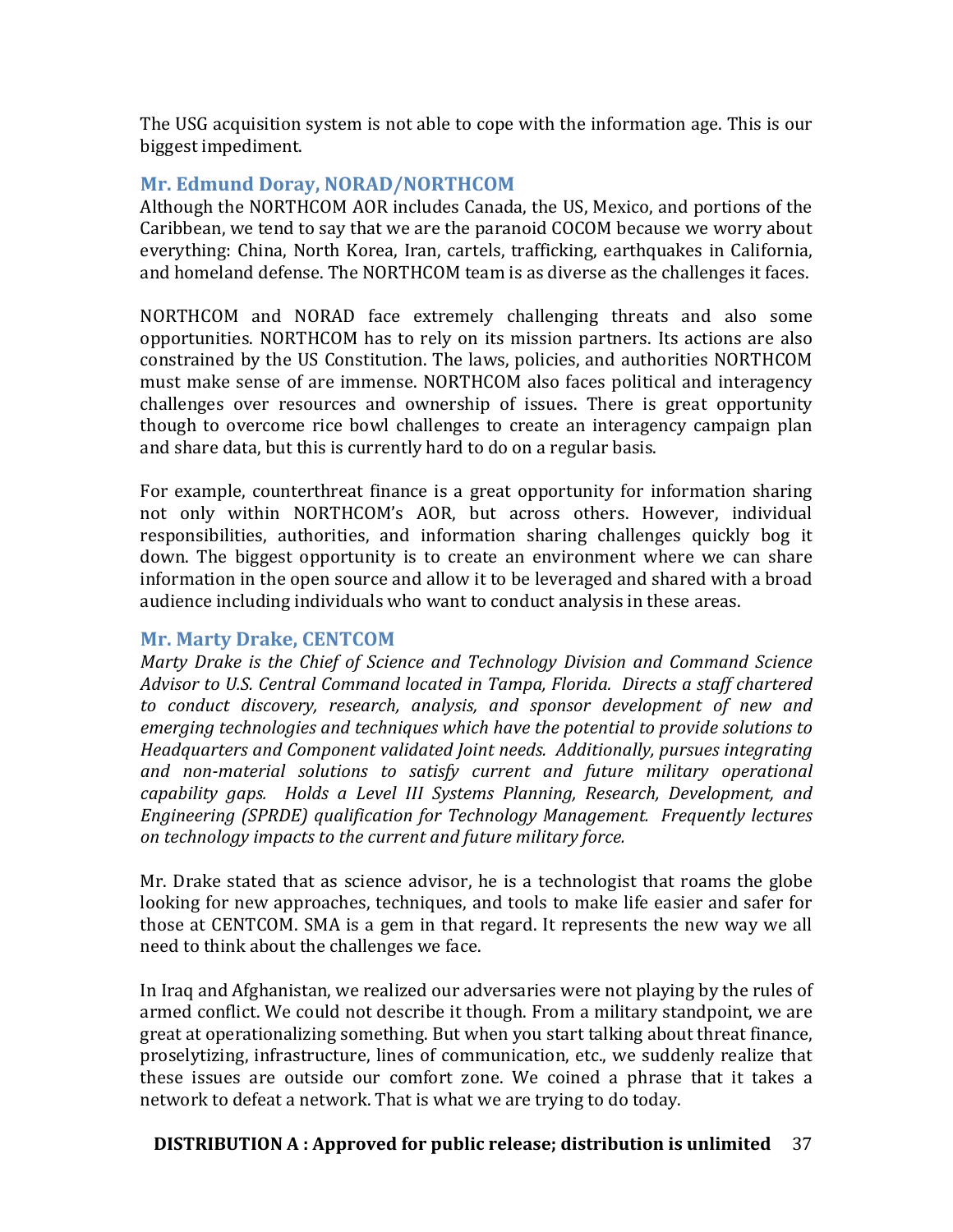The USG acquisition system is not able to cope with the information age. This is our biggest impediment.

### Mr. Edmund Doray, NORAD/NORTHCOM

Although the NORTHCOM AOR includes Canada, the US, Mexico, and portions of the Caribbean, we tend to say that we are the paranoid COCOM because we worry about everything: China, North Korea, Iran, cartels, trafficking, earthquakes in California, and homeland defense. The NORTHCOM team is as diverse as the challenges it faces.

NORTHCOM and NORAD face extremely challenging threats and also some opportunities. NORTHCOM has to rely on its mission partners. Its actions are also constrained by the US Constitution. The laws, policies, and authorities NORTHCOM must make sense of are immense. NORTHCOM also faces political and interagency challenges over resources and ownership of issues. There is great opportunity though to overcome rice bowl challenges to create an interagency campaign plan and share data, but this is currently hard to do on a regular basis.

For example, counterthreat finance is a great opportunity for information sharing not only within NORTHCOM's AOR, but across others. However, individual responsibilities, authorities, and information sharing challenges quickly bog it down. The biggest opportunity is to create an environment where we can share information in the open source and allow it to be leveraged and shared with a broad audience including individuals who want to conduct analysis in these areas.

### Mr. Marty Drake, CENTCOM

*Marty Drake is the Chief of Science and Technology Division and Command Science Advisor to U.S. Central Command located in Tampa, Florida. Directs a staff chartered to conduct discovery, research, analysis, and sponsor development of new and emerging technologies and techniques which have the potential to provide solutions to Headquarters and Component validated Joint needs. Additionally, pursues integrating and non-material solutions to satisfy current and future military operational capability gaps. Holds a Level III Systems Planning, Research, Development, and Engineering (SPRDE) qualification for Technology Management. Frequently lectures on technology impacts to the current and future military force.*

Mr. Drake stated that as science advisor, he is a technologist that roams the globe looking for new approaches, techniques, and tools to make life easier and safer for those at CENTCOM. SMA is a gem in that regard. It represents the new way we all need to think about the challenges we face.

In Iraq and Afghanistan, we realized our adversaries were not playing by the rules of armed conflict. We could not describe it though. From a military standpoint, we are great at operationalizing something. But when you start talking about threat finance, proselytizing, infrastructure, lines of communication, etc., we suddenly realize that these issues are outside our comfort zone. We coined a phrase that it takes a network to defeat a network. That is what we are trying to do today.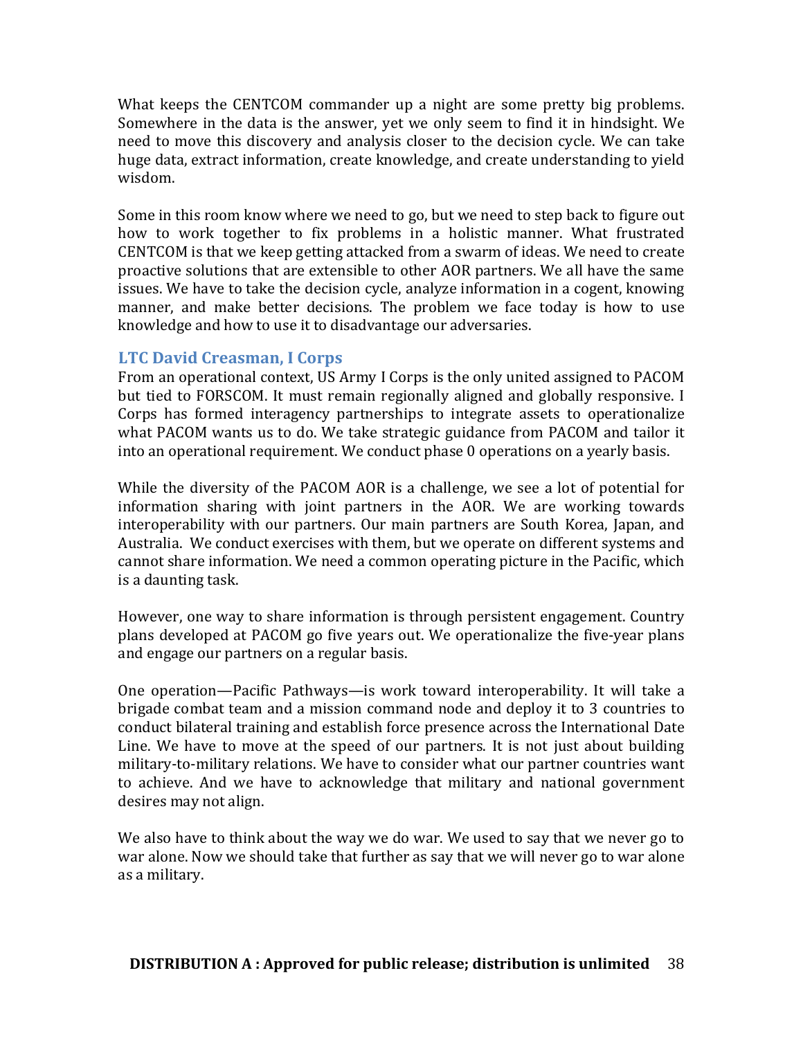What keeps the CENTCOM commander up a night are some pretty big problems. Somewhere in the data is the answer, yet we only seem to find it in hindsight. We need to move this discovery and analysis closer to the decision cycle. We can take huge data, extract information, create knowledge, and create understanding to yield wisdom.

Some in this room know where we need to go, but we need to step back to figure out how to work together to fix problems in a holistic manner. What frustrated CENTCOM is that we keep getting attacked from a swarm of ideas. We need to create proactive solutions that are extensible to other AOR partners. We all have the same issues. We have to take the decision cycle, analyze information in a cogent, knowing manner, and make better decisions. The problem we face today is how to use knowledge and how to use it to disadvantage our adversaries.

### LTC David Creasman, I Corps

From an operational context, US Army I Corps is the only united assigned to PACOM but tied to FORSCOM. It must remain regionally aligned and globally responsive. I Corps has formed interagency partnerships to integrate assets to operationalize what PACOM wants us to do. We take strategic guidance from PACOM and tailor it into an operational requirement. We conduct phase 0 operations on a yearly basis.

While the diversity of the PACOM AOR is a challenge, we see a lot of potential for information sharing with joint partners in the AOR. We are working towards interoperability with our partners. Our main partners are South Korea, Japan, and Australia. We conduct exercises with them, but we operate on different systems and cannot share information. We need a common operating picture in the Pacific, which is a daunting task.

However, one way to share information is through persistent engagement. Country plans developed at PACOM go five years out. We operationalize the five-year plans and engage our partners on a regular basis.

One operation—Pacific Pathways—is work toward interoperability. It will take a brigade combat team and a mission command node and deploy it to 3 countries to conduct bilateral training and establish force presence across the International Date Line. We have to move at the speed of our partners. It is not just about building military-to-military relations. We have to consider what our partner countries want to achieve. And we have to acknowledge that military and national government desires may not align.

We also have to think about the way we do war. We used to say that we never go to war alone. Now we should take that further as say that we will never go to war alone as a military.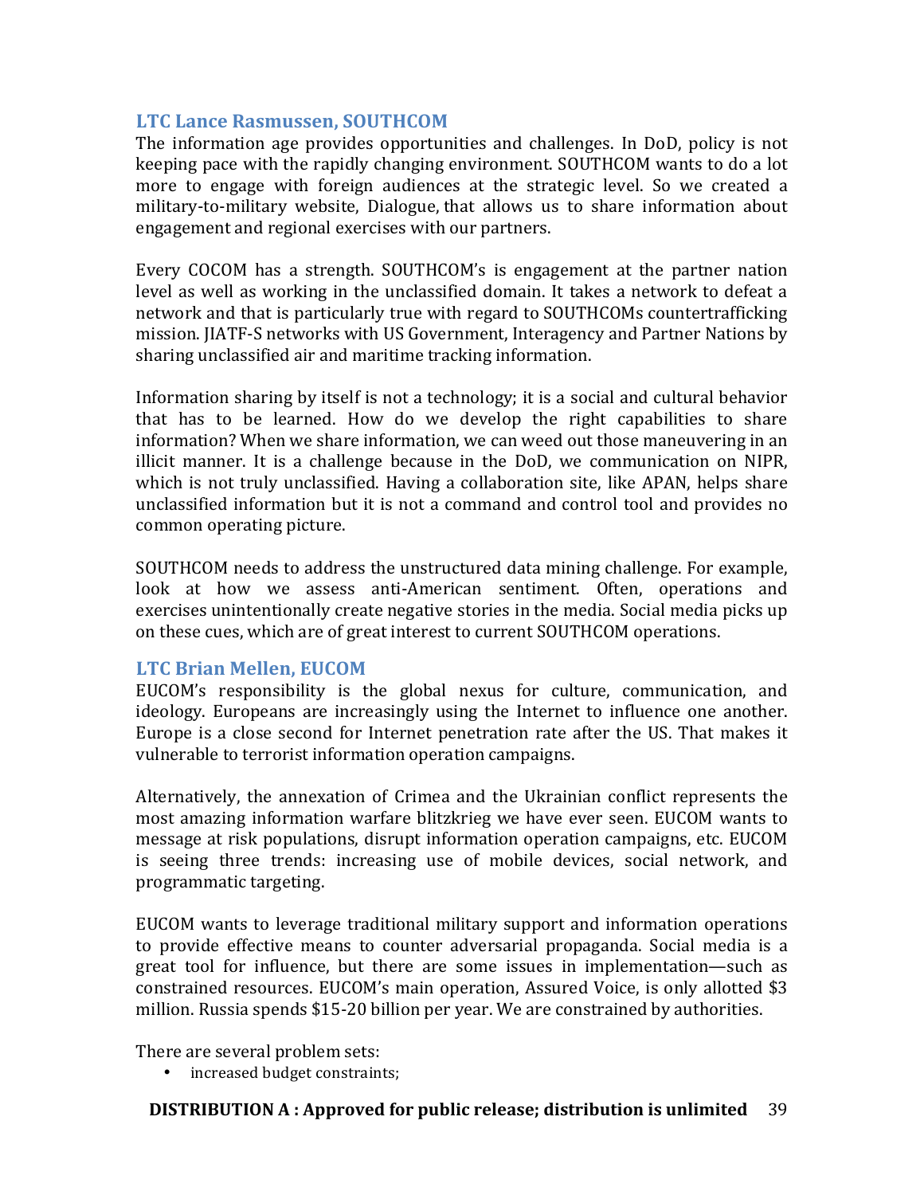### LTC Lance Rasmussen, SOUTHCOM

The information age provides opportunities and challenges. In DoD, policy is not keeping pace with the rapidly changing environment. SOUTHCOM wants to do a lot more to engage with foreign audiences at the strategic level. So we created a military-to-military website, Dialogue, that allows us to share information about engagement and regional exercises with our partners.

Every COCOM has a strength. SOUTHCOM's is engagement at the partner nation level as well as working in the unclassified domain. It takes a network to defeat a network and that is particularly true with regard to SOUTHCOMs countertrafficking mission. JIATF-S networks with US Government, Interagency and Partner Nations by sharing unclassified air and maritime tracking information.

Information sharing by itself is not a technology; it is a social and cultural behavior that has to be learned. How do we develop the right capabilities to share information? When we share information, we can weed out those maneuvering in an illicit manner. It is a challenge because in the DoD, we communication on NIPR, which is not truly unclassified. Having a collaboration site, like APAN, helps share unclassified information but it is not a command and control tool and provides no common operating picture.

SOUTHCOM needs to address the unstructured data mining challenge. For example, look at how we assess anti-American sentiment. Often, operations and exercises unintentionally create negative stories in the media. Social media picks up on these cues, which are of great interest to current SOUTHCOM operations.

### LTC Brian Mellen, EUCOM

EUCOM's responsibility is the global nexus for culture, communication, and ideology. Europeans are increasingly using the Internet to influence one another. Europe is a close second for Internet penetration rate after the US. That makes it vulnerable to terrorist information operation campaigns.

Alternatively, the annexation of Crimea and the Ukrainian conflict represents the most amazing information warfare blitzkrieg we have ever seen. EUCOM wants to message at risk populations, disrupt information operation campaigns, etc. EUCOM is seeing three trends: increasing use of mobile devices, social network, and programmatic targeting.

EUCOM wants to leverage traditional military support and information operations to provide effective means to counter adversarial propaganda. Social media is a great tool for influence, but there are some issues in implementation—such as constrained resources. EUCOM's main operation, Assured Voice, is only allotted $3 million. Russia spends $15-20 billion per year. We are constrained by authorities.

There are several problem sets:

- increased budget constraints;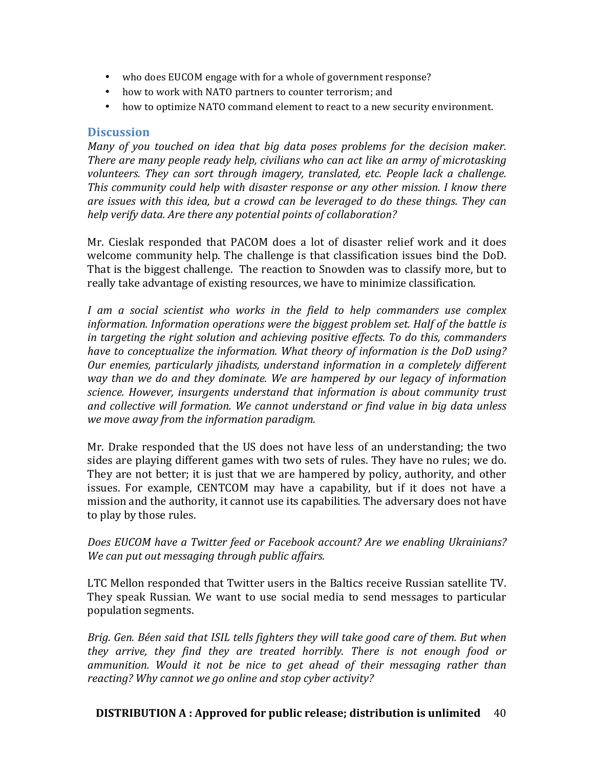- who does EUCOM engage with for a whole of government response?
- how to work with NATO partners to counter terrorism; and
- how to optimize NATO command element to react to a new security environment.

## Discussion

*Many of you touched on idea that big data poses problems for the decision maker. There are many people ready help, civilians who can act like an army of microtasking volunteers. They can sort through imagery, translated, etc. People lack a challenge. This community could help with disaster response or any other mission. I know there are issues with this idea, but a crowd can be leveraged to do these things. They can help verify data. Are there any potential points of collaboration?*

Mr. Cieslak responded that PACOM does a lot of disaster relief work and it does welcome community help. The challenge is that classification issues bind the DoD. That is the biggest challenge. The reaction to Snowden was to classify more, but to really take advantage of existing resources, we have to minimize classification.

*I am a social scientist who works in the field to help commanders use complex information. Information operations were the biggest problem set. Half of the battle is in targeting the right solution and achieving positive effects. To do this, commanders have to conceptualize the information. What theory of information is the DoD using? Our enemies, particularly jihadists, understand information in a completely different way than we do and they dominate. We are hampered by our legacy of information science. However, insurgents understand that information is about community trust and collective will formation. We cannot understand or find value in big data unless we move away from the information paradigm.*

Mr. Drake responded that the US does not have less of an understanding; the two sides are playing different games with two sets of rules. They have no rules; we do. They are not better; it is just that we are hampered by policy, authority, and other issues. For example, CENTCOM may have a capability, but if it does not have a mission and the authority, it cannot use its capabilities. The adversary does not have to play by those rules.

*Does EUCOM have a Twitter feed or Facebook account? Are we enabling Ukrainians? We can put out messaging through public affairs.*

LTC Mellon responded that Twitter users in the Baltics receive Russian satellite TV. They speak Russian. We want to use social media to send messages to particular population segments.

*Brig. Gen. Béen said that ISIL tells fighters they will take good care of them. But when they arrive, they find they are treated horribly. There is not enough food or ammunition. Would it not be nice to get ahead of their messaging rather than reacting? Why cannot we go online and stop cyber activity?*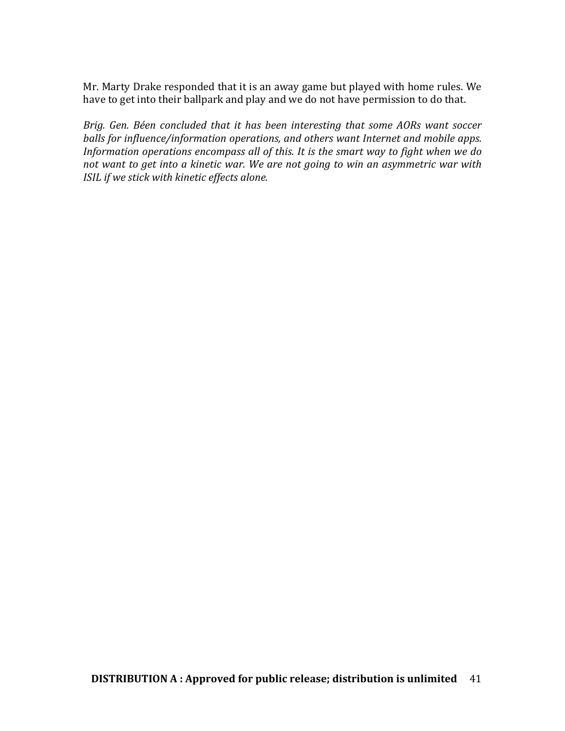Mr. Marty Drake responded that it is an away game but played with home rules. We have to get into their ballpark and play and we do not have permission to do that.

*Brig. Gen. Béen concluded that it has been interesting that some AORs want soccer balls for influence/information operations, and others want Internet and mobile apps. Information operations encompass all of this. It is the smart way to fight when we do not want to get into a kinetic war. We are not going to win an asymmetric war with ISIL if we stick with kinetic effects alone.*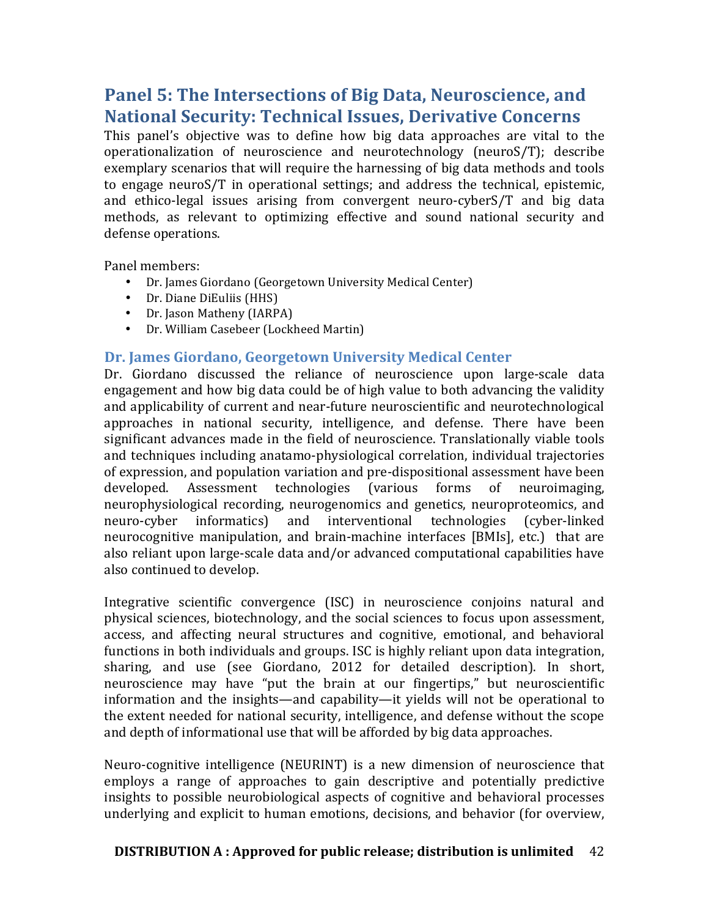## Panel 5: The Intersections of Big Data, Neuroscience, and National Security: Technical Issues, Derivative Concerns

This panel's objective was to define how big data approaches are vital to the operationalization of neuroscience and neurotechnology (neuroS/T); describe exemplary scenarios that will require the harnessing of big data methods and tools to engage neuroS/T in operational settings; and address the technical, epistemic, and ethico-legal issues arising from convergent neuro-cyberS/T and big data methods, as relevant to optimizing effective and sound national security and defense operations.

Panel members:

- Dr. James Giordano (Georgetown University Medical Center)
- Dr. Diane DiEuliis (HHS)
- Dr. Jason Matheny (IARPA)
- Dr. William Casebeer (Lockheed Martin)

### Dr. James Giordano, Georgetown University Medical Center

Dr. Giordano discussed the reliance of neuroscience upon large-scale data engagement and how big data could be of high value to both advancing the validity and applicability of current and near-future neuroscientific and neurotechnological approaches in national security, intelligence, and defense. There have been significant advances made in the field of neuroscience. Translationally viable tools and techniques including anatamo-physiological correlation, individual trajectories of expression, and population variation and pre-dispositional assessment have been developed. Assessment technologies (various forms of neuroimaging, neurophysiological recording, neurogenomics and genetics, neuroproteomics, and neuro-cyber informatics) and interventional technologies (cyber-linked neurocognitive manipulation, and brain-machine interfaces [BMIs], etc.) that are also reliant upon large-scale data and/or advanced computational capabilities have also continued to develop.

Integrative scientific convergence (ISC) in neuroscience conjoins natural and physical sciences, biotechnology, and the social sciences to focus upon assessment, access, and affecting neural structures and cognitive, emotional, and behavioral functions in both individuals and groups. ISC is highly reliant upon data integration, sharing, and use (see Giordano, 2012 for detailed description). In short, neuroscience may have "put the brain at our fingertips," but neuroscientific information and the insights—and capability—it yields will not be operational to the extent needed for national security, intelligence, and defense without the scope and depth of informational use that will be afforded by big data approaches.

Neuro-cognitive intelligence (NEURINT) is a new dimension of neuroscience that employs a range of approaches to gain descriptive and potentially predictive insights to possible neurobiological aspects of cognitive and behavioral processes underlying and explicit to human emotions, decisions, and behavior (for overview,

**DISTRIBUTION A : Approved for public release; distribution is unlimited**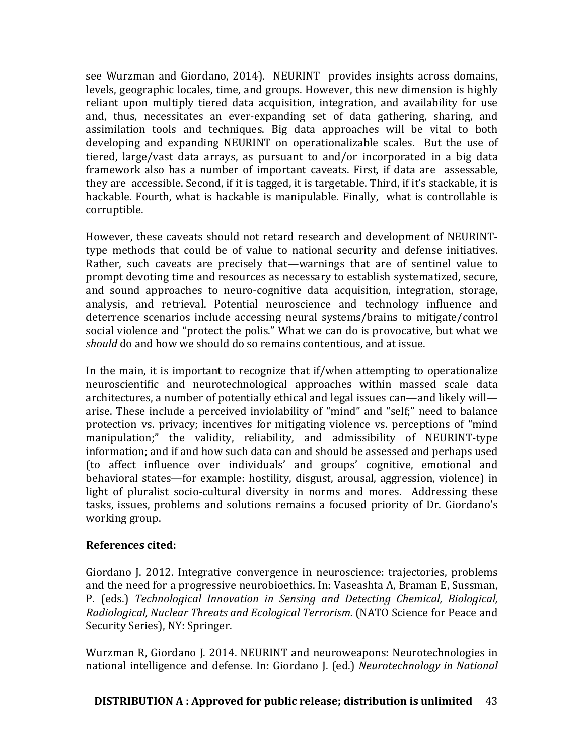see Wurzman and Giordano, 2014). NEURINT provides insights across domains, levels, geographic locales, time, and groups. However, this new dimension is highly reliant upon multiply tiered data acquisition, integration, and availability for use and, thus, necessitates an ever-expanding set of data gathering, sharing, and assimilation tools and techniques. Big data approaches will be vital to both developing and expanding NEURINT on operationalizable scales. But the use of tiered, large/vast data arrays, as pursuant to and/or incorporated in a big data framework also has a number of important caveats. First, if data are assessable, they are accessible. Second, if it is tagged, it is targetable. Third, if it's stackable, it is hackable. Fourth, what is hackable is manipulable. Finally, what is controllable is corruptible.

However, these caveats should not retard research and development of NEURINT-type methods that could be of value to national security and defense initiatives. Rather, such caveats are precisely that—warnings that are of sentinel value to prompt devoting time and resources as necessary to establish systematized, secure, and sound approaches to neuro-cognitive data acquisition, integration, storage, analysis, and retrieval. Potential neuroscience and technology influence and deterrence scenarios include accessing neural systems/brains to mitigate/control social violence and "protect the polis." What we can do is provocative, but what we *should* do and how we should do so remains contentious, and at issue.

In the main, it is important to recognize that if/when attempting to operationalize neuroscientific and neurotechnological approaches within massed scale data architectures, a number of potentially ethical and legal issues can—and likely will—arise. These include a perceived inviolability of "mind" and "self;" need to balance protection vs. privacy; incentives for mitigating violence vs. perceptions of "mind manipulation;" the validity, reliability, and admissibility of NEURINT-type information; and if and how such data can and should be assessed and perhaps used (to affect influence over individuals' and groups' cognitive, emotional and behavioral states—for example: hostility, disgust, arousal, aggression, violence) in light of pluralist socio-cultural diversity in norms and mores. Addressing these tasks, issues, problems and solutions remains a focused priority of Dr. Giordano's working group.

**References cited:**

Giordano J. 2012. Integrative convergence in neuroscience: trajectories, problems and the need for a progressive neurobioethics. In: Vaseashta A, Braman E, Sussman, P. (eds.) *Technological Innovation in Sensing and Detecting Chemical, Biological, Radiological, Nuclear Threats and Ecological Terrorism.* (NATO Science for Peace and Security Series), NY: Springer.

Wurzman R, Giordano J. 2014. NEURINT and neuroweapons: Neurotechnologies in national intelligence and defense. In: Giordano J. (ed.) *Neurotechnology in National*

**DISTRIBUTION A : Approved for public release; distribution is unlimited**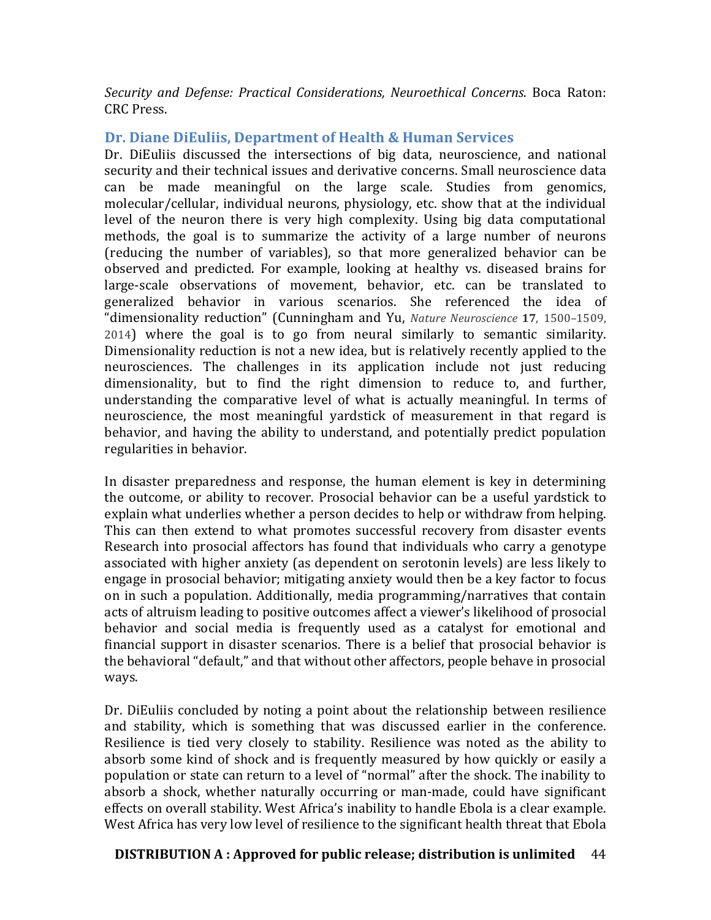*Security and Defense: Practical Considerations, Neuroethical Concerns*. Boca Raton: CRC Press.

### Dr. Diane DiEuliis, Department of Health & Human Services

Dr. DiEuliis discussed the intersections of big data, neuroscience, and national security and their technical issues and derivative concerns. Small neuroscience data can be made meaningful on the large scale. Studies from genomics, molecular/cellular, individual neurons, physiology, etc. show that at the individual level of the neuron there is very high complexity. Using big data computational methods, the goal is to summarize the activity of a large number of neurons (reducing the number of variables), so that more generalized behavior can be observed and predicted. For example, looking at healthy vs. diseased brains for large-scale observations of movement, behavior, etc. can be translated to generalized behavior in various scenarios. She referenced the idea of "dimensionality reduction" (Cunningham and Yu, *Nature Neuroscience* **17**, 1500–1509, 2014) where the goal is to go from neural similarly to semantic similarity. Dimensionality reduction is not a new idea, but is relatively recently applied to the neurosciences. The challenges in its application include not just reducing dimensionality, but to find the right dimension to reduce to, and further, understanding the comparative level of what is actually meaningful. In terms of neuroscience, the most meaningful yardstick of measurement in that regard is behavior, and having the ability to understand, and potentially predict population regularities in behavior.

In disaster preparedness and response, the human element is key in determining the outcome, or ability to recover. Prosocial behavior can be a useful yardstick to explain what underlies whether a person decides to help or withdraw from helping. This can then extend to what promotes successful recovery from disaster events Research into prosocial affectors has found that individuals who carry a genotype associated with higher anxiety (as dependent on serotonin levels) are less likely to engage in prosocial behavior; mitigating anxiety would then be a key factor to focus on in such a population. Additionally, media programming/narratives that contain acts of altruism leading to positive outcomes affect a viewer's likelihood of prosocial behavior and social media is frequently used as a catalyst for emotional and financial support in disaster scenarios. There is a belief that prosocial behavior is the behavioral "default," and that without other affectors, people behave in prosocial ways.

Dr. DiEuliis concluded by noting a point about the relationship between resilience and stability, which is something that was discussed earlier in the conference. Resilience is tied very closely to stability. Resilience was noted as the ability to absorb some kind of shock and is frequently measured by how quickly or easily a population or state can return to a level of "normal" after the shock. The inability to absorb a shock, whether naturally occurring or man-made, could have significant effects on overall stability. West Africa's inability to handle Ebola is a clear example. West Africa has very low level of resilience to the significant health threat that Ebola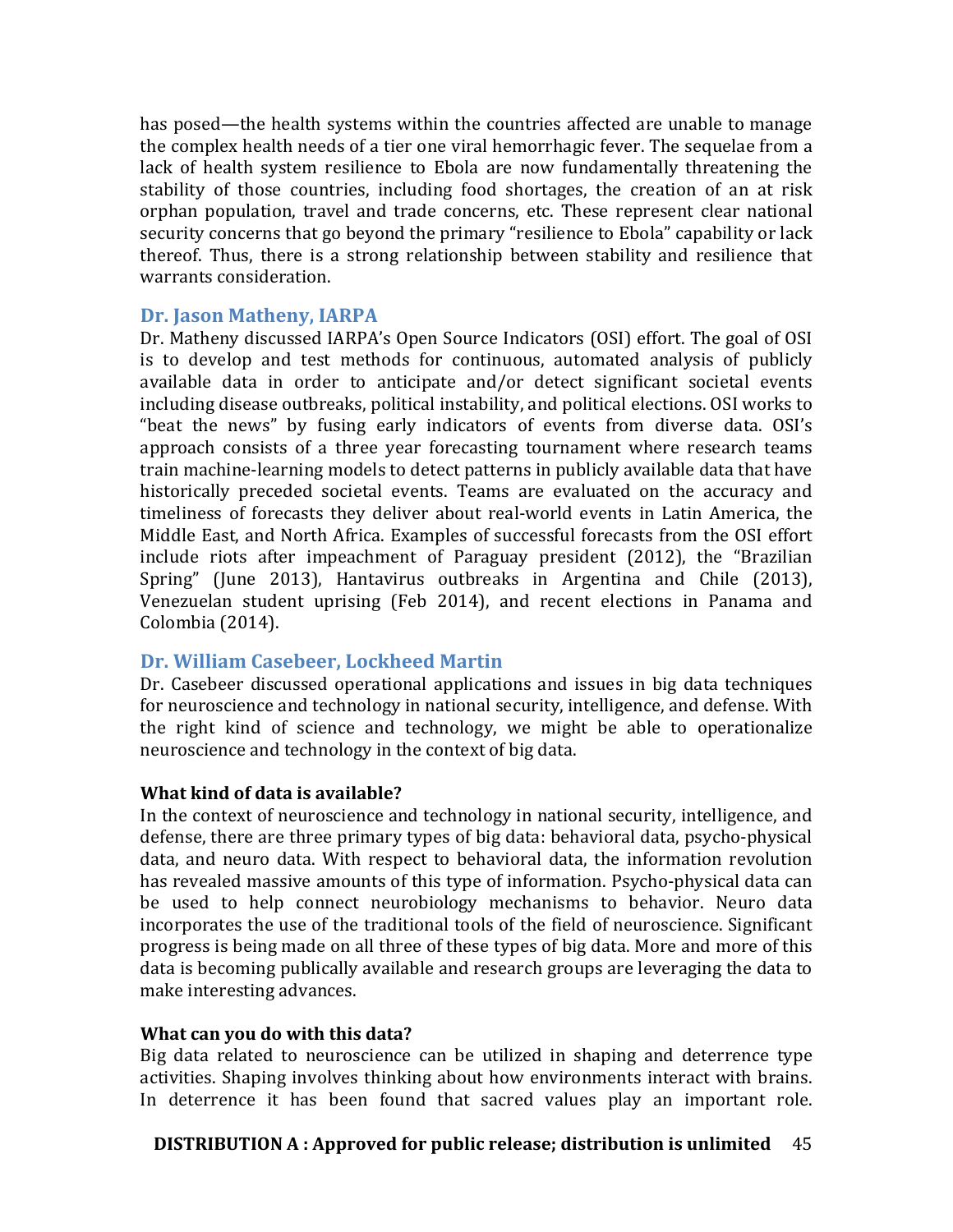has posed—the health systems within the countries affected are unable to manage the complex health needs of a tier one viral hemorrhagic fever. The sequelae from a lack of health system resilience to Ebola are now fundamentally threatening the stability of those countries, including food shortages, the creation of an at risk orphan population, travel and trade concerns, etc. These represent clear national security concerns that go beyond the primary "resilience to Ebola" capability or lack thereof. Thus, there is a strong relationship between stability and resilience that warrants consideration.

### Dr. Jason Matheny, IARPA

Dr. Matheny discussed IARPA's Open Source Indicators (OSI) effort. The goal of OSI is to develop and test methods for continuous, automated analysis of publicly available data in order to anticipate and/or detect significant societal events including disease outbreaks, political instability, and political elections. OSI works to "beat the news" by fusing early indicators of events from diverse data. OSI's approach consists of a three year forecasting tournament where research teams train machine-learning models to detect patterns in publicly available data that have historically preceded societal events. Teams are evaluated on the accuracy and timeliness of forecasts they deliver about real-world events in Latin America, the Middle East, and North Africa. Examples of successful forecasts from the OSI effort include riots after impeachment of Paraguay president (2012), the "Brazilian Spring" (June 2013), Hantavirus outbreaks in Argentina and Chile (2013), Venezuelan student uprising (Feb 2014), and recent elections in Panama and Colombia (2014).

### Dr. William Casebeer, Lockheed Martin

Dr. Casebeer discussed operational applications and issues in big data techniques for neuroscience and technology in national security, intelligence, and defense. With the right kind of science and technology, we might be able to operationalize neuroscience and technology in the context of big data.

**What kind of data is available?**

In the context of neuroscience and technology in national security, intelligence, and defense, there are three primary types of big data: behavioral data, psycho-physical data, and neuro data. With respect to behavioral data, the information revolution has revealed massive amounts of this type of information. Psycho-physical data can be used to help connect neurobiology mechanisms to behavior. Neuro data incorporates the use of the traditional tools of the field of neuroscience. Significant progress is being made on all three of these types of big data. More and more of this data is becoming publically available and research groups are leveraging the data to make interesting advances.

**What can you do with this data?**

Big data related to neuroscience can be utilized in shaping and deterrence type activities. Shaping involves thinking about how environments interact with brains. In deterrence it has been found that sacred values play an important role.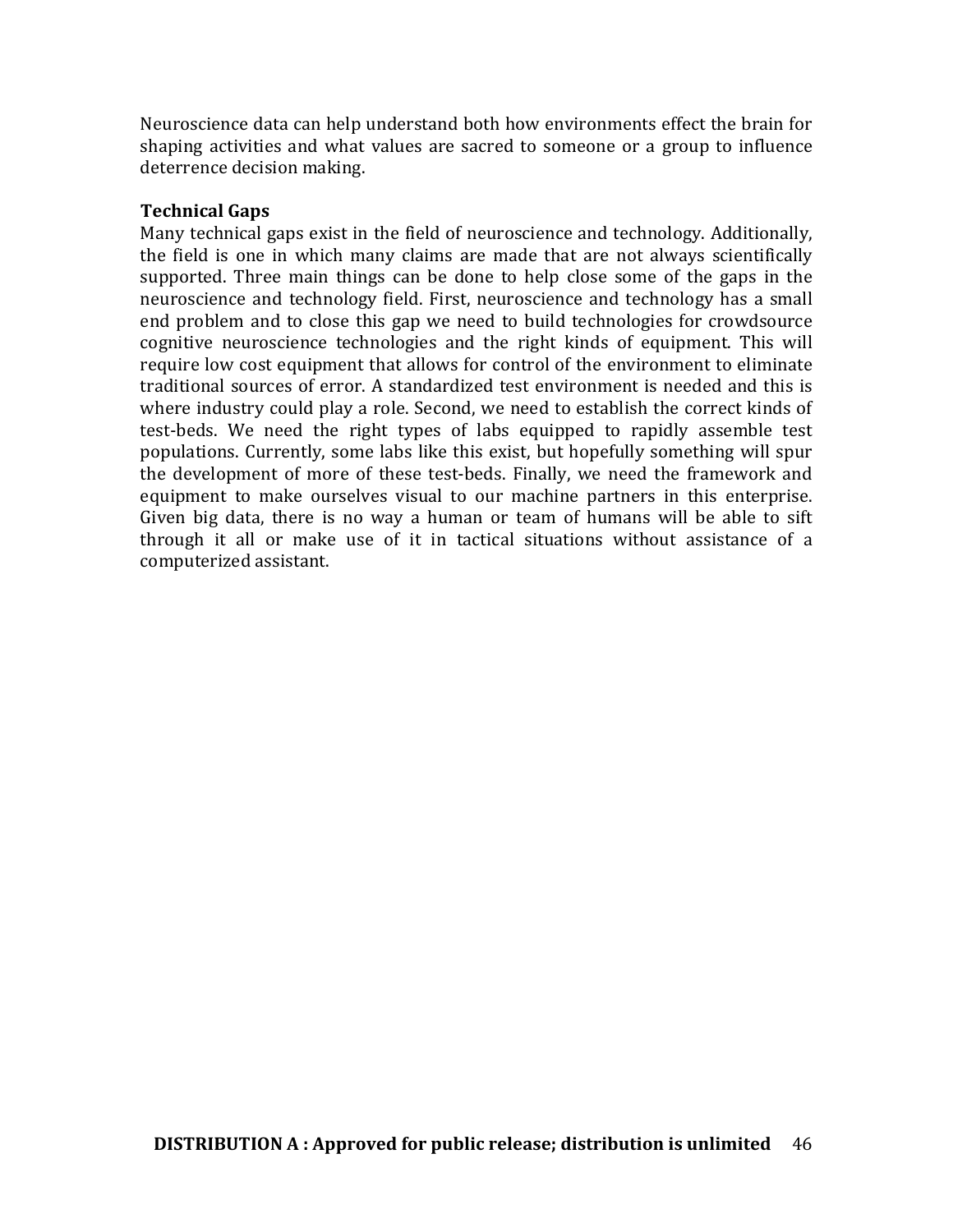Neuroscience data can help understand both how environments effect the brain for shaping activities and what values are sacred to someone or a group to influence deterrence decision making.

**Technical Gaps**

Many technical gaps exist in the field of neuroscience and technology. Additionally, the field is one in which many claims are made that are not always scientifically supported. Three main things can be done to help close some of the gaps in the neuroscience and technology field. First, neuroscience and technology has a small end problem and to close this gap we need to build technologies for crowdsource cognitive neuroscience technologies and the right kinds of equipment. This will require low cost equipment that allows for control of the environment to eliminate traditional sources of error. A standardized test environment is needed and this is where industry could play a role. Second, we need to establish the correct kinds of test-beds. We need the right types of labs equipped to rapidly assemble test populations. Currently, some labs like this exist, but hopefully something will spur the development of more of these test-beds. Finally, we need the framework and equipment to make ourselves visual to our machine partners in this enterprise. Given big data, there is no way a human or team of humans will be able to sift through it all or make use of it in tactical situations without assistance of a computerized assistant.

**DISTRIBUTION A : Approved for public release; distribution is unlimited**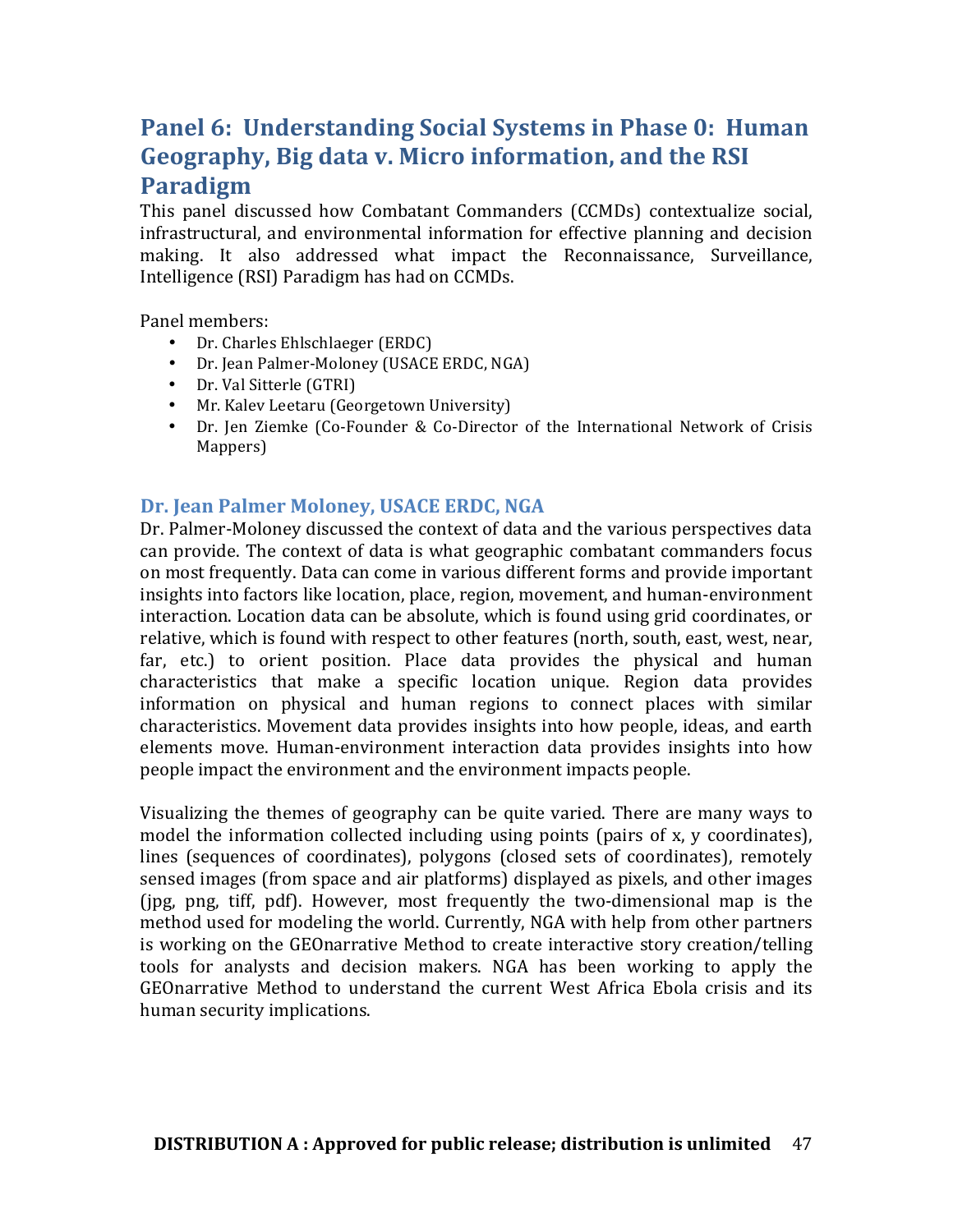## Panel 6: Understanding Social Systems in Phase 0: Human Geography, Big data v. Micro information, and the RSI Paradigm

This panel discussed how Combatant Commanders (CCMDs) contextualize social, infrastructural, and environmental information for effective planning and decision making. It also addressed what impact the Reconnaissance, Surveillance, Intelligence (RSI) Paradigm has had on CCMDs.

Panel members:

- Dr. Charles Ehlschlaeger (ERDC)
- Dr. Jean Palmer-Moloney (USACE ERDC, NGA)
- Dr. Val Sitterle (GTRI)
- Mr. Kalev Leetaru (Georgetown University)
- Dr. Jen Ziemke (Co-Founder & Co-Director of the International Network of Crisis Mappers)

### Dr. Jean Palmer Moloney, USACE ERDC, NGA

Dr. Palmer-Moloney discussed the context of data and the various perspectives data can provide. The context of data is what geographic combatant commanders focus on most frequently. Data can come in various different forms and provide important insights into factors like location, place, region, movement, and human-environment interaction. Location data can be absolute, which is found using grid coordinates, or relative, which is found with respect to other features (north, south, east, west, near, far, etc.) to orient position. Place data provides the physical and human characteristics that make a specific location unique. Region data provides information on physical and human regions to connect places with similar characteristics. Movement data provides insights into how people, ideas, and earth elements move. Human-environment interaction data provides insights into how people impact the environment and the environment impacts people.

Visualizing the themes of geography can be quite varied. There are many ways to model the information collected including using points (pairs of x, y coordinates), lines (sequences of coordinates), polygons (closed sets of coordinates), remotely sensed images (from space and air platforms) displayed as pixels, and other images (jpg, png, tiff, pdf). However, most frequently the two-dimensional map is the method used for modeling the world. Currently, NGA with help from other partners is working on the GEOnarrative Method to create interactive story creation/telling tools for analysts and decision makers. NGA has been working to apply the GEOnarrative Method to understand the current West Africa Ebola crisis and its human security implications.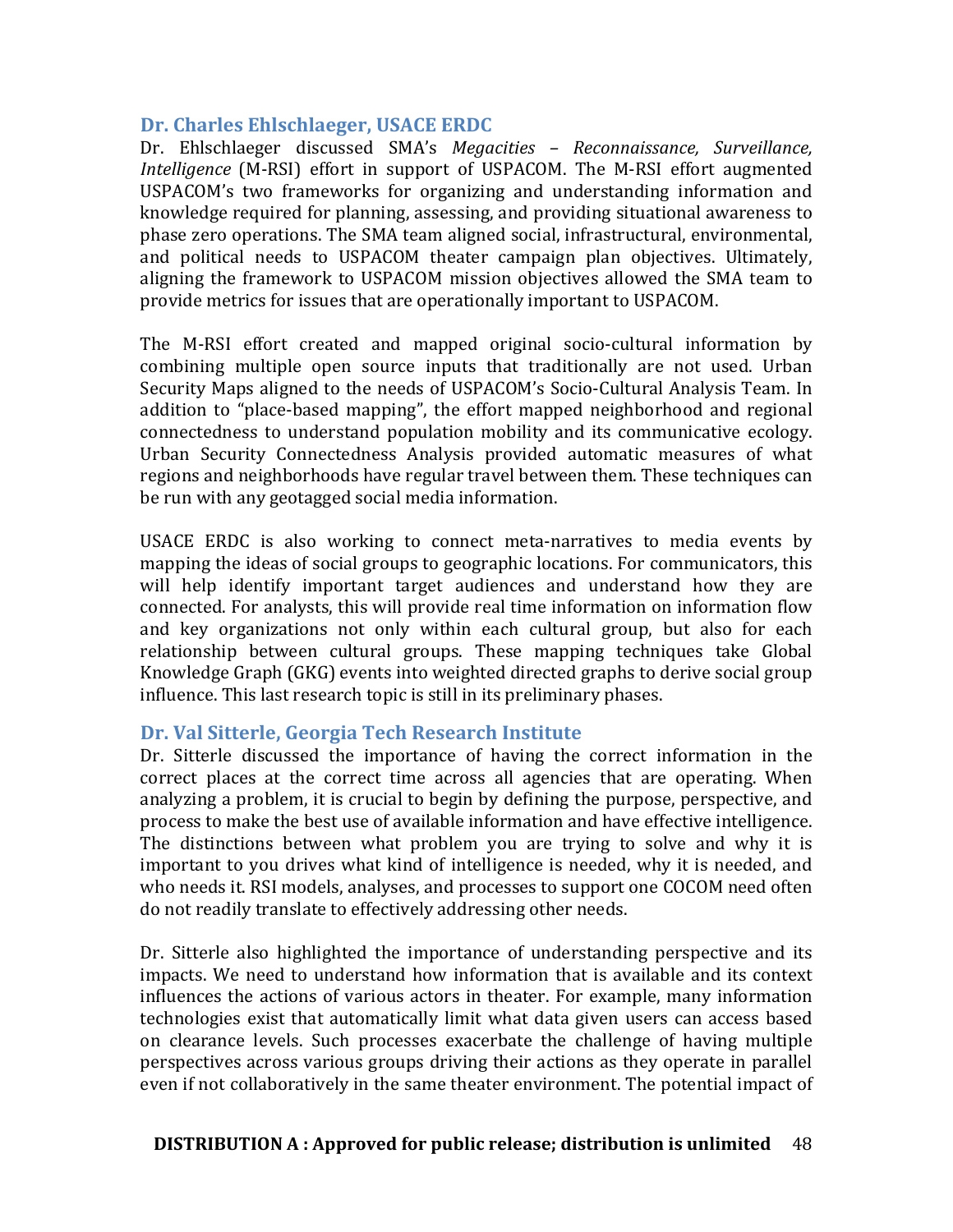### Dr. Charles Ehlschlaeger, USACE ERDC

Dr. Ehlschlaeger discussed SMA's *Megacities – Reconnaissance, Surveillance, Intelligence* (M-RSI) effort in support of USPACOM. The M-RSI effort augmented USPACOM's two frameworks for organizing and understanding information and knowledge required for planning, assessing, and providing situational awareness to phase zero operations. The SMA team aligned social, infrastructural, environmental, and political needs to USPACOM theater campaign plan objectives. Ultimately, aligning the framework to USPACOM mission objectives allowed the SMA team to provide metrics for issues that are operationally important to USPACOM.

The M-RSI effort created and mapped original socio-cultural information by combining multiple open source inputs that traditionally are not used. Urban Security Maps aligned to the needs of USPACOM's Socio-Cultural Analysis Team. In addition to "place-based mapping", the effort mapped neighborhood and regional connectedness to understand population mobility and its communicative ecology. Urban Security Connectedness Analysis provided automatic measures of what regions and neighborhoods have regular travel between them. These techniques can be run with any geotagged social media information.

USACE ERDC is also working to connect meta-narratives to media events by mapping the ideas of social groups to geographic locations. For communicators, this will help identify important target audiences and understand how they are connected. For analysts, this will provide real time information on information flow and key organizations not only within each cultural group, but also for each relationship between cultural groups. These mapping techniques take Global Knowledge Graph (GKG) events into weighted directed graphs to derive social group influence. This last research topic is still in its preliminary phases.

### Dr. Val Sitterle, Georgia Tech Research Institute

Dr. Sitterle discussed the importance of having the correct information in the correct places at the correct time across all agencies that are operating. When analyzing a problem, it is crucial to begin by defining the purpose, perspective, and process to make the best use of available information and have effective intelligence. The distinctions between what problem you are trying to solve and why it is important to you drives what kind of intelligence is needed, why it is needed, and who needs it. RSI models, analyses, and processes to support one COCOM need often do not readily translate to effectively addressing other needs.

Dr. Sitterle also highlighted the importance of understanding perspective and its impacts. We need to understand how information that is available and its context influences the actions of various actors in theater. For example, many information technologies exist that automatically limit what data given users can access based on clearance levels. Such processes exacerbate the challenge of having multiple perspectives across various groups driving their actions as they operate in parallel even if not collaboratively in the same theater environment. The potential impact of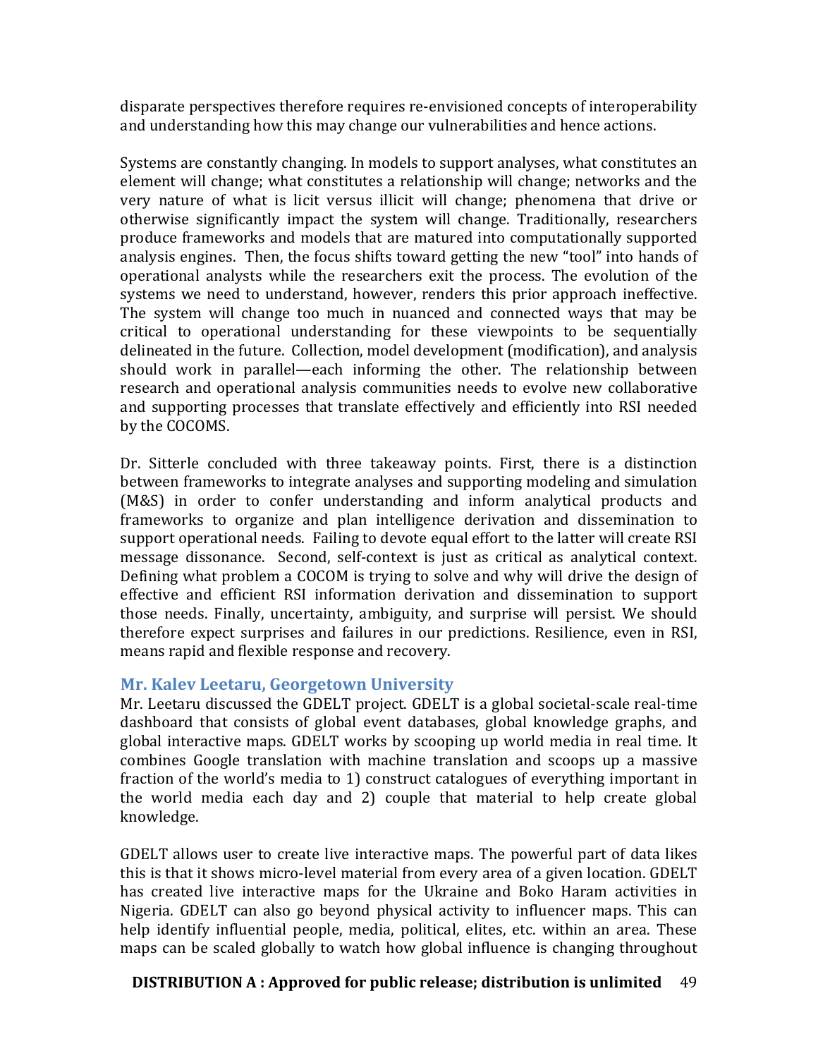disparate perspectives therefore requires re-envisioned concepts of interoperability and understanding how this may change our vulnerabilities and hence actions.

Systems are constantly changing. In models to support analyses, what constitutes an element will change; what constitutes a relationship will change; networks and the very nature of what is licit versus illicit will change; phenomena that drive or otherwise significantly impact the system will change. Traditionally, researchers produce frameworks and models that are matured into computationally supported analysis engines. Then, the focus shifts toward getting the new "tool" into hands of operational analysts while the researchers exit the process. The evolution of the systems we need to understand, however, renders this prior approach ineffective. The system will change too much in nuanced and connected ways that may be critical to operational understanding for these viewpoints to be sequentially delineated in the future. Collection, model development (modification), and analysis should work in parallel—each informing the other. The relationship between research and operational analysis communities needs to evolve new collaborative and supporting processes that translate effectively and efficiently into RSI needed by the COCOMS.

Dr. Sitterle concluded with three takeaway points. First, there is a distinction between frameworks to integrate analyses and supporting modeling and simulation (M&S) in order to confer understanding and inform analytical products and frameworks to organize and plan intelligence derivation and dissemination to support operational needs. Failing to devote equal effort to the latter will create RSI message dissonance. Second, self-context is just as critical as analytical context. Defining what problem a COCOM is trying to solve and why will drive the design of effective and efficient RSI information derivation and dissemination to support those needs. Finally, uncertainty, ambiguity, and surprise will persist. We should therefore expect surprises and failures in our predictions. Resilience, even in RSI, means rapid and flexible response and recovery.

### Mr. Kalev Leetaru, Georgetown University

Mr. Leetaru discussed the GDELT project. GDELT is a global societal-scale real-time dashboard that consists of global event databases, global knowledge graphs, and global interactive maps. GDELT works by scooping up world media in real time. It combines Google translation with machine translation and scoops up a massive fraction of the world's media to 1) construct catalogues of everything important in the world media each day and 2) couple that material to help create global knowledge.

GDELT allows user to create live interactive maps. The powerful part of data likes this is that it shows micro-level material from every area of a given location. GDELT has created live interactive maps for the Ukraine and Boko Haram activities in Nigeria. GDELT can also go beyond physical activity to influencer maps. This can help identify influential people, media, political, elites, etc. within an area. These maps can be scaled globally to watch how global influence is changing throughout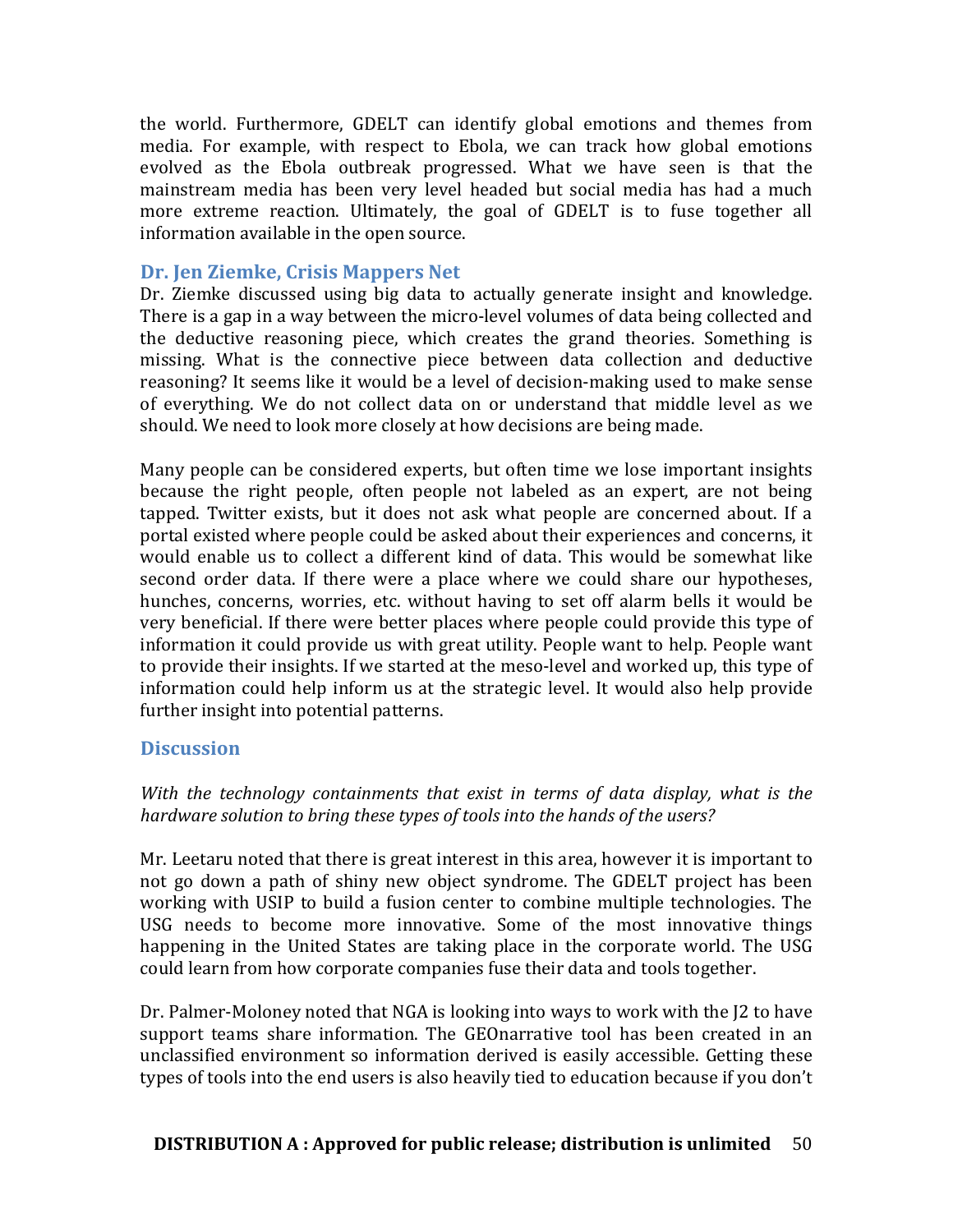the world. Furthermore, GDELT can identify global emotions and themes from media. For example, with respect to Ebola, we can track how global emotions evolved as the Ebola outbreak progressed. What we have seen is that the mainstream media has been very level headed but social media has had a much more extreme reaction. Ultimately, the goal of GDELT is to fuse together all information available in the open source.

### Dr. Jen Ziemke, Crisis Mappers Net

Dr. Ziemke discussed using big data to actually generate insight and knowledge. There is a gap in a way between the micro-level volumes of data being collected and the deductive reasoning piece, which creates the grand theories. Something is missing. What is the connective piece between data collection and deductive reasoning? It seems like it would be a level of decision-making used to make sense of everything. We do not collect data on or understand that middle level as we should. We need to look more closely at how decisions are being made.

Many people can be considered experts, but often time we lose important insights because the right people, often people not labeled as an expert, are not being tapped. Twitter exists, but it does not ask what people are concerned about. If a portal existed where people could be asked about their experiences and concerns, it would enable us to collect a different kind of data. This would be somewhat like second order data. If there were a place where we could share our hypotheses, hunches, concerns, worries, etc. without having to set off alarm bells it would be very beneficial. If there were better places where people could provide this type of information it could provide us with great utility. People want to help. People want to provide their insights. If we started at the meso-level and worked up, this type of information could help inform us at the strategic level. It would also help provide further insight into potential patterns.

### Discussion

*With the technology containments that exist in terms of data display, what is the hardware solution to bring these types of tools into the hands of the users?*

Mr. Leetaru noted that there is great interest in this area, however it is important to not go down a path of shiny new object syndrome. The GDELT project has been working with USIP to build a fusion center to combine multiple technologies. The USG needs to become more innovative. Some of the most innovative things happening in the United States are taking place in the corporate world. The USG could learn from how corporate companies fuse their data and tools together.

Dr. Palmer-Moloney noted that NGA is looking into ways to work with the J2 to have support teams share information. The GEOnarrative tool has been created in an unclassified environment so information derived is easily accessible. Getting these types of tools into the end users is also heavily tied to education because if you don't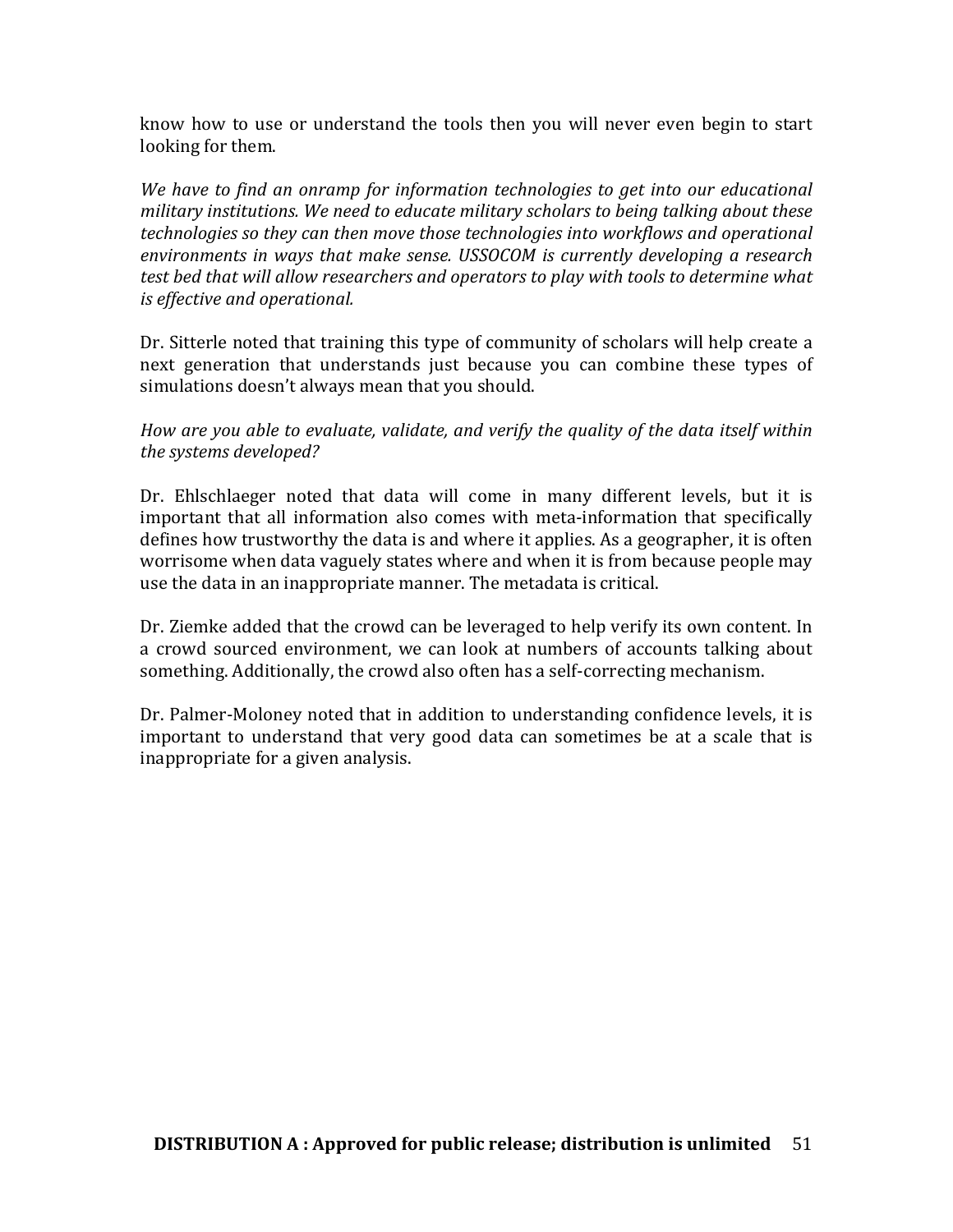know how to use or understand the tools then you will never even begin to start looking for them.

*We have to find an onramp for information technologies to get into our educational military institutions. We need to educate military scholars to being talking about these technologies so they can then move those technologies into workflows and operational environments in ways that make sense. USSOCOM is currently developing a research test bed that will allow researchers and operators to play with tools to determine what is effective and operational.*

Dr. Sitterle noted that training this type of community of scholars will help create a next generation that understands just because you can combine these types of simulations doesn't always mean that you should.

*How are you able to evaluate, validate, and verify the quality of the data itself within the systems developed?*

Dr. Ehlschlaeger noted that data will come in many different levels, but it is important that all information also comes with meta-information that specifically defines how trustworthy the data is and where it applies. As a geographer, it is often worrisome when data vaguely states where and when it is from because people may use the data in an inappropriate manner. The metadata is critical.

Dr. Ziemke added that the crowd can be leveraged to help verify its own content. In a crowd sourced environment, we can look at numbers of accounts talking about something. Additionally, the crowd also often has a self-correcting mechanism.

Dr. Palmer-Moloney noted that in addition to understanding confidence levels, it is important to understand that very good data can sometimes be at a scale that is inappropriate for a given analysis.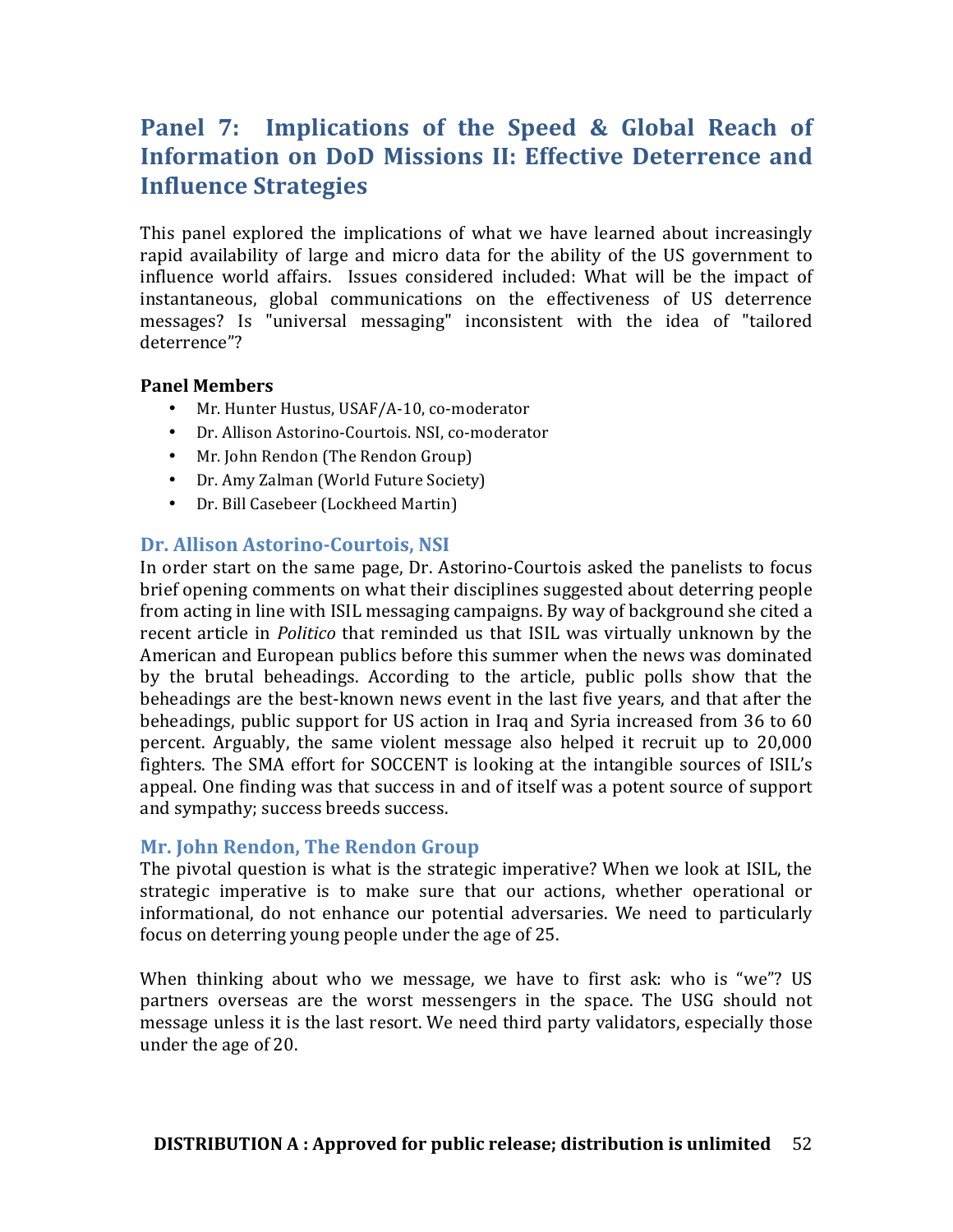## Panel 7: Implications of the Speed & Global Reach of Information on DoD Missions II: Effective Deterrence and Influence Strategies

This panel explored the implications of what we have learned about increasingly rapid availability of large and micro data for the ability of the US government to influence world affairs. Issues considered included: What will be the impact of instantaneous, global communications on the effectiveness of US deterrence messages? Is "universal messaging" inconsistent with the idea of "tailored deterrence"?

**Panel Members**

- Mr. Hunter Hustus, USAF/A-10, co-moderator
- Dr. Allison Astorino-Courtois. NSI, co-moderator
- Mr. John Rendon (The Rendon Group)
- Dr. Amy Zalman (World Future Society)
- Dr. Bill Casebeer (Lockheed Martin)

### Dr. Allison Astorino-Courtois, NSI

In order start on the same page, Dr. Astorino-Courtois asked the panelists to focus brief opening comments on what their disciplines suggested about deterring people from acting in line with ISIL messaging campaigns. By way of background she cited a recent article in *Politico* that reminded us that ISIL was virtually unknown by the American and European publics before this summer when the news was dominated by the brutal beheadings. According to the article, public polls show that the beheadings are the best-known news event in the last five years, and that after the beheadings, public support for US action in Iraq and Syria increased from 36 to 60 percent. Arguably, the same violent message also helped it recruit up to 20,000 fighters. The SMA effort for SOCCENT is looking at the intangible sources of ISIL's appeal. One finding was that success in and of itself was a potent source of support and sympathy; success breeds success.

### Mr. John Rendon, The Rendon Group

The pivotal question is what is the strategic imperative? When we look at ISIL, the strategic imperative is to make sure that our actions, whether operational or informational, do not enhance our potential adversaries. We need to particularly focus on deterring young people under the age of 25.

When thinking about who we message, we have to first ask: who is "we"? US partners overseas are the worst messengers in the space. The USG should not message unless it is the last resort. We need third party validators, especially those under the age of 20.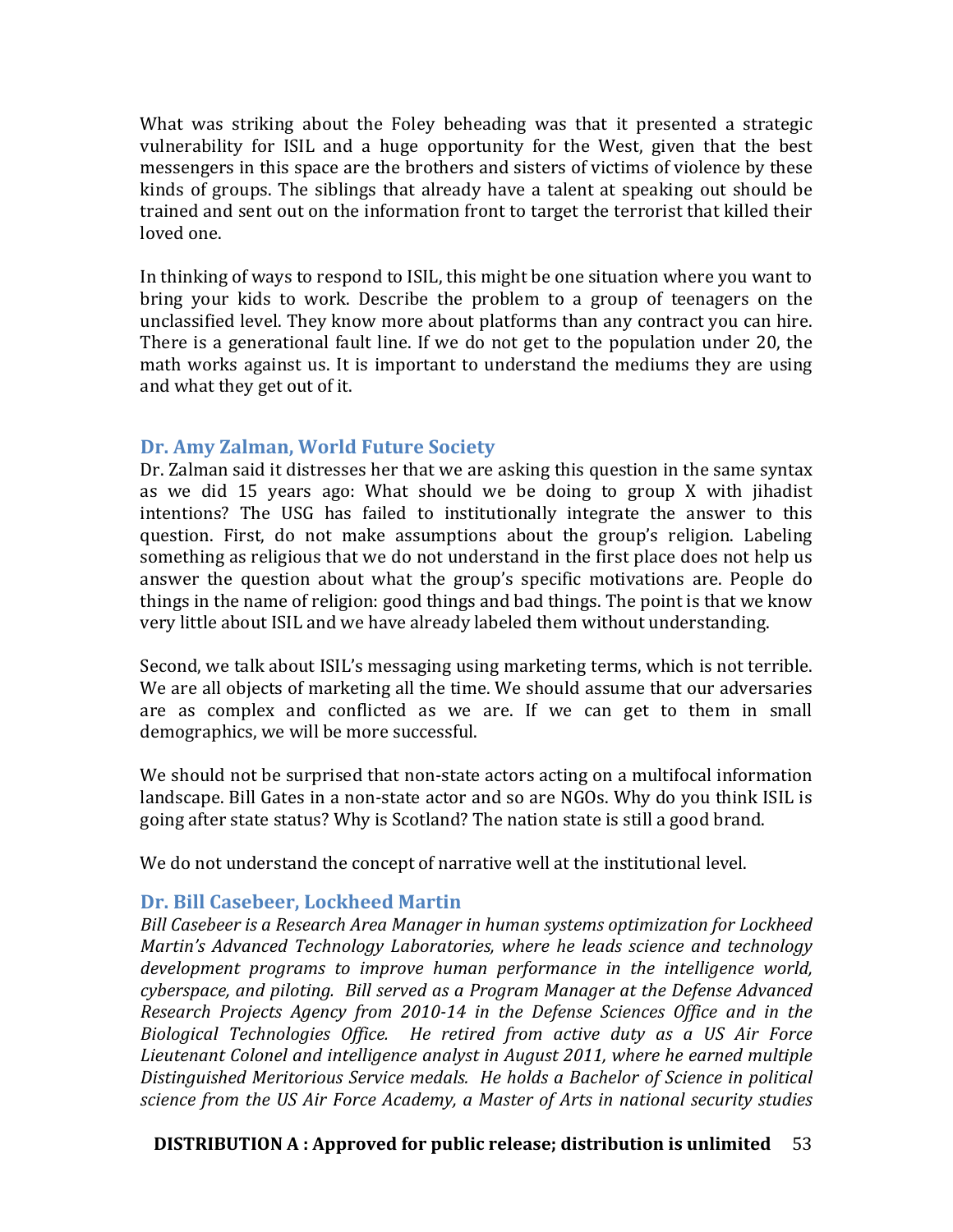What was striking about the Foley beheading was that it presented a strategic vulnerability for ISIL and a huge opportunity for the West, given that the best messengers in this space are the brothers and sisters of victims of violence by these kinds of groups. The siblings that already have a talent at speaking out should be trained and sent out on the information front to target the terrorist that killed their loved one.

In thinking of ways to respond to ISIL, this might be one situation where you want to bring your kids to work. Describe the problem to a group of teenagers on the unclassified level. They know more about platforms than any contract you can hire. There is a generational fault line. If we do not get to the population under 20, the math works against us. It is important to understand the mediums they are using and what they get out of it.

### Dr. Amy Zalman, World Future Society

Dr. Zalman said it distresses her that we are asking this question in the same syntax as we did 15 years ago: What should we be doing to group X with jihadist intentions? The USG has failed to institutionally integrate the answer to this question. First, do not make assumptions about the group's religion. Labeling something as religious that we do not understand in the first place does not help us answer the question about what the group's specific motivations are. People do things in the name of religion: good things and bad things. The point is that we know very little about ISIL and we have already labeled them without understanding.

Second, we talk about ISIL's messaging using marketing terms, which is not terrible. We are all objects of marketing all the time. We should assume that our adversaries are as complex and conflicted as we are. If we can get to them in small demographics, we will be more successful.

We should not be surprised that non-state actors acting on a multifocal information landscape. Bill Gates in a non-state actor and so are NGOs. Why do you think ISIL is going after state status? Why is Scotland? The nation state is still a good brand.

We do not understand the concept of narrative well at the institutional level.

### Dr. Bill Casebeer, Lockheed Martin

*Bill Casebeer is a Research Area Manager in human systems optimization for Lockheed Martin's Advanced Technology Laboratories, where he leads science and technology development programs to improve human performance in the intelligence world, cyberspace, and piloting. Bill served as a Program Manager at the Defense Advanced Research Projects Agency from 2010-14 in the Defense Sciences Office and in the Biological Technologies Office. He retired from active duty as a US Air Force Lieutenant Colonel and intelligence analyst in August 2011, where he earned multiple Distinguished Meritorious Service medals. He holds a Bachelor of Science in political science from the US Air Force Academy, a Master of Arts in national security studies*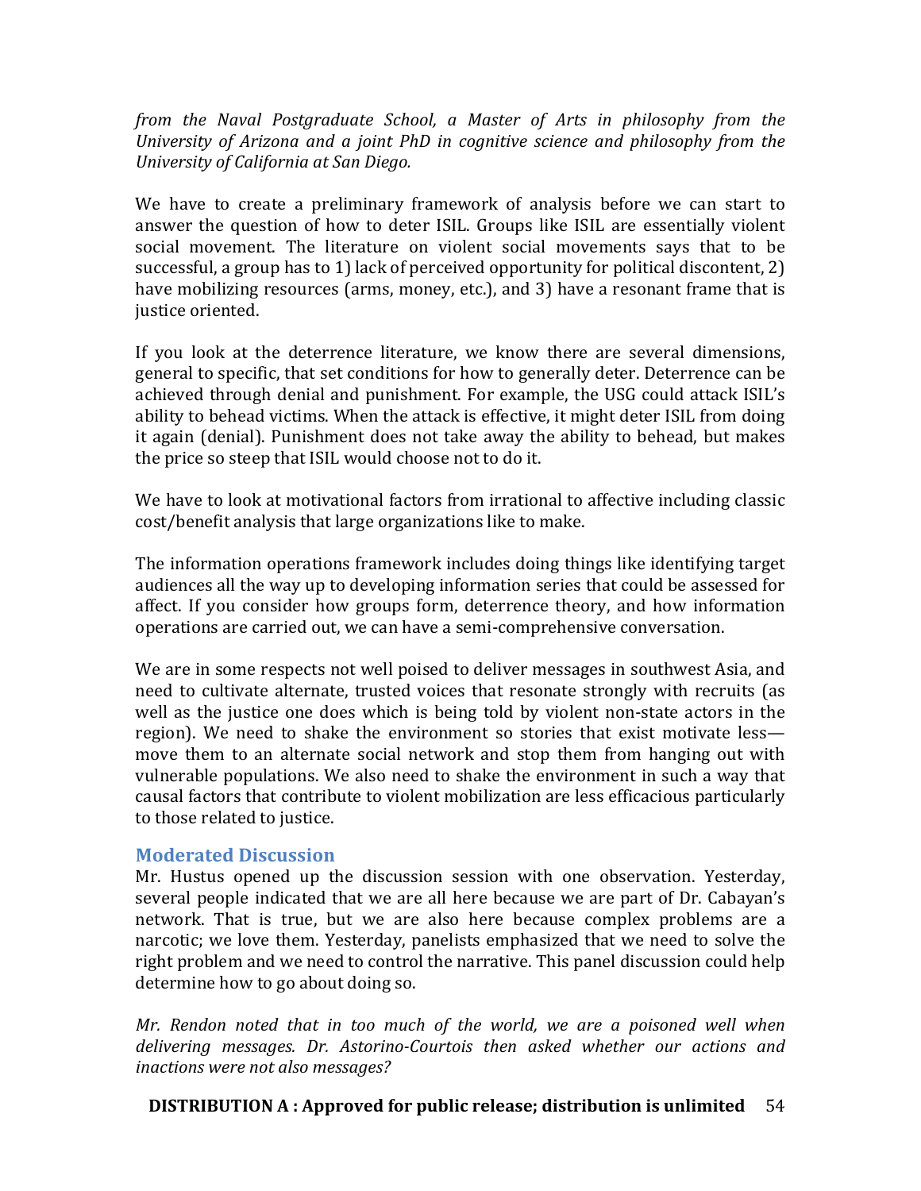*from the Naval Postgraduate School, a Master of Arts in philosophy from the University of Arizona and a joint PhD in cognitive science and philosophy from the University of California at San Diego.*

We have to create a preliminary framework of analysis before we can start to answer the question of how to deter ISIL. Groups like ISIL are essentially violent social movement. The literature on violent social movements says that to be successful, a group has to 1) lack of perceived opportunity for political discontent, 2) have mobilizing resources (arms, money, etc.), and 3) have a resonant frame that is justice oriented.

If you look at the deterrence literature, we know there are several dimensions, general to specific, that set conditions for how to generally deter. Deterrence can be achieved through denial and punishment. For example, the USG could attack ISIL's ability to behead victims. When the attack is effective, it might deter ISIL from doing it again (denial). Punishment does not take away the ability to behead, but makes the price so steep that ISIL would choose not to do it.

We have to look at motivational factors from irrational to affective including classic cost/benefit analysis that large organizations like to make.

The information operations framework includes doing things like identifying target audiences all the way up to developing information series that could be assessed for affect. If you consider how groups form, deterrence theory, and how information operations are carried out, we can have a semi-comprehensive conversation.

We are in some respects not well poised to deliver messages in southwest Asia, and need to cultivate alternate, trusted voices that resonate strongly with recruits (as well as the justice one does which is being told by violent non-state actors in the region). We need to shake the environment so stories that exist motivate less—move them to an alternate social network and stop them from hanging out with vulnerable populations. We also need to shake the environment in such a way that causal factors that contribute to violent mobilization are less efficacious particularly to those related to justice.

## Moderated Discussion

Mr. Hustus opened up the discussion session with one observation. Yesterday, several people indicated that we are all here because we are part of Dr. Cabayan's network. That is true, but we are also here because complex problems are a narcotic; we love them. Yesterday, panelists emphasized that we need to solve the right problem and we need to control the narrative. This panel discussion could help determine how to go about doing so.

*Mr. Rendon noted that in too much of the world, we are a poisoned well when delivering messages. Dr. Astorino-Courtois then asked whether our actions and inactions were not also messages?*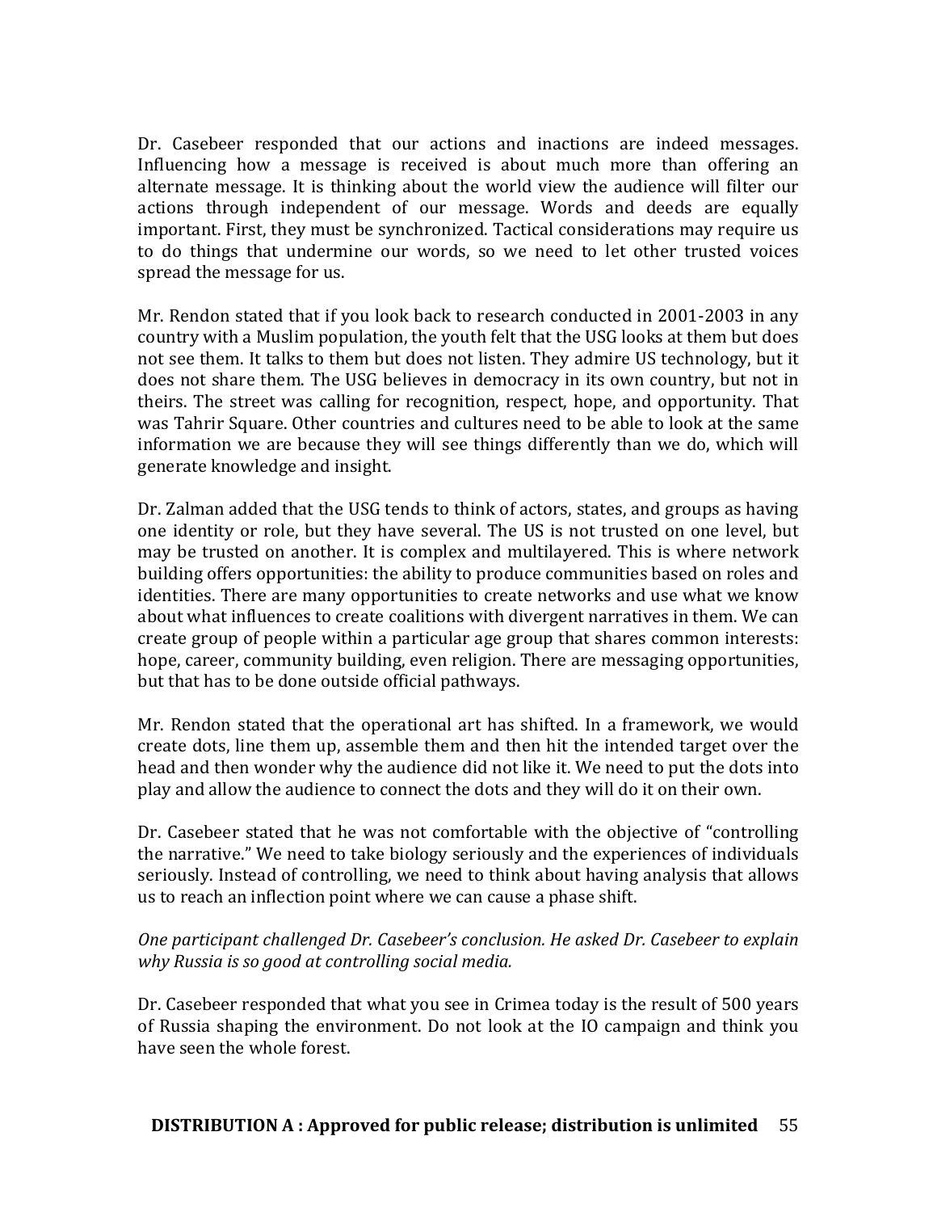Dr. Casebeer responded that our actions and inactions are indeed messages. Influencing how a message is received is about much more than offering an alternate message. It is thinking about the world view the audience will filter our actions through independent of our message. Words and deeds are equally important. First, they must be synchronized. Tactical considerations may require us to do things that undermine our words, so we need to let other trusted voices spread the message for us.

Mr. Rendon stated that if you look back to research conducted in 2001-2003 in any country with a Muslim population, the youth felt that the USG looks at them but does not see them. It talks to them but does not listen. They admire US technology, but it does not share them. The USG believes in democracy in its own country, but not in theirs. The street was calling for recognition, respect, hope, and opportunity. That was Tahrir Square. Other countries and cultures need to be able to look at the same information we are because they will see things differently than we do, which will generate knowledge and insight.

Dr. Zalman added that the USG tends to think of actors, states, and groups as having one identity or role, but they have several. The US is not trusted on one level, but may be trusted on another. It is complex and multilayered. This is where network building offers opportunities: the ability to produce communities based on roles and identities. There are many opportunities to create networks and use what we know about what influences to create coalitions with divergent narratives in them. We can create group of people within a particular age group that shares common interests: hope, career, community building, even religion. There are messaging opportunities, but that has to be done outside official pathways.

Mr. Rendon stated that the operational art has shifted. In a framework, we would create dots, line them up, assemble them and then hit the intended target over the head and then wonder why the audience did not like it. We need to put the dots into play and allow the audience to connect the dots and they will do it on their own.

Dr. Casebeer stated that he was not comfortable with the objective of "controlling the narrative." We need to take biology seriously and the experiences of individuals seriously. Instead of controlling, we need to think about having analysis that allows us to reach an inflection point where we can cause a phase shift.

*One participant challenged Dr. Casebeer's conclusion. He asked Dr. Casebeer to explain why Russia is so good at controlling social media.*

Dr. Casebeer responded that what you see in Crimea today is the result of 500 years of Russia shaping the environment. Do not look at the IO campaign and think you have seen the whole forest.

**DISTRIBUTION A : Approved for public release; distribution is unlimited**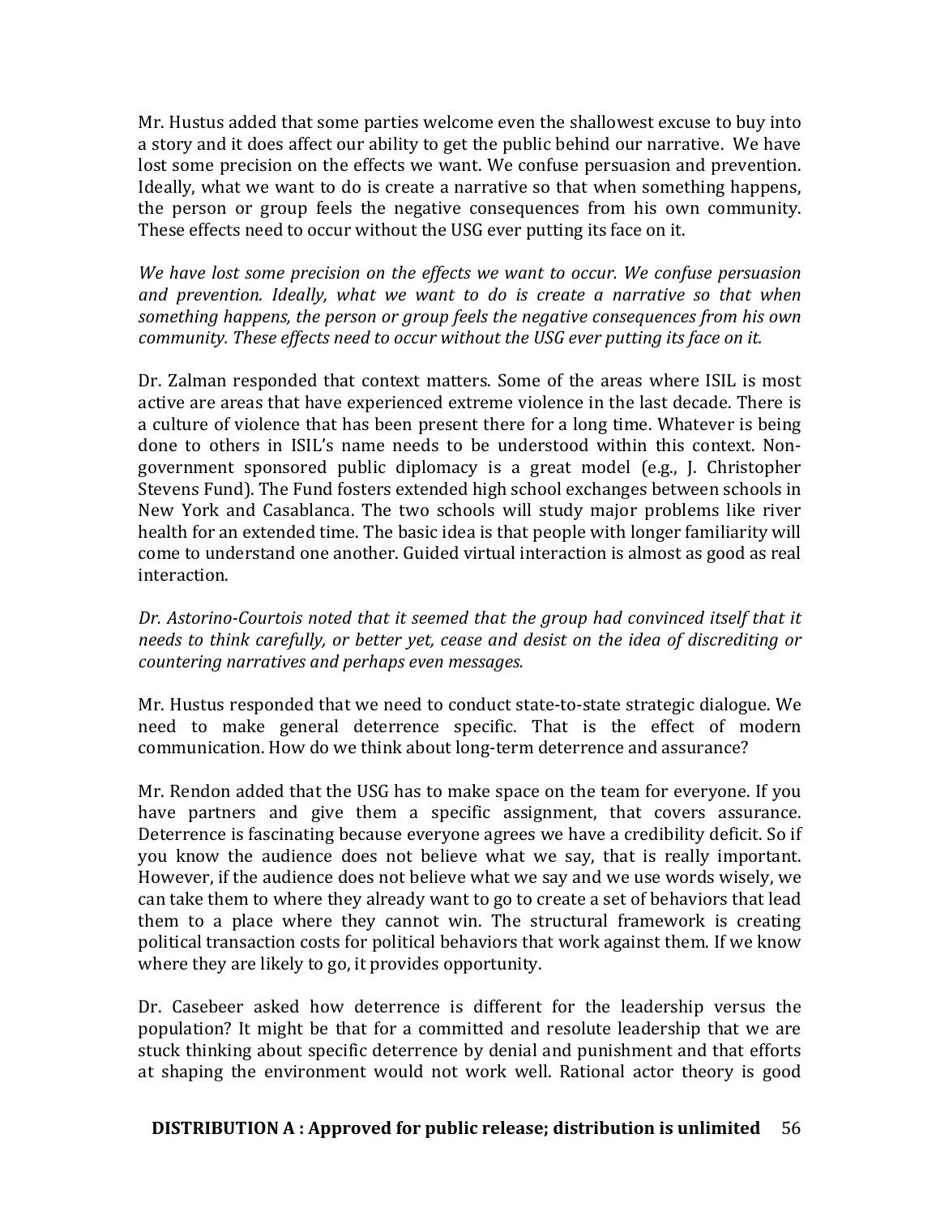Mr. Hustus added that some parties welcome even the shallowest excuse to buy into a story and it does affect our ability to get the public behind our narrative. We have lost some precision on the effects we want. We confuse persuasion and prevention. Ideally, what we want to do is create a narrative so that when something happens, the person or group feels the negative consequences from his own community. These effects need to occur without the USG ever putting its face on it.

*We have lost some precision on the effects we want to occur. We confuse persuasion and prevention. Ideally, what we want to do is create a narrative so that when something happens, the person or group feels the negative consequences from his own community. These effects need to occur without the USG ever putting its face on it.*

Dr. Zalman responded that context matters. Some of the areas where ISIL is most active are areas that have experienced extreme violence in the last decade. There is a culture of violence that has been present there for a long time. Whatever is being done to others in ISIL's name needs to be understood within this context. Non-government sponsored public diplomacy is a great model (e.g., J. Christopher Stevens Fund). The Fund fosters extended high school exchanges between schools in New York and Casablanca. The two schools will study major problems like river health for an extended time. The basic idea is that people with longer familiarity will come to understand one another. Guided virtual interaction is almost as good as real interaction.

*Dr. Astorino-Courtois noted that it seemed that the group had convinced itself that it needs to think carefully, or better yet, cease and desist on the idea of discrediting or countering narratives and perhaps even messages.*

Mr. Hustus responded that we need to conduct state-to-state strategic dialogue. We need to make general deterrence specific. That is the effect of modern communication. How do we think about long-term deterrence and assurance?

Mr. Rendon added that the USG has to make space on the team for everyone. If you have partners and give them a specific assignment, that covers assurance. Deterrence is fascinating because everyone agrees we have a credibility deficit. So if you know the audience does not believe what we say, that is really important. However, if the audience does not believe what we say and we use words wisely, we can take them to where they already want to go to create a set of behaviors that lead them to a place where they cannot win. The structural framework is creating political transaction costs for political behaviors that work against them. If we know where they are likely to go, it provides opportunity.

Dr. Casebeer asked how deterrence is different for the leadership versus the population? It might be that for a committed and resolute leadership that we are stuck thinking about specific deterrence by denial and punishment and that efforts at shaping the environment would not work well. Rational actor theory is good

**DISTRIBUTION A : Approved for public release; distribution is unlimited**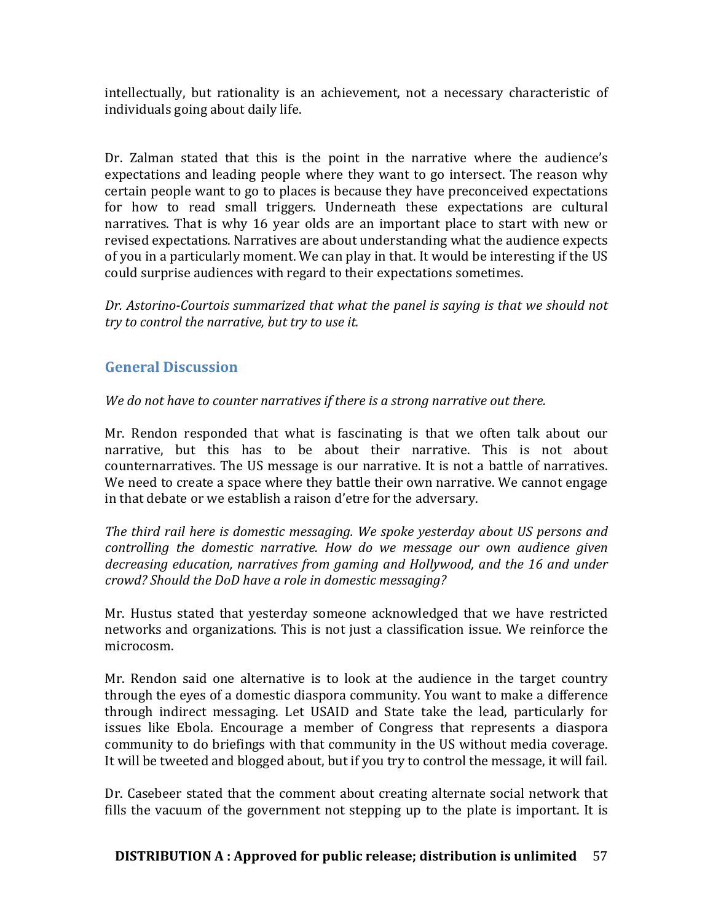intellectually, but rationality is an achievement, not a necessary characteristic of individuals going about daily life.

Dr. Zalman stated that this is the point in the narrative where the audience's expectations and leading people where they want to go intersect. The reason why certain people want to go to places is because they have preconceived expectations for how to read small triggers. Underneath these expectations are cultural narratives. That is why 16 year olds are an important place to start with new or revised expectations. Narratives are about understanding what the audience expects of you in a particularly moment. We can play in that. It would be interesting if the US could surprise audiences with regard to their expectations sometimes.

*Dr. Astorino-Courtois summarized that what the panel is saying is that we should not try to control the narrative, but try to use it.*

## General Discussion

*We do not have to counter narratives if there is a strong narrative out there.*

Mr. Rendon responded that what is fascinating is that we often talk about our narrative, but this has to be about their narrative. This is not about counternarratives. The US message is our narrative. It is not a battle of narratives. We need to create a space where they battle their own narrative. We cannot engage in that debate or we establish a raison d'etre for the adversary.

*The third rail here is domestic messaging. We spoke yesterday about US persons and controlling the domestic narrative. How do we message our own audience given decreasing education, narratives from gaming and Hollywood, and the 16 and under crowd? Should the DoD have a role in domestic messaging?*

Mr. Hustus stated that yesterday someone acknowledged that we have restricted networks and organizations. This is not just a classification issue. We reinforce the microcosm.

Mr. Rendon said one alternative is to look at the audience in the target country through the eyes of a domestic diaspora community. You want to make a difference through indirect messaging. Let USAID and State take the lead, particularly for issues like Ebola. Encourage a member of Congress that represents a diaspora community to do briefings with that community in the US without media coverage. It will be tweeted and blogged about, but if you try to control the message, it will fail.

Dr. Casebeer stated that the comment about creating alternate social network that fills the vacuum of the government not stepping up to the plate is important. It is

**DISTRIBUTION A : Approved for public release; distribution is unlimited**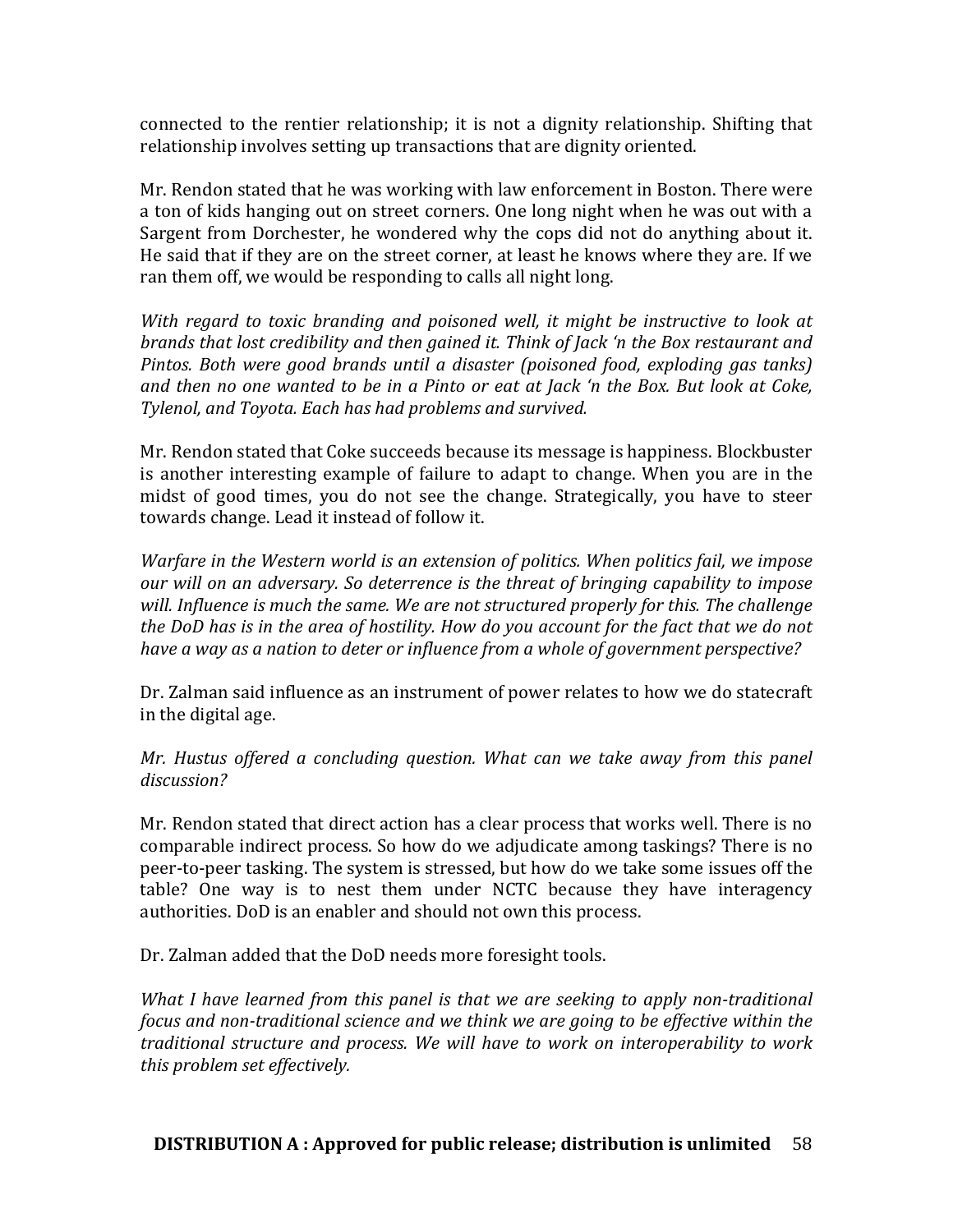connected to the rentier relationship; it is not a dignity relationship. Shifting that relationship involves setting up transactions that are dignity oriented.

Mr. Rendon stated that he was working with law enforcement in Boston. There were a ton of kids hanging out on street corners. One long night when he was out with a Sargent from Dorchester, he wondered why the cops did not do anything about it. He said that if they are on the street corner, at least he knows where they are. If we ran them off, we would be responding to calls all night long.

*With regard to toxic branding and poisoned well, it might be instructive to look at brands that lost credibility and then gained it. Think of Jack 'n the Box restaurant and Pintos. Both were good brands until a disaster (poisoned food, exploding gas tanks) and then no one wanted to be in a Pinto or eat at Jack 'n the Box. But look at Coke, Tylenol, and Toyota. Each has had problems and survived.*

Mr. Rendon stated that Coke succeeds because its message is happiness. Blockbuster is another interesting example of failure to adapt to change. When you are in the midst of good times, you do not see the change. Strategically, you have to steer towards change. Lead it instead of follow it.

*Warfare in the Western world is an extension of politics. When politics fail, we impose our will on an adversary. So deterrence is the threat of bringing capability to impose will. Influence is much the same. We are not structured properly for this. The challenge the DoD has is in the area of hostility. How do you account for the fact that we do not have a way as a nation to deter or influence from a whole of government perspective?*

Dr. Zalman said influence as an instrument of power relates to how we do statecraft in the digital age.

*Mr. Hustus offered a concluding question. What can we take away from this panel discussion?*

Mr. Rendon stated that direct action has a clear process that works well. There is no comparable indirect process. So how do we adjudicate among taskings? There is no peer-to-peer tasking. The system is stressed, but how do we take some issues off the table? One way is to nest them under NCTC because they have interagency authorities. DoD is an enabler and should not own this process.

Dr. Zalman added that the DoD needs more foresight tools.

*What I have learned from this panel is that we are seeking to apply non-traditional focus and non-traditional science and we think we are going to be effective within the traditional structure and process. We will have to work on interoperability to work this problem set effectively.*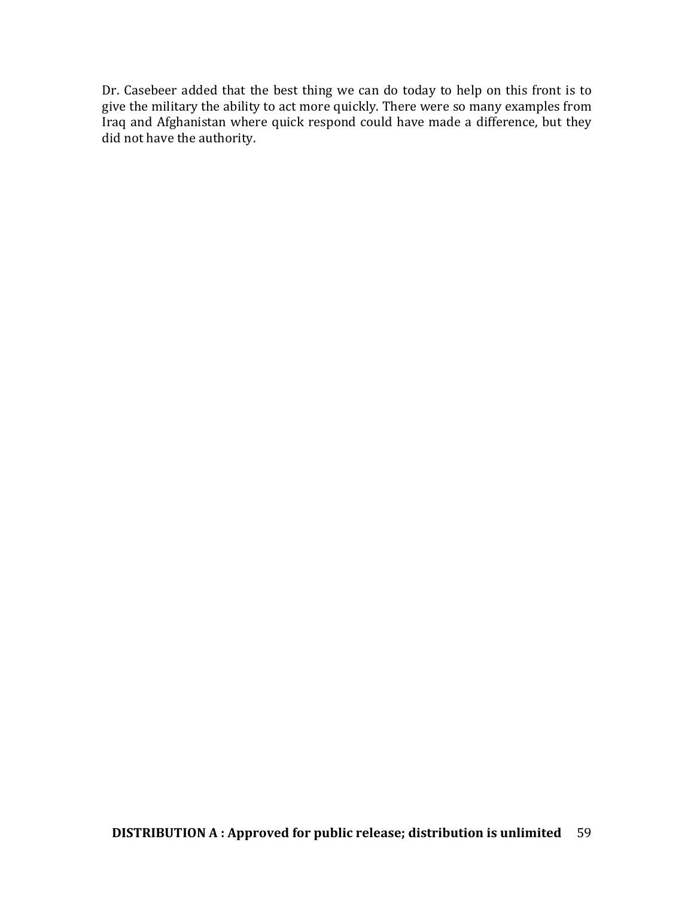Dr. Casebeer added that the best thing we can do today to help on this front is to give the military the ability to act more quickly. There were so many examples from Iraq and Afghanistan where quick respond could have made a difference, but they did not have the authority.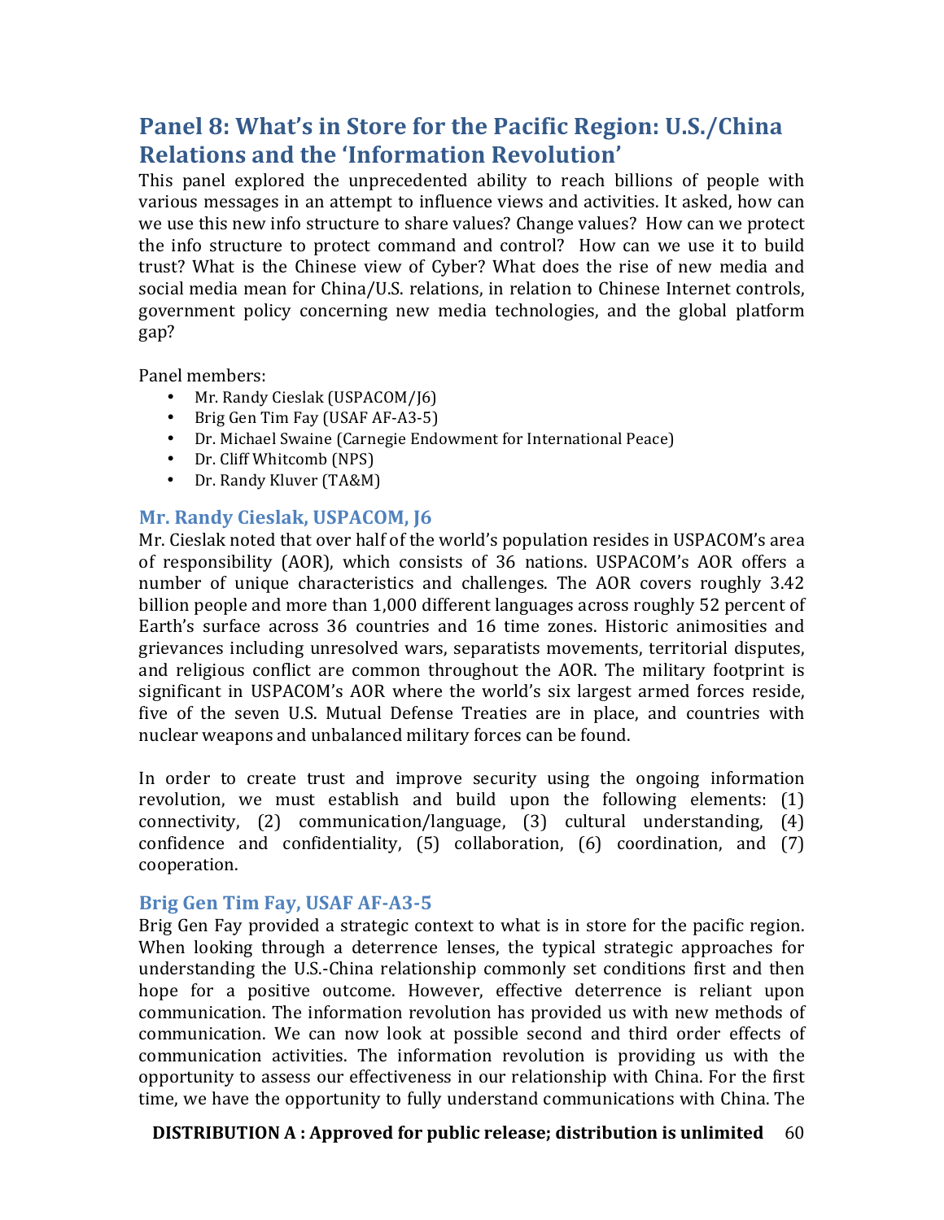## Panel 8: What's in Store for the Pacific Region: U.S./China Relations and the 'Information Revolution'

This panel explored the unprecedented ability to reach billions of people with various messages in an attempt to influence views and activities. It asked, how can we use this new info structure to share values? Change values? How can we protect the info structure to protect command and control? How can we use it to build trust? What is the Chinese view of Cyber? What does the rise of new media and social media mean for China/U.S. relations, in relation to Chinese Internet controls, government policy concerning new media technologies, and the global platform gap?

Panel members:

- Mr. Randy Cieslak (USPACOM/J6)
- Brig Gen Tim Fay (USAF AF-A3-5)
- Dr. Michael Swaine (Carnegie Endowment for International Peace)
- Dr. Cliff Whitcomb (NPS)
- Dr. Randy Kluver (TA&M)

### Mr. Randy Cieslak, USPACOM, J6

Mr. Cieslak noted that over half of the world's population resides in USPACOM's area of responsibility (AOR), which consists of 36 nations. USPACOM's AOR offers a number of unique characteristics and challenges. The AOR covers roughly 3.42 billion people and more than 1,000 different languages across roughly 52 percent of Earth's surface across 36 countries and 16 time zones. Historic animosities and grievances including unresolved wars, separatists movements, territorial disputes, and religious conflict are common throughout the AOR. The military footprint is significant in USPACOM's AOR where the world's six largest armed forces reside, five of the seven U.S. Mutual Defense Treaties are in place, and countries with nuclear weapons and unbalanced military forces can be found.

In order to create trust and improve security using the ongoing information revolution, we must establish and build upon the following elements: (1) connectivity, (2) communication/language, (3) cultural understanding, (4) confidence and confidentiality, (5) collaboration, (6) coordination, and (7) cooperation.

### Brig Gen Tim Fay, USAF AF-A3-5

Brig Gen Fay provided a strategic context to what is in store for the pacific region. When looking through a deterrence lenses, the typical strategic approaches for understanding the U.S.-China relationship commonly set conditions first and then hope for a positive outcome. However, effective deterrence is reliant upon communication. The information revolution has provided us with new methods of communication. We can now look at possible second and third order effects of communication activities. The information revolution is providing us with the opportunity to assess our effectiveness in our relationship with China. For the first time, we have the opportunity to fully understand communications with China. The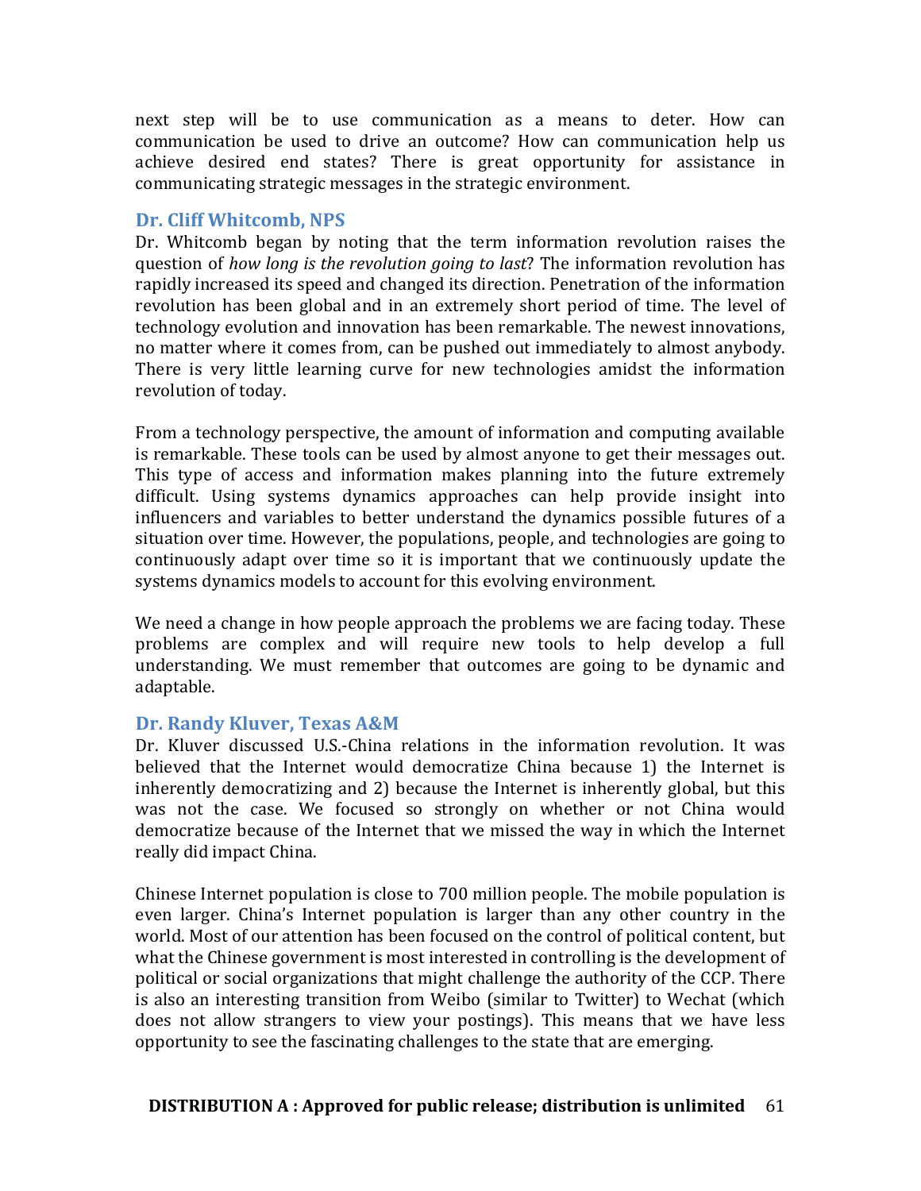next step will be to use communication as a means to deter. How can communication be used to drive an outcome? How can communication help us achieve desired end states? There is great opportunity for assistance in communicating strategic messages in the strategic environment.

### Dr. Cliff Whitcomb, NPS

Dr. Whitcomb began by noting that the term information revolution raises the question of *how long is the revolution going to last*? The information revolution has rapidly increased its speed and changed its direction. Penetration of the information revolution has been global and in an extremely short period of time. The level of technology evolution and innovation has been remarkable. The newest innovations, no matter where it comes from, can be pushed out immediately to almost anybody. There is very little learning curve for new technologies amidst the information revolution of today.

From a technology perspective, the amount of information and computing available is remarkable. These tools can be used by almost anyone to get their messages out. This type of access and information makes planning into the future extremely difficult. Using systems dynamics approaches can help provide insight into influencers and variables to better understand the dynamics possible futures of a situation over time. However, the populations, people, and technologies are going to continuously adapt over time so it is important that we continuously update the systems dynamics models to account for this evolving environment.

We need a change in how people approach the problems we are facing today. These problems are complex and will require new tools to help develop a full understanding. We must remember that outcomes are going to be dynamic and adaptable.

### Dr. Randy Kluver, Texas A&M

Dr. Kluver discussed U.S.-China relations in the information revolution. It was believed that the Internet would democratize China because 1) the Internet is inherently democratizing and 2) because the Internet is inherently global, but this was not the case. We focused so strongly on whether or not China would democratize because of the Internet that we missed the way in which the Internet really did impact China.

Chinese Internet population is close to 700 million people. The mobile population is even larger. China's Internet population is larger than any other country in the world. Most of our attention has been focused on the control of political content, but what the Chinese government is most interested in controlling is the development of political or social organizations that might challenge the authority of the CCP. There is also an interesting transition from Weibo (similar to Twitter) to Wechat (which does not allow strangers to view your postings). This means that we have less opportunity to see the fascinating challenges to the state that are emerging.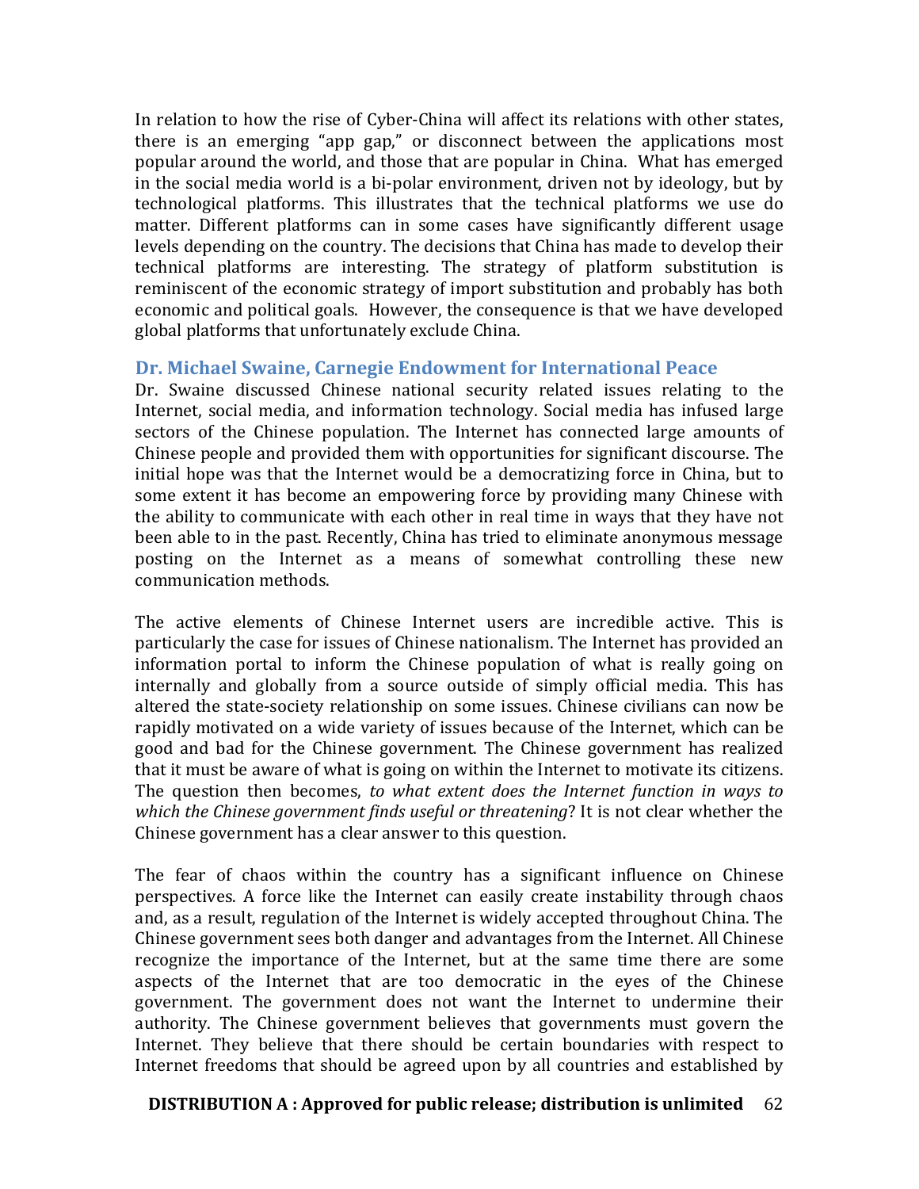In relation to how the rise of Cyber-China will affect its relations with other states, there is an emerging "app gap," or disconnect between the applications most popular around the world, and those that are popular in China. What has emerged in the social media world is a bi-polar environment, driven not by ideology, but by technological platforms. This illustrates that the technical platforms we use do matter. Different platforms can in some cases have significantly different usage levels depending on the country. The decisions that China has made to develop their technical platforms are interesting. The strategy of platform substitution is reminiscent of the economic strategy of import substitution and probably has both economic and political goals. However, the consequence is that we have developed global platforms that unfortunately exclude China.

### Dr. Michael Swaine, Carnegie Endowment for International Peace

Dr. Swaine discussed Chinese national security related issues relating to the Internet, social media, and information technology. Social media has infused large sectors of the Chinese population. The Internet has connected large amounts of Chinese people and provided them with opportunities for significant discourse. The initial hope was that the Internet would be a democratizing force in China, but to some extent it has become an empowering force by providing many Chinese with the ability to communicate with each other in real time in ways that they have not been able to in the past. Recently, China has tried to eliminate anonymous message posting on the Internet as a means of somewhat controlling these new communication methods.

The active elements of Chinese Internet users are incredible active. This is particularly the case for issues of Chinese nationalism. The Internet has provided an information portal to inform the Chinese population of what is really going on internally and globally from a source outside of simply official media. This has altered the state-society relationship on some issues. Chinese civilians can now be rapidly motivated on a wide variety of issues because of the Internet, which can be good and bad for the Chinese government. The Chinese government has realized that it must be aware of what is going on within the Internet to motivate its citizens. The question then becomes, *to what extent does the Internet function in ways to which the Chinese government finds useful or threatening*? It is not clear whether the Chinese government has a clear answer to this question.

The fear of chaos within the country has a significant influence on Chinese perspectives. A force like the Internet can easily create instability through chaos and, as a result, regulation of the Internet is widely accepted throughout China. The Chinese government sees both danger and advantages from the Internet. All Chinese recognize the importance of the Internet, but at the same time there are some aspects of the Internet that are too democratic in the eyes of the Chinese government. The government does not want the Internet to undermine their authority. The Chinese government believes that governments must govern the Internet. They believe that there should be certain boundaries with respect to Internet freedoms that should be agreed upon by all countries and established by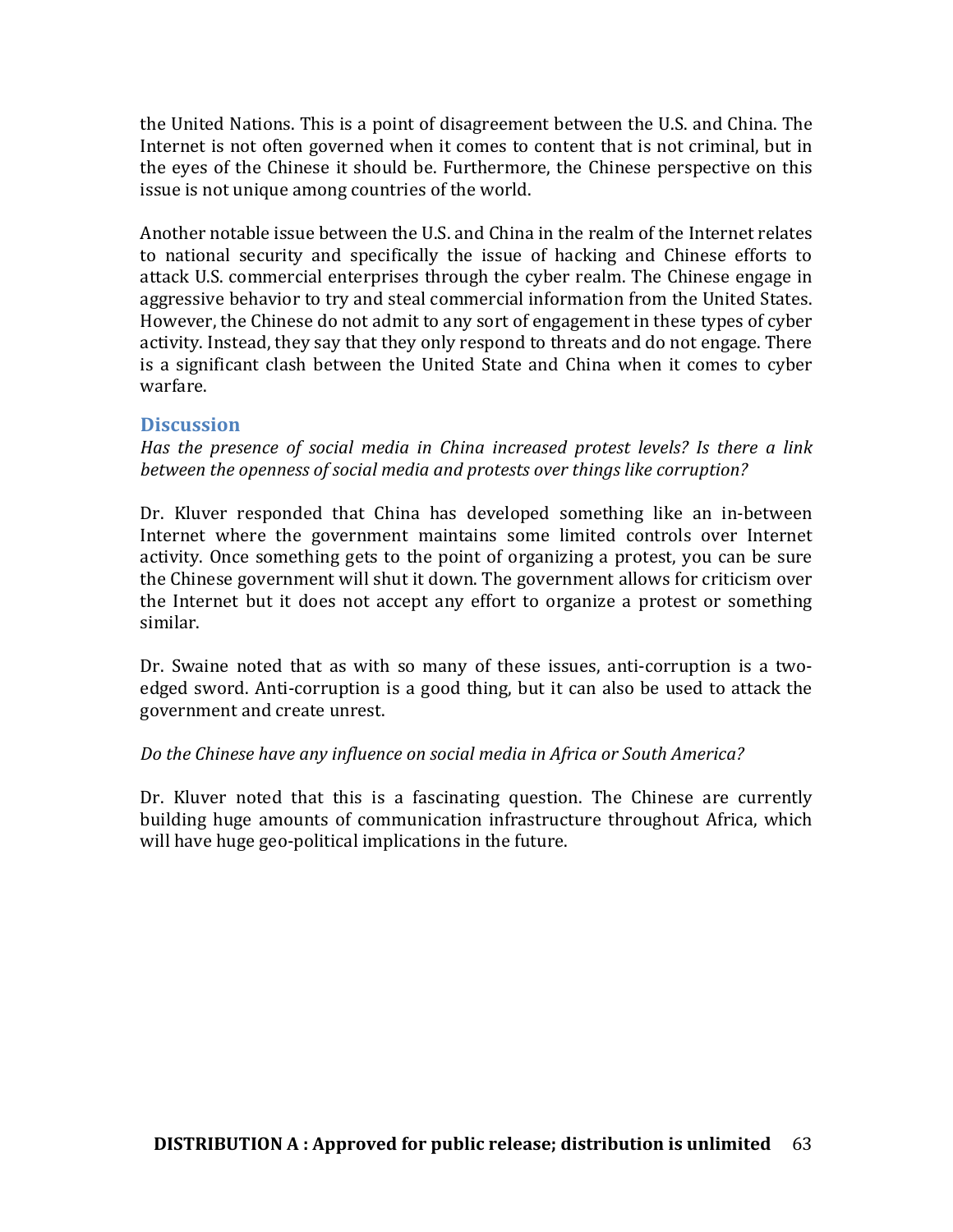the United Nations. This is a point of disagreement between the U.S. and China. The Internet is not often governed when it comes to content that is not criminal, but in the eyes of the Chinese it should be. Furthermore, the Chinese perspective on this issue is not unique among countries of the world.

Another notable issue between the U.S. and China in the realm of the Internet relates to national security and specifically the issue of hacking and Chinese efforts to attack U.S. commercial enterprises through the cyber realm. The Chinese engage in aggressive behavior to try and steal commercial information from the United States. However, the Chinese do not admit to any sort of engagement in these types of cyber activity. Instead, they say that they only respond to threats and do not engage. There is a significant clash between the United State and China when it comes to cyber warfare.

## Discussion

*Has the presence of social media in China increased protest levels? Is there a link between the openness of social media and protests over things like corruption?*

Dr. Kluver responded that China has developed something like an in-between Internet where the government maintains some limited controls over Internet activity. Once something gets to the point of organizing a protest, you can be sure the Chinese government will shut it down. The government allows for criticism over the Internet but it does not accept any effort to organize a protest or something similar.

Dr. Swaine noted that as with so many of these issues, anti-corruption is a two-edged sword. Anti-corruption is a good thing, but it can also be used to attack the government and create unrest.

*Do the Chinese have any influence on social media in Africa or South America?*

Dr. Kluver noted that this is a fascinating question. The Chinese are currently building huge amounts of communication infrastructure throughout Africa, which will have huge geo-political implications in the future.

**DISTRIBUTION A : Approved for public release; distribution is unlimited**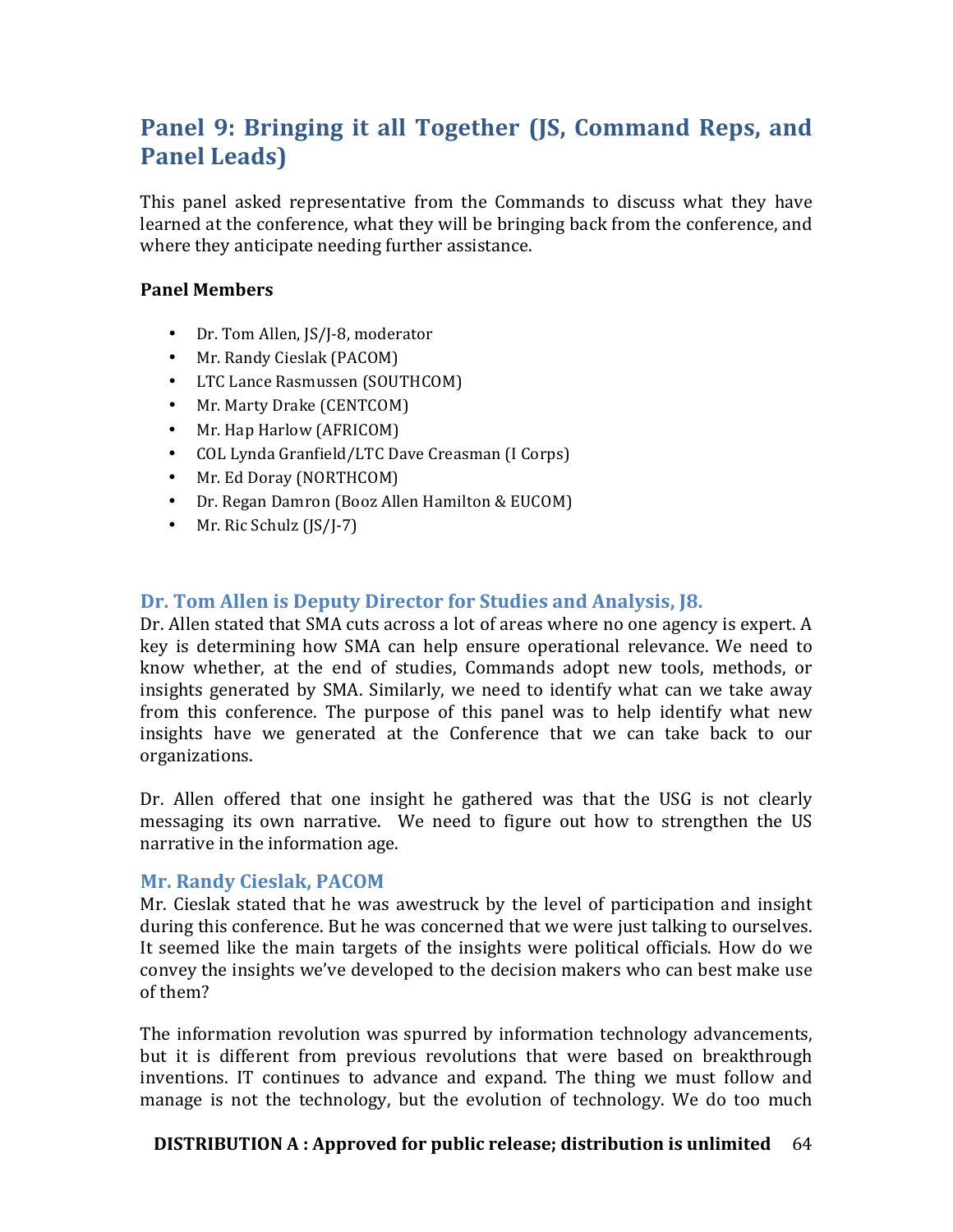## Panel 9: Bringing it all Together (JS, Command Reps, and Panel Leads)

This panel asked representative from the Commands to discuss what they have learned at the conference, what they will be bringing back from the conference, and where they anticipate needing further assistance.

**Panel Members**

- Dr. Tom Allen, JS/J-8, moderator
- Mr. Randy Cieslak (PACOM)
- LTC Lance Rasmussen (SOUTHCOM)
- Mr. Marty Drake (CENTCOM)
- Mr. Hap Harlow (AFRICOM)
- COL Lynda Granfield/LTC Dave Creasman (I Corps)
- Mr. Ed Doray (NORTHCOM)
- Dr. Regan Damron (Booz Allen Hamilton & EUCOM)
- Mr. Ric Schulz (JS/J-7)

### Dr. Tom Allen is Deputy Director for Studies and Analysis, J8.

Dr. Allen stated that SMA cuts across a lot of areas where no one agency is expert. A key is determining how SMA can help ensure operational relevance. We need to know whether, at the end of studies, Commands adopt new tools, methods, or insights generated by SMA. Similarly, we need to identify what can we take away from this conference. The purpose of this panel was to help identify what new insights have we generated at the Conference that we can take back to our organizations.

Dr. Allen offered that one insight he gathered was that the USG is not clearly messaging its own narrative. We need to figure out how to strengthen the US narrative in the information age.

### Mr. Randy Cieslak, PACOM

Mr. Cieslak stated that he was awestruck by the level of participation and insight during this conference. But he was concerned that we were just talking to ourselves. It seemed like the main targets of the insights were political officials. How do we convey the insights we've developed to the decision makers who can best make use of them?

The information revolution was spurred by information technology advancements, but it is different from previous revolutions that were based on breakthrough inventions. IT continues to advance and expand. The thing we must follow and manage is not the technology, but the evolution of technology. We do too much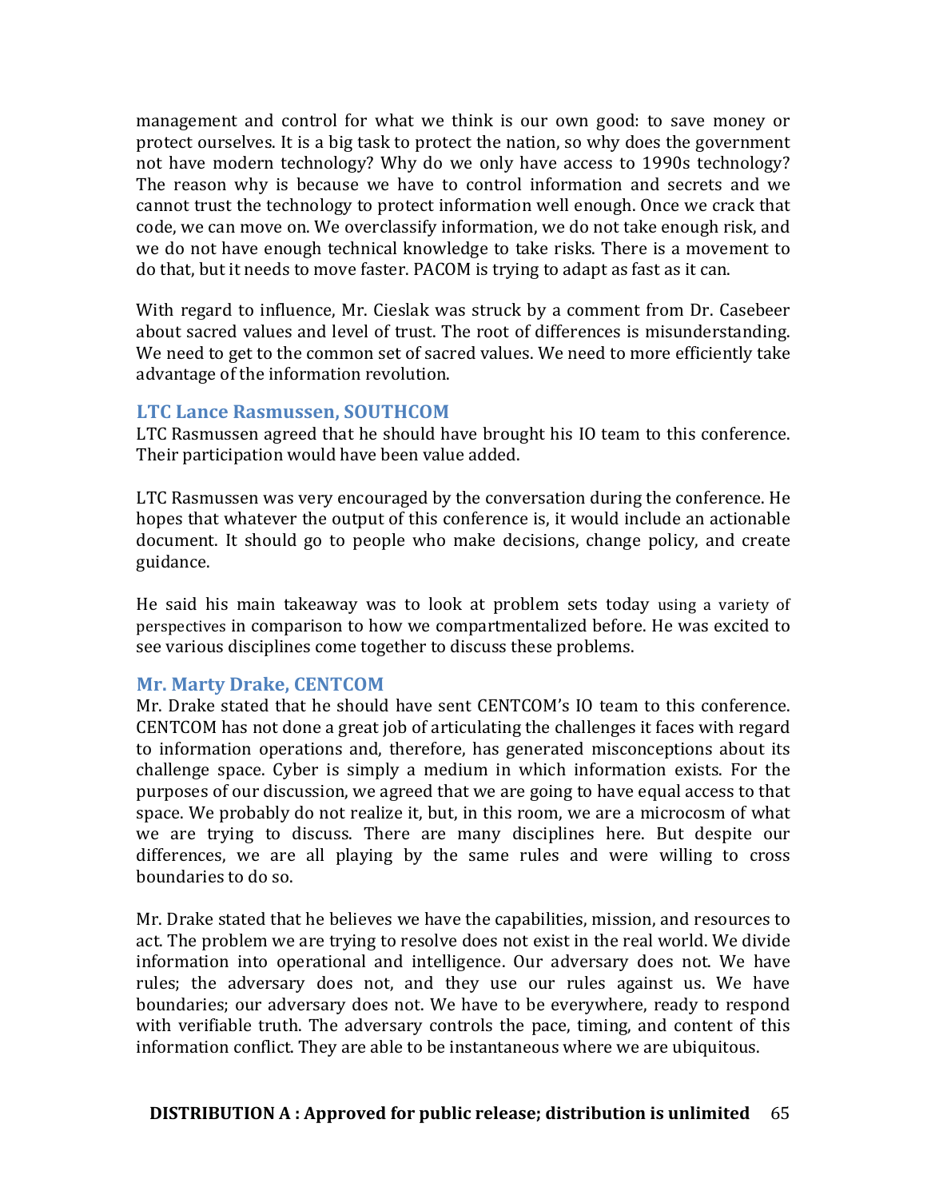management and control for what we think is our own good: to save money or protect ourselves. It is a big task to protect the nation, so why does the government not have modern technology? Why do we only have access to 1990s technology? The reason why is because we have to control information and secrets and we cannot trust the technology to protect information well enough. Once we crack that code, we can move on. We overclassify information, we do not take enough risk, and we do not have enough technical knowledge to take risks. There is a movement to do that, but it needs to move faster. PACOM is trying to adapt as fast as it can.

With regard to influence, Mr. Cieslak was struck by a comment from Dr. Casebeer about sacred values and level of trust. The root of differences is misunderstanding. We need to get to the common set of sacred values. We need to more efficiently take advantage of the information revolution.

### LTC Lance Rasmussen, SOUTHCOM

LTC Rasmussen agreed that he should have brought his IO team to this conference. Their participation would have been value added.

LTC Rasmussen was very encouraged by the conversation during the conference. He hopes that whatever the output of this conference is, it would include an actionable document. It should go to people who make decisions, change policy, and create guidance.

He said his main takeaway was to look at problem sets today using a variety of perspectives in comparison to how we compartmentalized before. He was excited to see various disciplines come together to discuss these problems.

### Mr. Marty Drake, CENTCOM

Mr. Drake stated that he should have sent CENTCOM's IO team to this conference. CENTCOM has not done a great job of articulating the challenges it faces with regard to information operations and, therefore, has generated misconceptions about its challenge space. Cyber is simply a medium in which information exists. For the purposes of our discussion, we agreed that we are going to have equal access to that space. We probably do not realize it, but, in this room, we are a microcosm of what we are trying to discuss. There are many disciplines here. But despite our differences, we are all playing by the same rules and were willing to cross boundaries to do so.

Mr. Drake stated that he believes we have the capabilities, mission, and resources to act. The problem we are trying to resolve does not exist in the real world. We divide information into operational and intelligence. Our adversary does not. We have rules; the adversary does not, and they use our rules against us. We have boundaries; our adversary does not. We have to be everywhere, ready to respond with verifiable truth. The adversary controls the pace, timing, and content of this information conflict. They are able to be instantaneous where we are ubiquitous.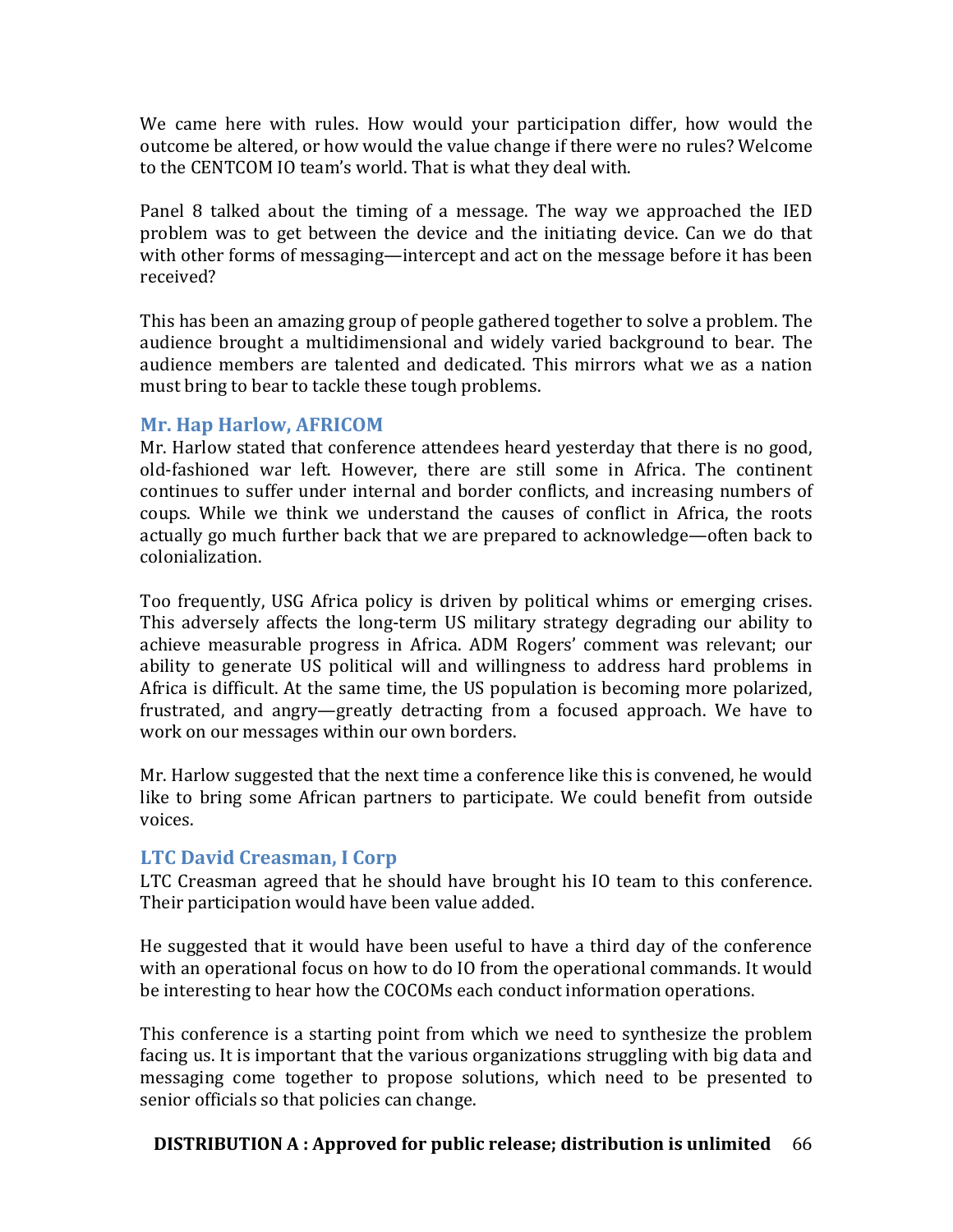We came here with rules. How would your participation differ, how would the outcome be altered, or how would the value change if there were no rules? Welcome to the CENTCOM IO team's world. That is what they deal with.

Panel 8 talked about the timing of a message. The way we approached the IED problem was to get between the device and the initiating device. Can we do that with other forms of messaging—intercept and act on the message before it has been received?

This has been an amazing group of people gathered together to solve a problem. The audience brought a multidimensional and widely varied background to bear. The audience members are talented and dedicated. This mirrors what we as a nation must bring to bear to tackle these tough problems.

### Mr. Hap Harlow, AFRICOM

Mr. Harlow stated that conference attendees heard yesterday that there is no good, old-fashioned war left. However, there are still some in Africa. The continent continues to suffer under internal and border conflicts, and increasing numbers of coups. While we think we understand the causes of conflict in Africa, the roots actually go much further back that we are prepared to acknowledge—often back to colonialization.

Too frequently, USG Africa policy is driven by political whims or emerging crises. This adversely affects the long-term US military strategy degrading our ability to achieve measurable progress in Africa. ADM Rogers' comment was relevant; our ability to generate US political will and willingness to address hard problems in Africa is difficult. At the same time, the US population is becoming more polarized, frustrated, and angry—greatly detracting from a focused approach. We have to work on our messages within our own borders.

Mr. Harlow suggested that the next time a conference like this is convened, he would like to bring some African partners to participate. We could benefit from outside voices.

### LTC David Creasman, I Corp

LTC Creasman agreed that he should have brought his IO team to this conference. Their participation would have been value added.

He suggested that it would have been useful to have a third day of the conference with an operational focus on how to do IO from the operational commands. It would be interesting to hear how the COCOMs each conduct information operations.

This conference is a starting point from which we need to synthesize the problem facing us. It is important that the various organizations struggling with big data and messaging come together to propose solutions, which need to be presented to senior officials so that policies can change.

**DISTRIBUTION A : Approved for public release; distribution is unlimited**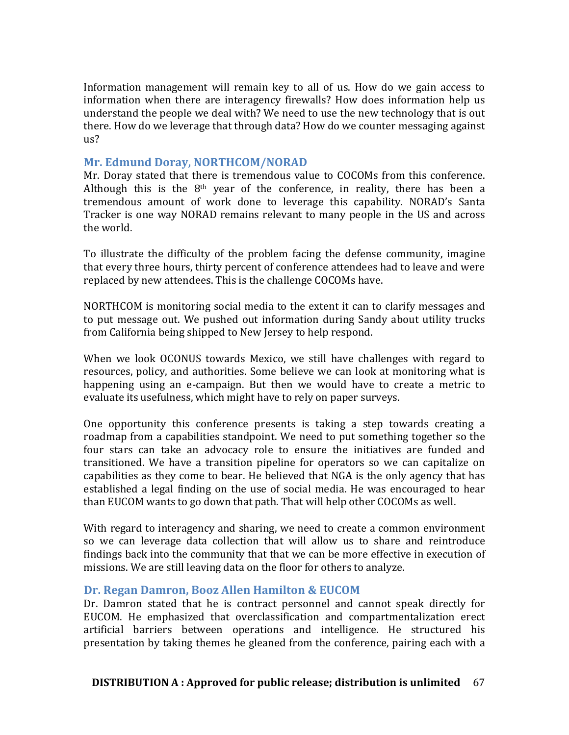Information management will remain key to all of us. How do we gain access to information when there are interagency firewalls? How does information help us understand the people we deal with? We need to use the new technology that is out there. How do we leverage that through data? How do we counter messaging against us?

### Mr. Edmund Doray, NORTHCOM/NORAD

Mr. Doray stated that there is tremendous value to COCOMs from this conference. Although this is the 8th year of the conference, in reality, there has been a tremendous amount of work done to leverage this capability. NORAD's Santa Tracker is one way NORAD remains relevant to many people in the US and across the world.

To illustrate the difficulty of the problem facing the defense community, imagine that every three hours, thirty percent of conference attendees had to leave and were replaced by new attendees. This is the challenge COCOMs have.

NORTHCOM is monitoring social media to the extent it can to clarify messages and to put message out. We pushed out information during Sandy about utility trucks from California being shipped to New Jersey to help respond.

When we look OCONUS towards Mexico, we still have challenges with regard to resources, policy, and authorities. Some believe we can look at monitoring what is happening using an e-campaign. But then we would have to create a metric to evaluate its usefulness, which might have to rely on paper surveys.

One opportunity this conference presents is taking a step towards creating a roadmap from a capabilities standpoint. We need to put something together so the four stars can take an advocacy role to ensure the initiatives are funded and transitioned. We have a transition pipeline for operators so we can capitalize on capabilities as they come to bear. He believed that NGA is the only agency that has established a legal finding on the use of social media. He was encouraged to hear than EUCOM wants to go down that path. That will help other COCOMs as well.

With regard to interagency and sharing, we need to create a common environment so we can leverage data collection that will allow us to share and reintroduce findings back into the community that that we can be more effective in execution of missions. We are still leaving data on the floor for others to analyze.

### Dr. Regan Damron, Booz Allen Hamilton & EUCOM

Dr. Damron stated that he is contract personnel and cannot speak directly for EUCOM. He emphasized that overclassification and compartmentalization erect artificial barriers between operations and intelligence. He structured his presentation by taking themes he gleaned from the conference, pairing each with a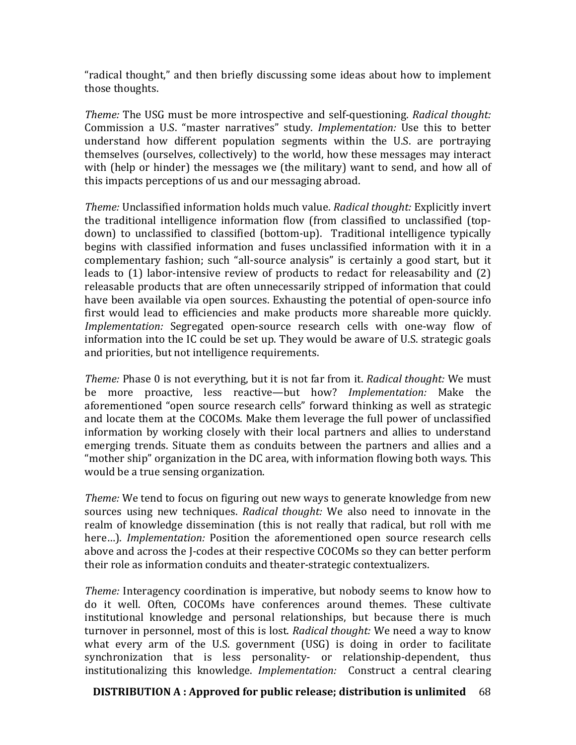"radical thought," and then briefly discussing some ideas about how to implement those thoughts.

*Theme:* The USG must be more introspective and self-questioning. *Radical thought:* Commission a U.S. "master narratives" study. *Implementation:* Use this to better understand how different population segments within the U.S. are portraying themselves (ourselves, collectively) to the world, how these messages may interact with (help or hinder) the messages we (the military) want to send, and how all of this impacts perceptions of us and our messaging abroad.

*Theme:* Unclassified information holds much value. *Radical thought:* Explicitly invert the traditional intelligence information flow (from classified to unclassified (top-down) to unclassified to classified (bottom-up). Traditional intelligence typically begins with classified information and fuses unclassified information with it in a complementary fashion; such "all-source analysis" is certainly a good start, but it leads to (1) labor-intensive review of products to redact for releasability and (2) releasable products that are often unnecessarily stripped of information that could have been available via open sources. Exhausting the potential of open-source info first would lead to efficiencies and make products more shareable more quickly. *Implementation:* Segregated open-source research cells with one-way flow of information into the IC could be set up. They would be aware of U.S. strategic goals and priorities, but not intelligence requirements.

*Theme:* Phase 0 is not everything, but it is not far from it. *Radical thought:* We must be more proactive, less reactive—but how? *Implementation:* Make the aforementioned "open source research cells" forward thinking as well as strategic and locate them at the COCOMs. Make them leverage the full power of unclassified information by working closely with their local partners and allies to understand emerging trends. Situate them as conduits between the partners and allies and a "mother ship" organization in the DC area, with information flowing both ways. This would be a true sensing organization.

*Theme:* We tend to focus on figuring out new ways to generate knowledge from new sources using new techniques. *Radical thought:* We also need to innovate in the realm of knowledge dissemination (this is not really that radical, but roll with me here…). *Implementation:* Position the aforementioned open source research cells above and across the J-codes at their respective COCOMs so they can better perform their role as information conduits and theater-strategic contextualizers.

*Theme:* Interagency coordination is imperative, but nobody seems to know how to do it well. Often, COCOMs have conferences around themes. These cultivate institutional knowledge and personal relationships, but because there is much turnover in personnel, most of this is lost. *Radical thought:* We need a way to know what every arm of the U.S. government (USG) is doing in order to facilitate synchronization that is less personality- or relationship-dependent, thus institutionalizing this knowledge. *Implementation:* Construct a central clearing

**DISTRIBUTION A : Approved for public release; distribution is unlimited**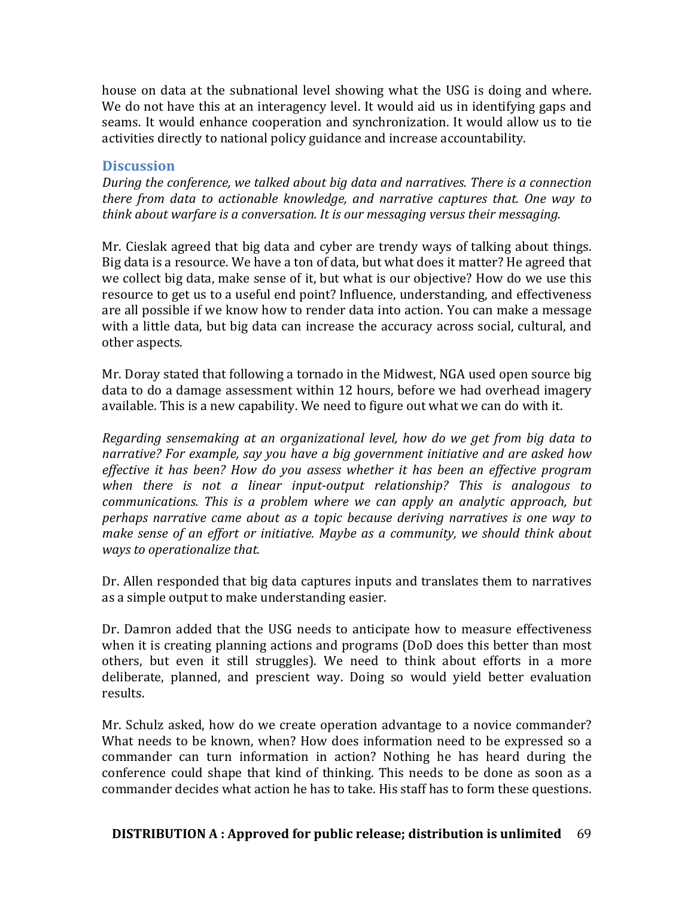house on data at the subnational level showing what the USG is doing and where. We do not have this at an interagency level. It would aid us in identifying gaps and seams. It would enhance cooperation and synchronization. It would allow us to tie activities directly to national policy guidance and increase accountability.

## Discussion

*During the conference, we talked about big data and narratives. There is a connection there from data to actionable knowledge, and narrative captures that. One way to think about warfare is a conversation. It is our messaging versus their messaging.*

Mr. Cieslak agreed that big data and cyber are trendy ways of talking about things. Big data is a resource. We have a ton of data, but what does it matter? He agreed that we collect big data, make sense of it, but what is our objective? How do we use this resource to get us to a useful end point? Influence, understanding, and effectiveness are all possible if we know how to render data into action. You can make a message with a little data, but big data can increase the accuracy across social, cultural, and other aspects.

Mr. Doray stated that following a tornado in the Midwest, NGA used open source big data to do a damage assessment within 12 hours, before we had overhead imagery available. This is a new capability. We need to figure out what we can do with it.

*Regarding sensemaking at an organizational level, how do we get from big data to narrative? For example, say you have a big government initiative and are asked how effective it has been? How do you assess whether it has been an effective program when there is not a linear input-output relationship? This is analogous to communications. This is a problem where we can apply an analytic approach, but perhaps narrative came about as a topic because deriving narratives is one way to make sense of an effort or initiative. Maybe as a community, we should think about ways to operationalize that.*

Dr. Allen responded that big data captures inputs and translates them to narratives as a simple output to make understanding easier.

Dr. Damron added that the USG needs to anticipate how to measure effectiveness when it is creating planning actions and programs (DoD does this better than most others, but even it still struggles). We need to think about efforts in a more deliberate, planned, and prescient way. Doing so would yield better evaluation results.

Mr. Schulz asked, how do we create operation advantage to a novice commander? What needs to be known, when? How does information need to be expressed so a commander can turn information in action? Nothing he has heard during the conference could shape that kind of thinking. This needs to be done as soon as a commander decides what action he has to take. His staff has to form these questions.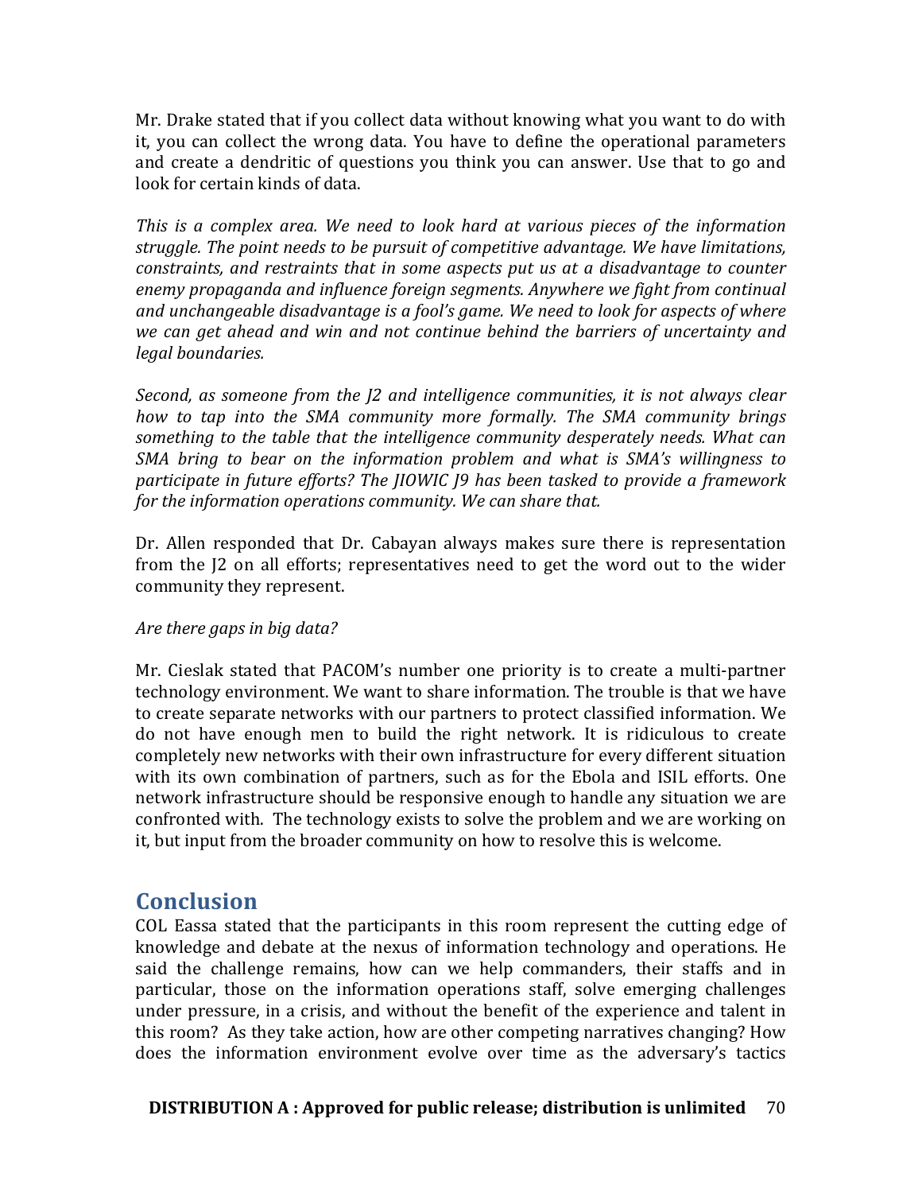Mr. Drake stated that if you collect data without knowing what you want to do with it, you can collect the wrong data. You have to define the operational parameters and create a dendritic of questions you think you can answer. Use that to go and look for certain kinds of data.

*This is a complex area. We need to look hard at various pieces of the information struggle. The point needs to be pursuit of competitive advantage. We have limitations, constraints, and restraints that in some aspects put us at a disadvantage to counter enemy propaganda and influence foreign segments. Anywhere we fight from continual and unchangeable disadvantage is a fool's game. We need to look for aspects of where we can get ahead and win and not continue behind the barriers of uncertainty and legal boundaries.*

*Second, as someone from the J2 and intelligence communities, it is not always clear how to tap into the SMA community more formally. The SMA community brings something to the table that the intelligence community desperately needs. What can SMA bring to bear on the information problem and what is SMA's willingness to participate in future efforts? The JIOWIC J9 has been tasked to provide a framework for the information operations community. We can share that.*

Dr. Allen responded that Dr. Cabayan always makes sure there is representation from the J2 on all efforts; representatives need to get the word out to the wider community they represent.

*Are there gaps in big data?*

Mr. Cieslak stated that PACOM's number one priority is to create a multi-partner technology environment. We want to share information. The trouble is that we have to create separate networks with our partners to protect classified information. We do not have enough men to build the right network. It is ridiculous to create completely new networks with their own infrastructure for every different situation with its own combination of partners, such as for the Ebola and ISIL efforts. One network infrastructure should be responsive enough to handle any situation we are confronted with. The technology exists to solve the problem and we are working on it, but input from the broader community on how to resolve this is welcome.

## Conclusion

COL Eassa stated that the participants in this room represent the cutting edge of knowledge and debate at the nexus of information technology and operations. He said the challenge remains, how can we help commanders, their staffs and in particular, those on the information operations staff, solve emerging challenges under pressure, in a crisis, and without the benefit of the experience and talent in this room? As they take action, how are other competing narratives changing? How does the information environment evolve over time as the adversary's tactics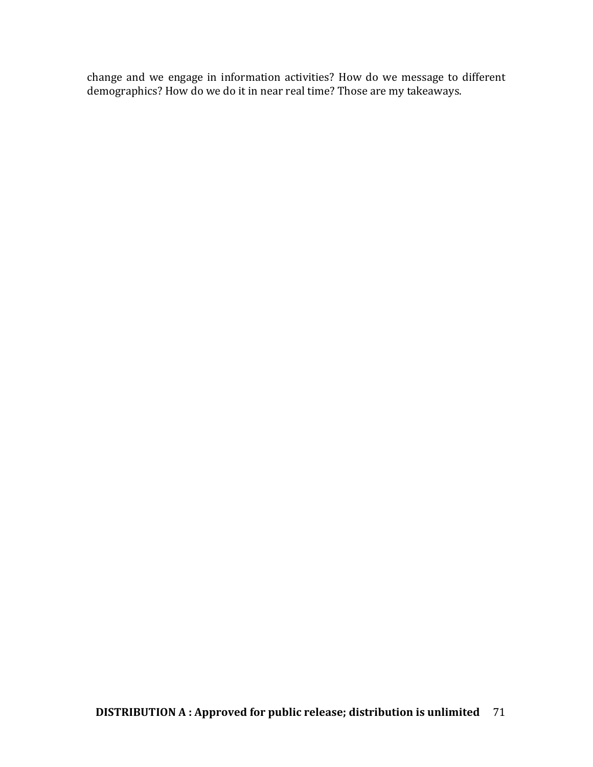change and we engage in information activities? How do we message to different demographics? How do we do it in near real time? Those are my takeaways.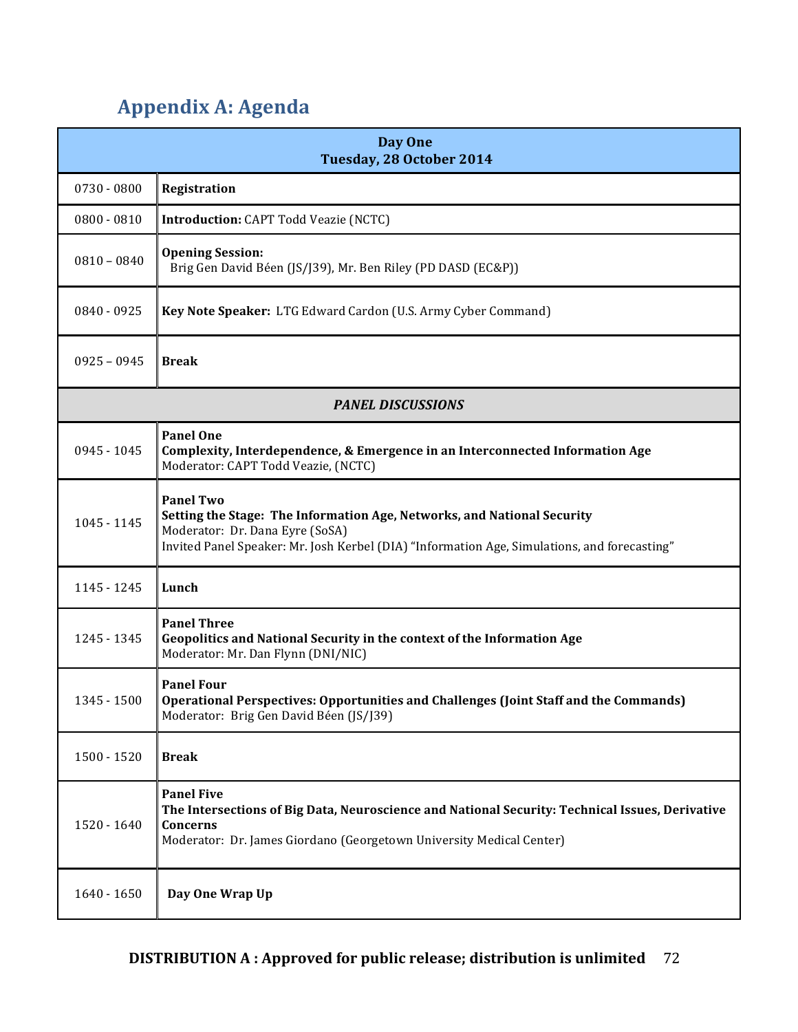## Appendix A: Agenda

| Day One<br>Tuesday, 28 October 2014 | |
|---|---|
| 0730 - 0800 | **Registration** |
| 0800 - 0810 | **Introduction:** CAPT Todd Veazie (NCTC) |
| 0810 – 0840 | **Opening Session:**<br>Brig Gen David Béen (JS/J39), Mr. Ben Riley (PD DASD (EC&P)) |
| 0840 - 0925 | **Key Note Speaker:** LTG Edward Cardon (U.S. Army Cyber Command) |
| 0925 – 0945 | **Break** |
| | ***PANEL DISCUSSIONS*** |
| 0945 - 1045 | **Panel One**<br>**Complexity, Interdependence, & Emergence in an Interconnected Information Age**<br>Moderator: CAPT Todd Veazie, (NCTC) |
| 1045 - 1145 | **Panel Two**<br>**Setting the Stage: The Information Age, Networks, and National Security**<br>Moderator: Dr. Dana Eyre (SoSA)<br>Invited Panel Speaker: Mr. Josh Kerbel (DIA) "Information Age, Simulations, and forecasting" |
| 1145 - 1245 | **Lunch** |
| 1245 - 1345 | **Panel Three**<br>**Geopolitics and National Security in the context of the Information Age**<br>Moderator: Mr. Dan Flynn (DNI/NIC) |
| 1345 - 1500 | **Panel Four**<br>**Operational Perspectives: Opportunities and Challenges (Joint Staff and the Commands)**<br>Moderator: Brig Gen David Béen (JS/J39) |
| 1500 - 1520 | **Break** |
| 1520 - 1640 | **Panel Five**<br>**The Intersections of Big Data, Neuroscience and National Security: Technical Issues, Derivative Concerns**<br>Moderator: Dr. James Giordano (Georgetown University Medical Center) |
| 1640 - 1650 | **Day One Wrap Up** |

**DISTRIBUTION A : Approved for public release; distribution is unlimited**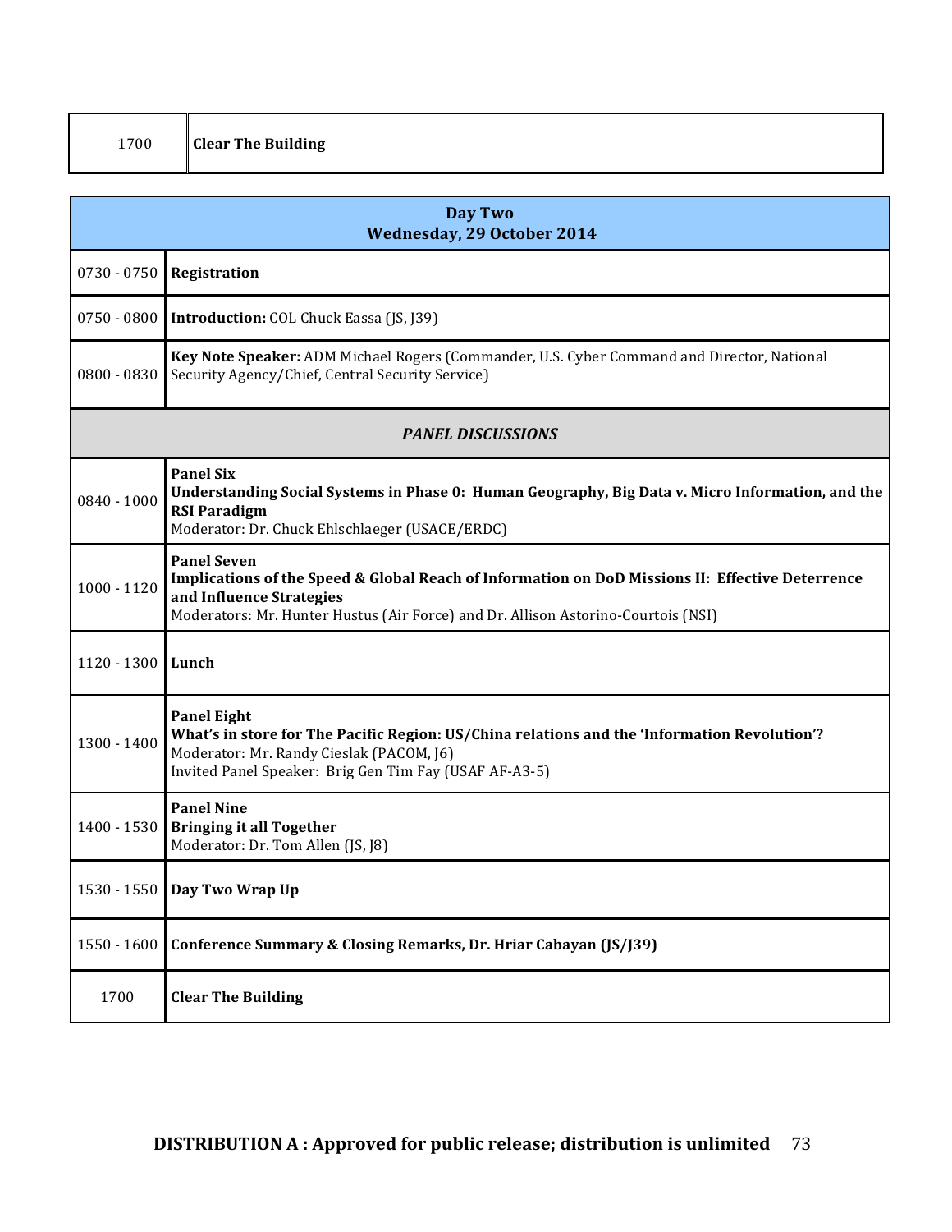| | |
|---|---|
| 1700 | **Clear The Building** |

| **Day Two**<br>**Wednesday, 29 October 2014** | |
|---|---|
| 0730 - 0750 | **Registration** |
| 0750 - 0800 | **Introduction:** COL Chuck Eassa (JS, J39) |
| 0800 - 0830 | **Key Note Speaker:** ADM Michael Rogers (Commander, U.S. Cyber Command and Director, National Security Agency/Chief, Central Security Service) |
| ***PANEL DISCUSSIONS*** | |
| 0840 - 1000 | **Panel Six**<br>**Understanding Social Systems in Phase 0: Human Geography, Big Data v. Micro Information, and the RSI Paradigm**<br>Moderator: Dr. Chuck Ehlschlaeger (USACE/ERDC) |
| 1000 - 1120 | **Panel Seven**<br>**Implications of the Speed & Global Reach of Information on DoD Missions II: Effective Deterrence and Influence Strategies**<br>Moderators: Mr. Hunter Hustus (Air Force) and Dr. Allison Astorino-Courtois (NSI) |
| 1120 - 1300 | **Lunch** |
| 1300 - 1400 | **Panel Eight**<br>**What's in store for The Pacific Region: US/China relations and the 'Information Revolution'?**<br>Moderator: Mr. Randy Cieslak (PACOM, J6)<br>Invited Panel Speaker: Brig Gen Tim Fay (USAF AF-A3-5) |
| 1400 - 1530 | **Panel Nine**<br>**Bringing it all Together**<br>Moderator: Dr. Tom Allen (JS, J8) |
| 1530 - 1550 | **Day Two Wrap Up** |
| 1550 - 1600 | **Conference Summary & Closing Remarks, Dr. Hriar Cabayan (JS/J39)** |
| 1700 | **Clear The Building** |

**DISTRIBUTION A : Approved for public release; distribution is unlimited**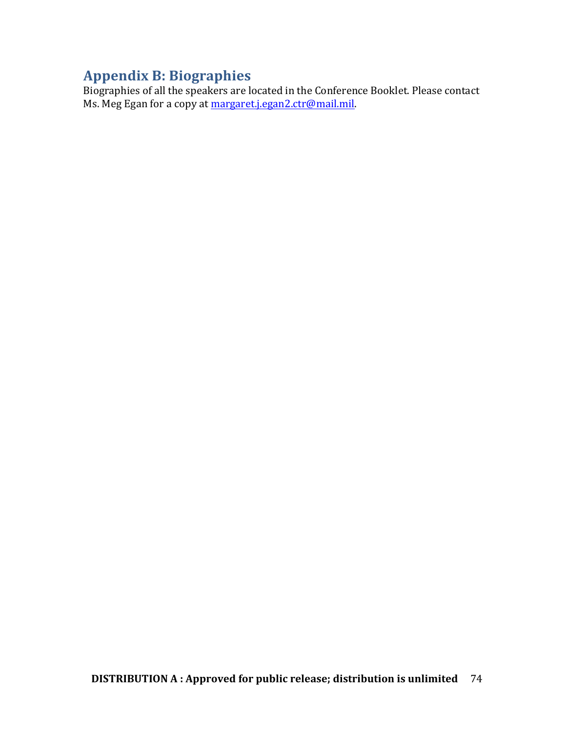## Appendix B: Biographies

Biographies of all the speakers are located in the Conference Booklet. Please contact Ms. Meg Egan for a copy at margaret.j.egan2.ctr@mail.mil.